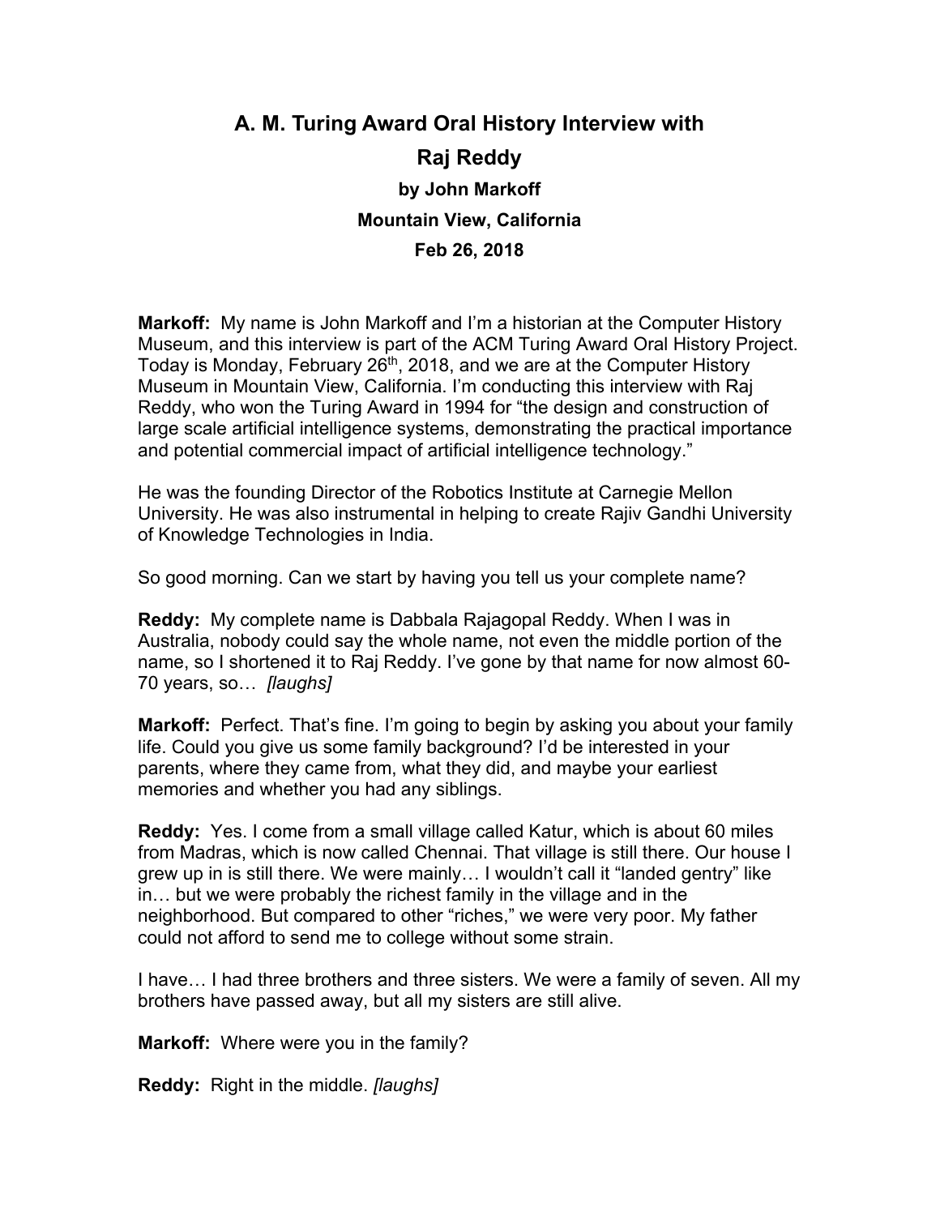# A. M. Turing Award Oral History Interview with Raj Reddy

### by John Markoff
### Mountain View, California
### Feb 26, 2018

**Markoff:** My name is John Markoff and I'm a historian at the Computer History Museum, and this interview is part of the ACM Turing Award Oral History Project. Today is Monday, February 26th, 2018, and we are at the Computer History Museum in Mountain View, California. I'm conducting this interview with Raj Reddy, who won the Turing Award in 1994 for "the design and construction of large scale artificial intelligence systems, demonstrating the practical importance and potential commercial impact of artificial intelligence technology."

He was the founding Director of the Robotics Institute at Carnegie Mellon University. He was also instrumental in helping to create Rajiv Gandhi University of Knowledge Technologies in India.

So good morning. Can we start by having you tell us your complete name?

**Reddy:** My complete name is Dabbala Rajagopal Reddy. When I was in Australia, nobody could say the whole name, not even the middle portion of the name, so I shortened it to Raj Reddy. I've gone by that name for now almost 60-70 years, so… *[laughs]*

**Markoff:** Perfect. That's fine. I'm going to begin by asking you about your family life. Could you give us some family background? I'd be interested in your parents, where they came from, what they did, and maybe your earliest memories and whether you had any siblings.

**Reddy:** Yes. I come from a small village called Katur, which is about 60 miles from Madras, which is now called Chennai. That village is still there. Our house I grew up in is still there. We were mainly… I wouldn't call it "landed gentry" like in… but we were probably the richest family in the village and in the neighborhood. But compared to other "riches," we were very poor. My father could not afford to send me to college without some strain.

I have… I had three brothers and three sisters. We were a family of seven. All my brothers have passed away, but all my sisters are still alive.

**Markoff:** Where were you in the family?

**Reddy:** Right in the middle. *[laughs]*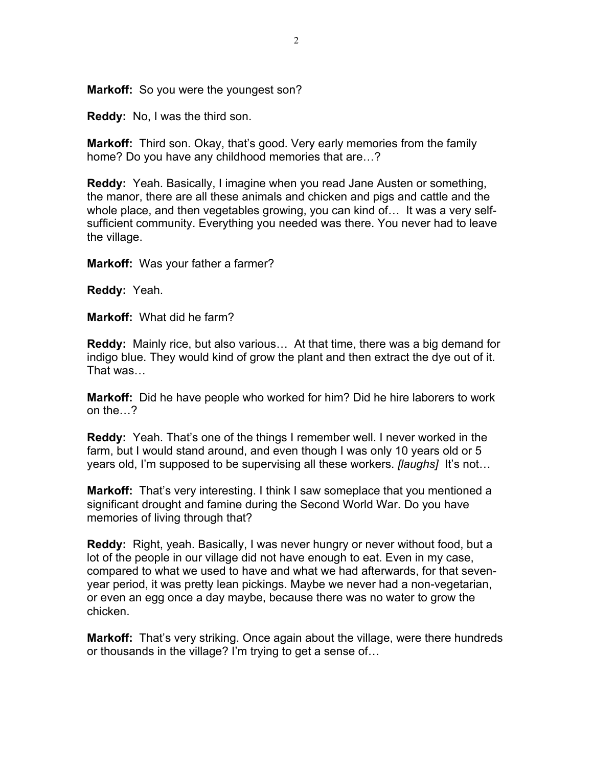**Markoff:** So you were the youngest son?

**Reddy:** No, I was the third son.

**Markoff:** Third son. Okay, that's good. Very early memories from the family home? Do you have any childhood memories that are…?

**Reddy:** Yeah. Basically, I imagine when you read Jane Austen or something, the manor, there are all these animals and chicken and pigs and cattle and the whole place, and then vegetables growing, you can kind of… It was a very self-sufficient community. Everything you needed was there. You never had to leave the village.

**Markoff:** Was your father a farmer?

**Reddy:** Yeah.

**Markoff:** What did he farm?

**Reddy:** Mainly rice, but also various… At that time, there was a big demand for indigo blue. They would kind of grow the plant and then extract the dye out of it. That was…

**Markoff:** Did he have people who worked for him? Did he hire laborers to work on the…?

**Reddy:** Yeah. That's one of the things I remember well. I never worked in the farm, but I would stand around, and even though I was only 10 years old or 5 years old, I'm supposed to be supervising all these workers. *[laughs]* It's not…

**Markoff:** That's very interesting. I think I saw someplace that you mentioned a significant drought and famine during the Second World War. Do you have memories of living through that?

**Reddy:** Right, yeah. Basically, I was never hungry or never without food, but a lot of the people in our village did not have enough to eat. Even in my case, compared to what we used to have and what we had afterwards, for that seven-year period, it was pretty lean pickings. Maybe we never had a non-vegetarian, or even an egg once a day maybe, because there was no water to grow the chicken.

**Markoff:** That's very striking. Once again about the village, were there hundreds or thousands in the village? I'm trying to get a sense of…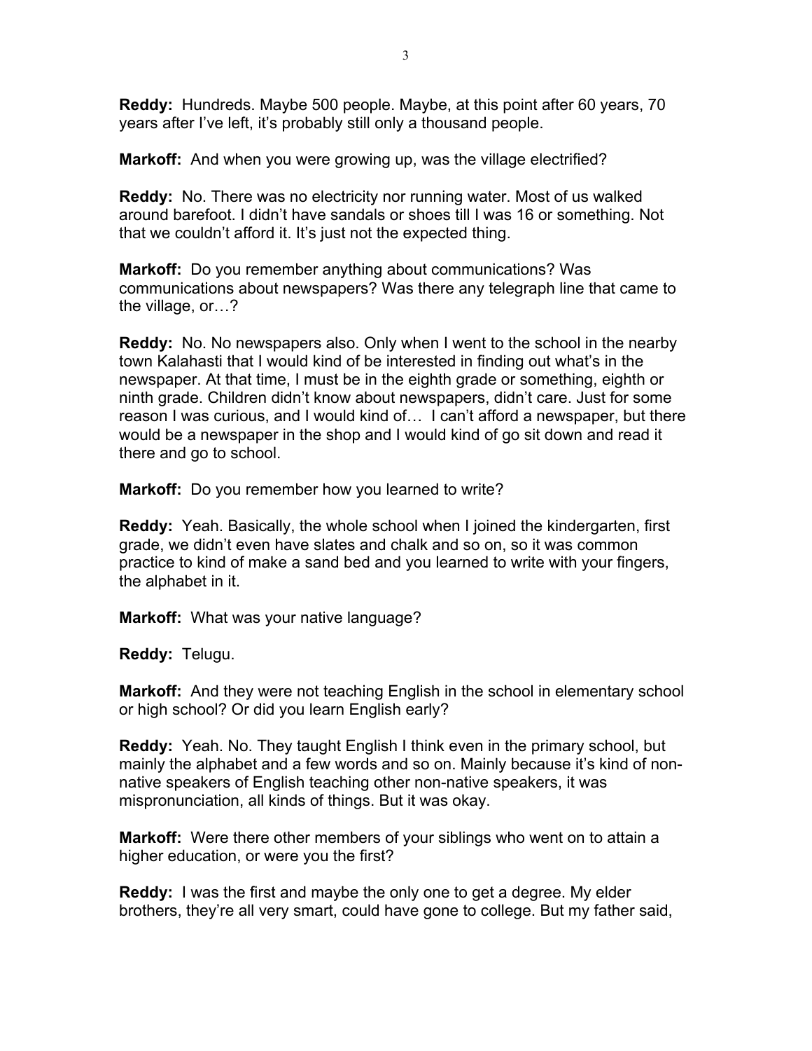**Reddy:** Hundreds. Maybe 500 people. Maybe, at this point after 60 years, 70 years after I've left, it's probably still only a thousand people.

**Markoff:** And when you were growing up, was the village electrified?

**Reddy:** No. There was no electricity nor running water. Most of us walked around barefoot. I didn't have sandals or shoes till I was 16 or something. Not that we couldn't afford it. It's just not the expected thing.

**Markoff:** Do you remember anything about communications? Was communications about newspapers? Was there any telegraph line that came to the village, or…?

**Reddy:** No. No newspapers also. Only when I went to the school in the nearby town Kalahasti that I would kind of be interested in finding out what's in the newspaper. At that time, I must be in the eighth grade or something, eighth or ninth grade. Children didn't know about newspapers, didn't care. Just for some reason I was curious, and I would kind of… I can't afford a newspaper, but there would be a newspaper in the shop and I would kind of go sit down and read it there and go to school.

**Markoff:** Do you remember how you learned to write?

**Reddy:** Yeah. Basically, the whole school when I joined the kindergarten, first grade, we didn't even have slates and chalk and so on, so it was common practice to kind of make a sand bed and you learned to write with your fingers, the alphabet in it.

**Markoff:** What was your native language?

**Reddy:** Telugu.

**Markoff:** And they were not teaching English in the school in elementary school or high school? Or did you learn English early?

**Reddy:** Yeah. No. They taught English I think even in the primary school, but mainly the alphabet and a few words and so on. Mainly because it's kind of non-native speakers of English teaching other non-native speakers, it was mispronunciation, all kinds of things. But it was okay.

**Markoff:** Were there other members of your siblings who went on to attain a higher education, or were you the first?

**Reddy:** I was the first and maybe the only one to get a degree. My elder brothers, they're all very smart, could have gone to college. But my father said,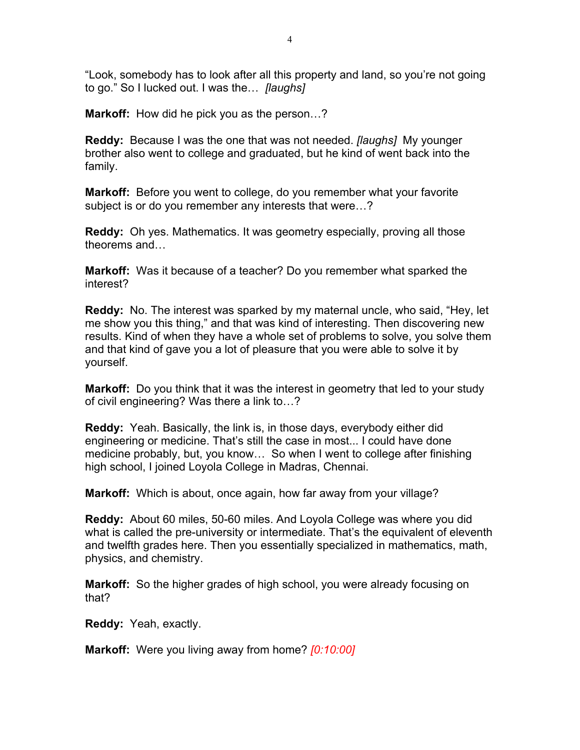"Look, somebody has to look after all this property and land, so you're not going to go." So I lucked out. I was the… *[laughs]*

**Markoff:** How did he pick you as the person…?

**Reddy:** Because I was the one that was not needed. *[laughs]* My younger brother also went to college and graduated, but he kind of went back into the family.

**Markoff:** Before you went to college, do you remember what your favorite subject is or do you remember any interests that were…?

**Reddy:** Oh yes. Mathematics. It was geometry especially, proving all those theorems and…

**Markoff:** Was it because of a teacher? Do you remember what sparked the interest?

**Reddy:** No. The interest was sparked by my maternal uncle, who said, "Hey, let me show you this thing," and that was kind of interesting. Then discovering new results. Kind of when they have a whole set of problems to solve, you solve them and that kind of gave you a lot of pleasure that you were able to solve it by yourself.

**Markoff:** Do you think that it was the interest in geometry that led to your study of civil engineering? Was there a link to…?

**Reddy:** Yeah. Basically, the link is, in those days, everybody either did engineering or medicine. That's still the case in most... I could have done medicine probably, but, you know… So when I went to college after finishing high school, I joined Loyola College in Madras, Chennai.

**Markoff:** Which is about, once again, how far away from your village?

**Reddy:** About 60 miles, 50-60 miles. And Loyola College was where you did what is called the pre-university or intermediate. That's the equivalent of eleventh and twelfth grades here. Then you essentially specialized in mathematics, math, physics, and chemistry.

**Markoff:** So the higher grades of high school, you were already focusing on that?

**Reddy:** Yeah, exactly.

**Markoff:** Were you living away from home? *[0:10:00]*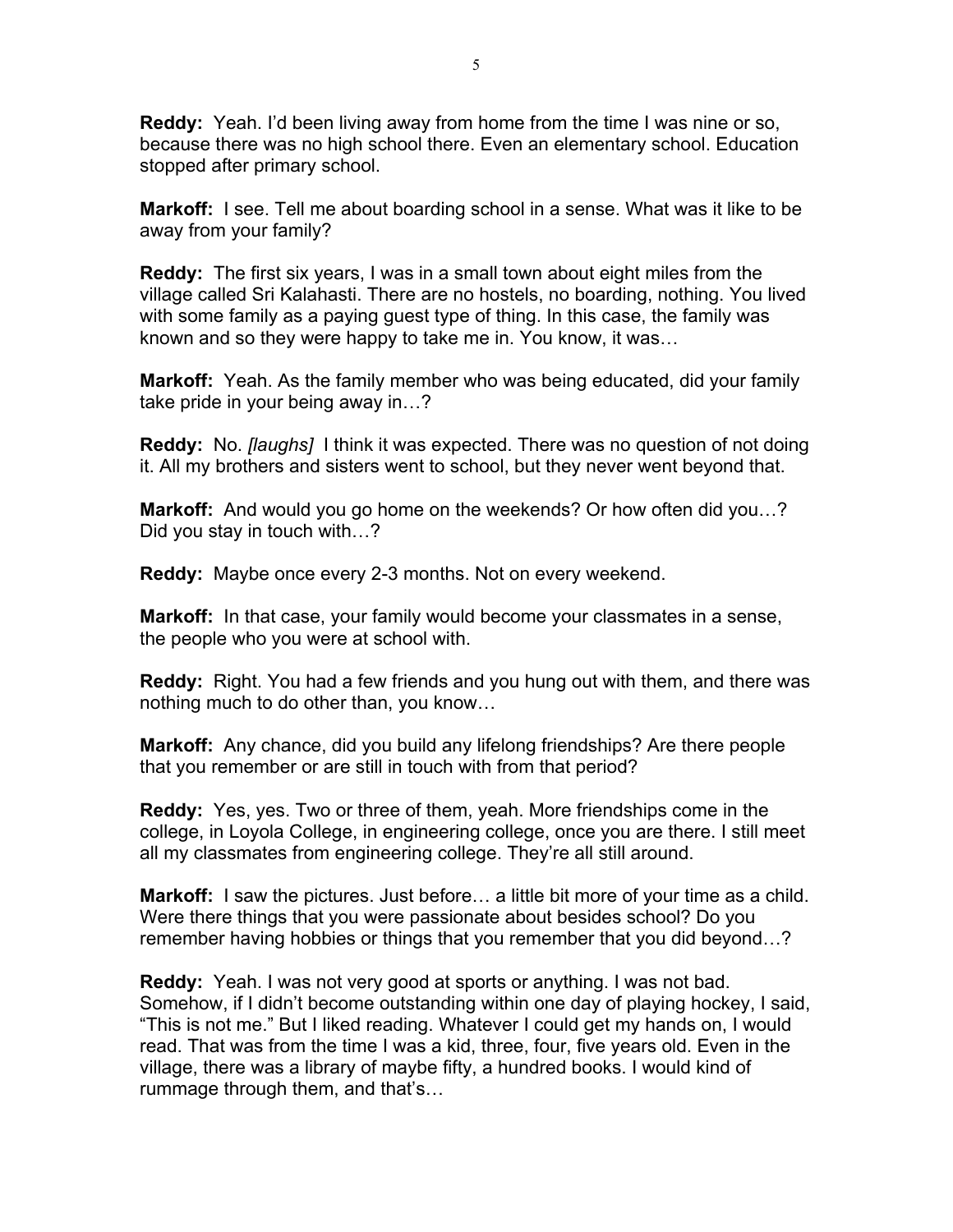**Reddy:** Yeah. I'd been living away from home from the time I was nine or so, because there was no high school there. Even an elementary school. Education stopped after primary school.

**Markoff:** I see. Tell me about boarding school in a sense. What was it like to be away from your family?

**Reddy:** The first six years, I was in a small town about eight miles from the village called Sri Kalahasti. There are no hostels, no boarding, nothing. You lived with some family as a paying guest type of thing. In this case, the family was known and so they were happy to take me in. You know, it was…

**Markoff:** Yeah. As the family member who was being educated, did your family take pride in your being away in…?

**Reddy:** No. *[laughs]* I think it was expected. There was no question of not doing it. All my brothers and sisters went to school, but they never went beyond that.

**Markoff:** And would you go home on the weekends? Or how often did you…? Did you stay in touch with…?

**Reddy:** Maybe once every 2-3 months. Not on every weekend.

**Markoff:** In that case, your family would become your classmates in a sense, the people who you were at school with.

**Reddy:** Right. You had a few friends and you hung out with them, and there was nothing much to do other than, you know…

**Markoff:** Any chance, did you build any lifelong friendships? Are there people that you remember or are still in touch with from that period?

**Reddy:** Yes, yes. Two or three of them, yeah. More friendships come in the college, in Loyola College, in engineering college, once you are there. I still meet all my classmates from engineering college. They're all still around.

**Markoff:** I saw the pictures. Just before… a little bit more of your time as a child. Were there things that you were passionate about besides school? Do you remember having hobbies or things that you remember that you did beyond…?

**Reddy:** Yeah. I was not very good at sports or anything. I was not bad. Somehow, if I didn't become outstanding within one day of playing hockey, I said, "This is not me." But I liked reading. Whatever I could get my hands on, I would read. That was from the time I was a kid, three, four, five years old. Even in the village, there was a library of maybe fifty, a hundred books. I would kind of rummage through them, and that's…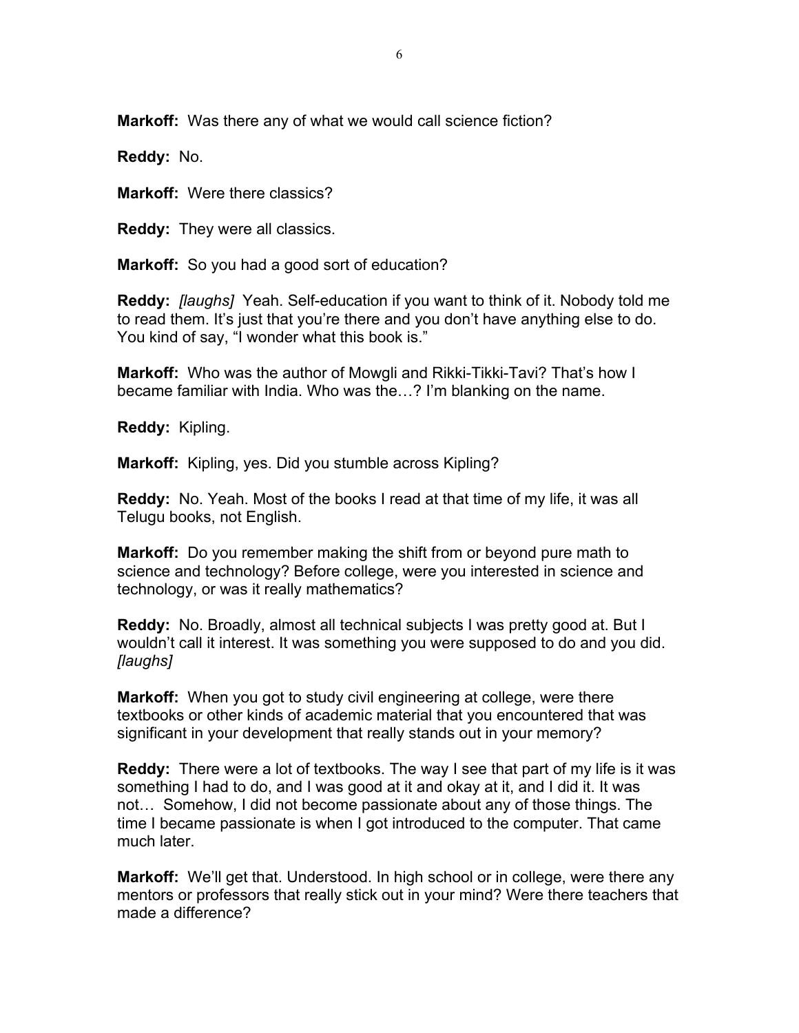**Markoff:** Was there any of what we would call science fiction?

**Reddy:** No.

**Markoff:** Were there classics?

**Reddy:** They were all classics.

**Markoff:** So you had a good sort of education?

**Reddy:** *[laughs]* Yeah. Self-education if you want to think of it. Nobody told me to read them. It's just that you're there and you don't have anything else to do. You kind of say, "I wonder what this book is."

**Markoff:** Who was the author of Mowgli and Rikki-Tikki-Tavi? That's how I became familiar with India. Who was the…? I'm blanking on the name.

**Reddy:** Kipling.

**Markoff:** Kipling, yes. Did you stumble across Kipling?

**Reddy:** No. Yeah. Most of the books I read at that time of my life, it was all Telugu books, not English.

**Markoff:** Do you remember making the shift from or beyond pure math to science and technology? Before college, were you interested in science and technology, or was it really mathematics?

**Reddy:** No. Broadly, almost all technical subjects I was pretty good at. But I wouldn't call it interest. It was something you were supposed to do and you did. *[laughs]*

**Markoff:** When you got to study civil engineering at college, were there textbooks or other kinds of academic material that you encountered that was significant in your development that really stands out in your memory?

**Reddy:** There were a lot of textbooks. The way I see that part of my life is it was something I had to do, and I was good at it and okay at it, and I did it. It was not… Somehow, I did not become passionate about any of those things. The time I became passionate is when I got introduced to the computer. That came much later.

**Markoff:** We'll get that. Understood. In high school or in college, were there any mentors or professors that really stick out in your mind? Were there teachers that made a difference?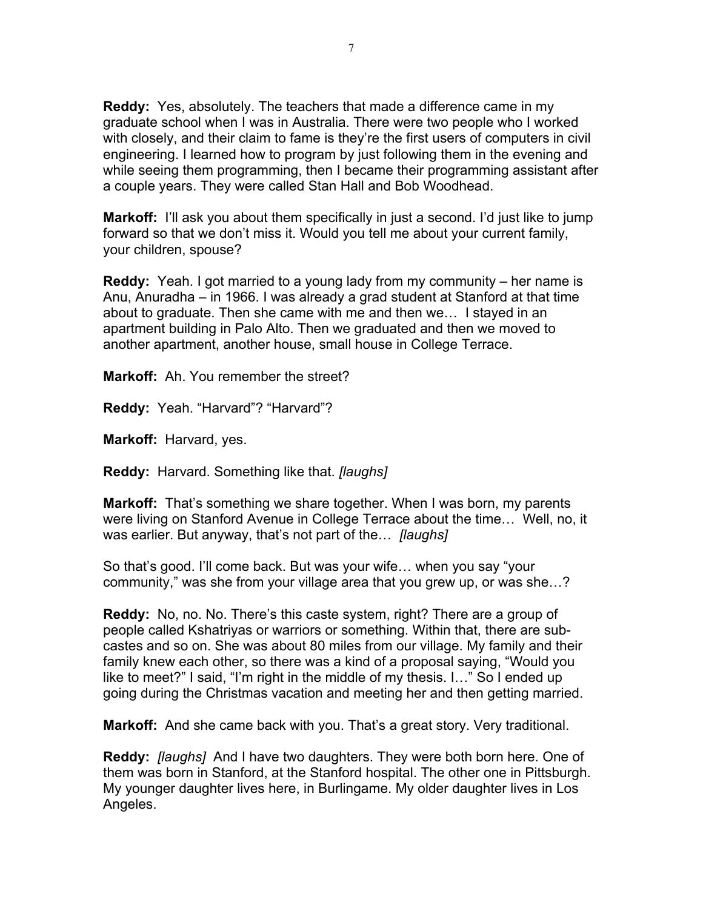**Reddy:** Yes, absolutely. The teachers that made a difference came in my graduate school when I was in Australia. There were two people who I worked with closely, and their claim to fame is they're the first users of computers in civil engineering. I learned how to program by just following them in the evening and while seeing them programming, then I became their programming assistant after a couple years. They were called Stan Hall and Bob Woodhead.

**Markoff:** I'll ask you about them specifically in just a second. I'd just like to jump forward so that we don't miss it. Would you tell me about your current family, your children, spouse?

**Reddy:** Yeah. I got married to a young lady from my community – her name is Anu, Anuradha – in 1966. I was already a grad student at Stanford at that time about to graduate. Then she came with me and then we… I stayed in an apartment building in Palo Alto. Then we graduated and then we moved to another apartment, another house, small house in College Terrace.

**Markoff:** Ah. You remember the street?

**Reddy:** Yeah. "Harvard"? "Harvard"?

**Markoff:** Harvard, yes.

**Reddy:** Harvard. Something like that. *[laughs]*

**Markoff:** That's something we share together. When I was born, my parents were living on Stanford Avenue in College Terrace about the time… Well, no, it was earlier. But anyway, that's not part of the… *[laughs]*

So that's good. I'll come back. But was your wife… when you say "your community," was she from your village area that you grew up, or was she…?

**Reddy:** No, no. No. There's this caste system, right? There are a group of people called Kshatriyas or warriors or something. Within that, there are sub-castes and so on. She was about 80 miles from our village. My family and their family knew each other, so there was a kind of a proposal saying, "Would you like to meet?" I said, "I'm right in the middle of my thesis. I…" So I ended up going during the Christmas vacation and meeting her and then getting married.

**Markoff:** And she came back with you. That's a great story. Very traditional.

**Reddy:** *[laughs]* And I have two daughters. They were both born here. One of them was born in Stanford, at the Stanford hospital. The other one in Pittsburgh. My younger daughter lives here, in Burlingame. My older daughter lives in Los Angeles.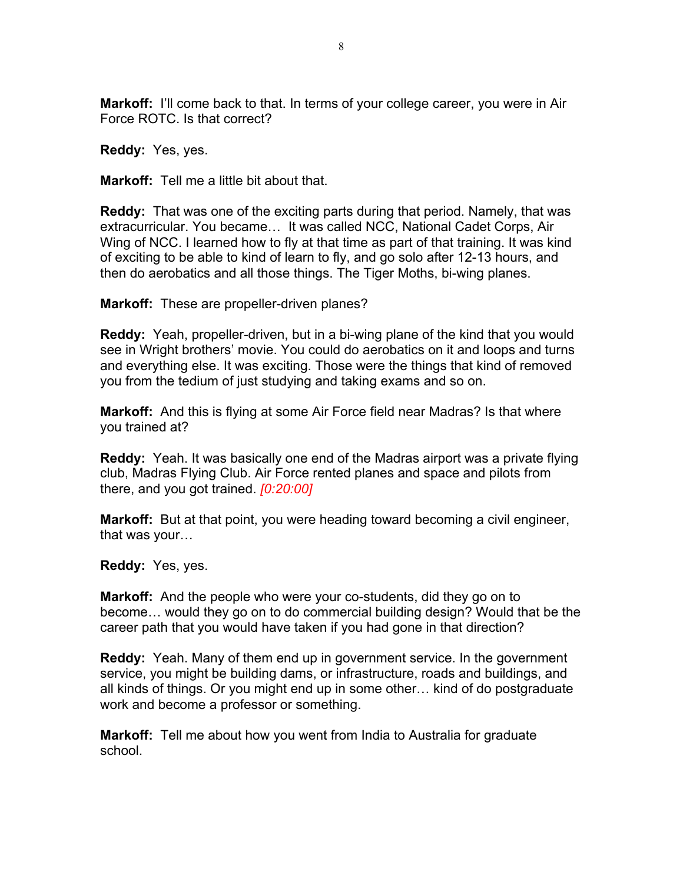**Markoff:** I'll come back to that. In terms of your college career, you were in Air Force ROTC. Is that correct?

**Reddy:** Yes, yes.

**Markoff:** Tell me a little bit about that.

**Reddy:** That was one of the exciting parts during that period. Namely, that was extracurricular. You became… It was called NCC, National Cadet Corps, Air Wing of NCC. I learned how to fly at that time as part of that training. It was kind of exciting to be able to kind of learn to fly, and go solo after 12-13 hours, and then do aerobatics and all those things. The Tiger Moths, bi-wing planes.

**Markoff:** These are propeller-driven planes?

**Reddy:** Yeah, propeller-driven, but in a bi-wing plane of the kind that you would see in Wright brothers' movie. You could do aerobatics on it and loops and turns and everything else. It was exciting. Those were the things that kind of removed you from the tedium of just studying and taking exams and so on.

**Markoff:** And this is flying at some Air Force field near Madras? Is that where you trained at?

**Reddy:** Yeah. It was basically one end of the Madras airport was a private flying club, Madras Flying Club. Air Force rented planes and space and pilots from there, and you got trained. *[0:20:00]*

**Markoff:** But at that point, you were heading toward becoming a civil engineer, that was your…

**Reddy:** Yes, yes.

**Markoff:** And the people who were your co-students, did they go on to become… would they go on to do commercial building design? Would that be the career path that you would have taken if you had gone in that direction?

**Reddy:** Yeah. Many of them end up in government service. In the government service, you might be building dams, or infrastructure, roads and buildings, and all kinds of things. Or you might end up in some other… kind of do postgraduate work and become a professor or something.

**Markoff:** Tell me about how you went from India to Australia for graduate school.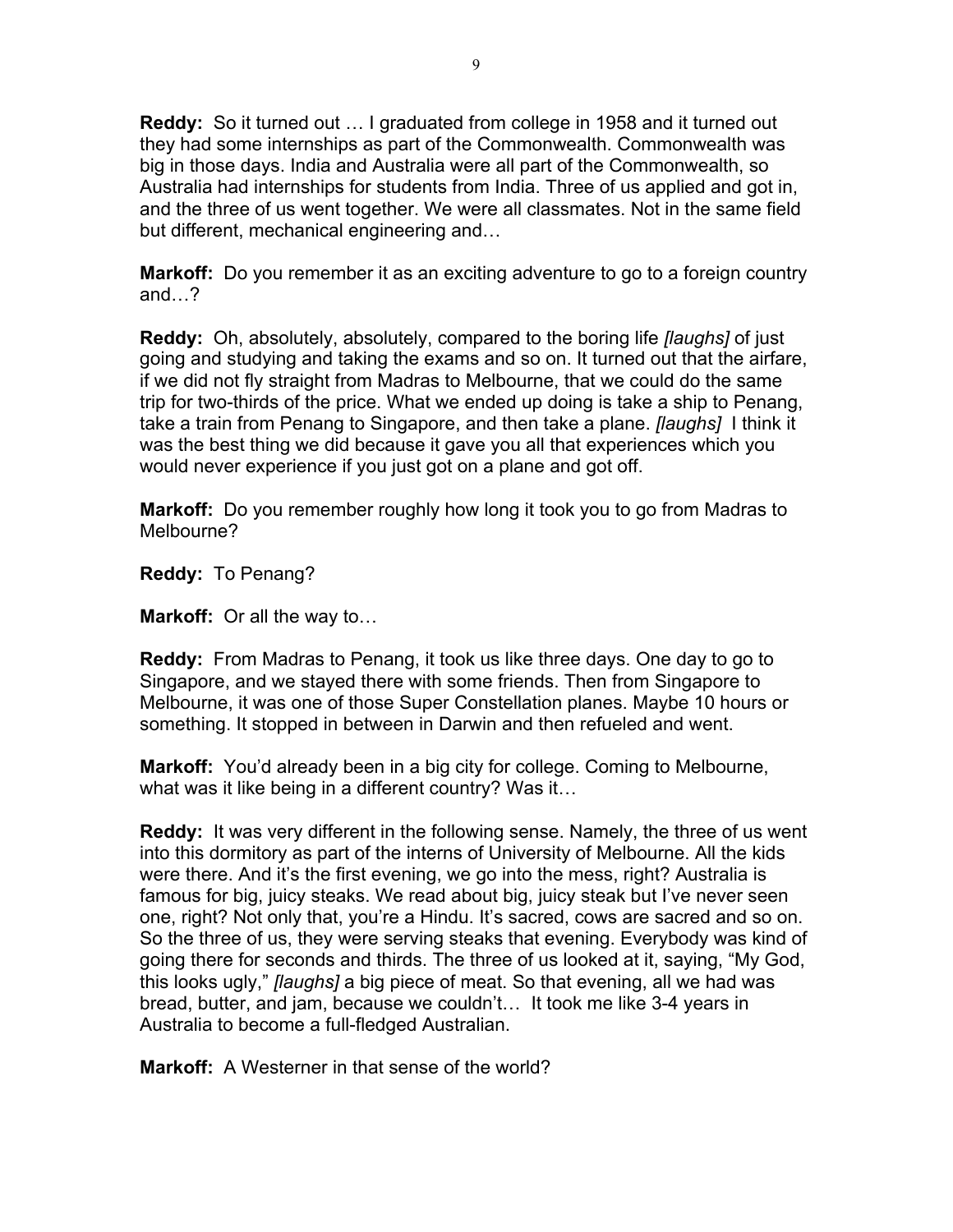**Reddy:** So it turned out … I graduated from college in 1958 and it turned out they had some internships as part of the Commonwealth. Commonwealth was big in those days. India and Australia were all part of the Commonwealth, so Australia had internships for students from India. Three of us applied and got in, and the three of us went together. We were all classmates. Not in the same field but different, mechanical engineering and…

**Markoff:** Do you remember it as an exciting adventure to go to a foreign country and…?

**Reddy:** Oh, absolutely, absolutely, compared to the boring life *[laughs]* of just going and studying and taking the exams and so on. It turned out that the airfare, if we did not fly straight from Madras to Melbourne, that we could do the same trip for two-thirds of the price. What we ended up doing is take a ship to Penang, take a train from Penang to Singapore, and then take a plane. *[laughs]* I think it was the best thing we did because it gave you all that experiences which you would never experience if you just got on a plane and got off.

**Markoff:** Do you remember roughly how long it took you to go from Madras to Melbourne?

**Reddy:** To Penang?

**Markoff:** Or all the way to…

**Reddy:** From Madras to Penang, it took us like three days. One day to go to Singapore, and we stayed there with some friends. Then from Singapore to Melbourne, it was one of those Super Constellation planes. Maybe 10 hours or something. It stopped in between in Darwin and then refueled and went.

**Markoff:** You'd already been in a big city for college. Coming to Melbourne, what was it like being in a different country? Was it…

**Reddy:** It was very different in the following sense. Namely, the three of us went into this dormitory as part of the interns of University of Melbourne. All the kids were there. And it's the first evening, we go into the mess, right? Australia is famous for big, juicy steaks. We read about big, juicy steak but I've never seen one, right? Not only that, you're a Hindu. It's sacred, cows are sacred and so on. So the three of us, they were serving steaks that evening. Everybody was kind of going there for seconds and thirds. The three of us looked at it, saying, "My God, this looks ugly," *[laughs]* a big piece of meat. So that evening, all we had was bread, butter, and jam, because we couldn't… It took me like 3-4 years in Australia to become a full-fledged Australian.

**Markoff:** A Westerner in that sense of the world?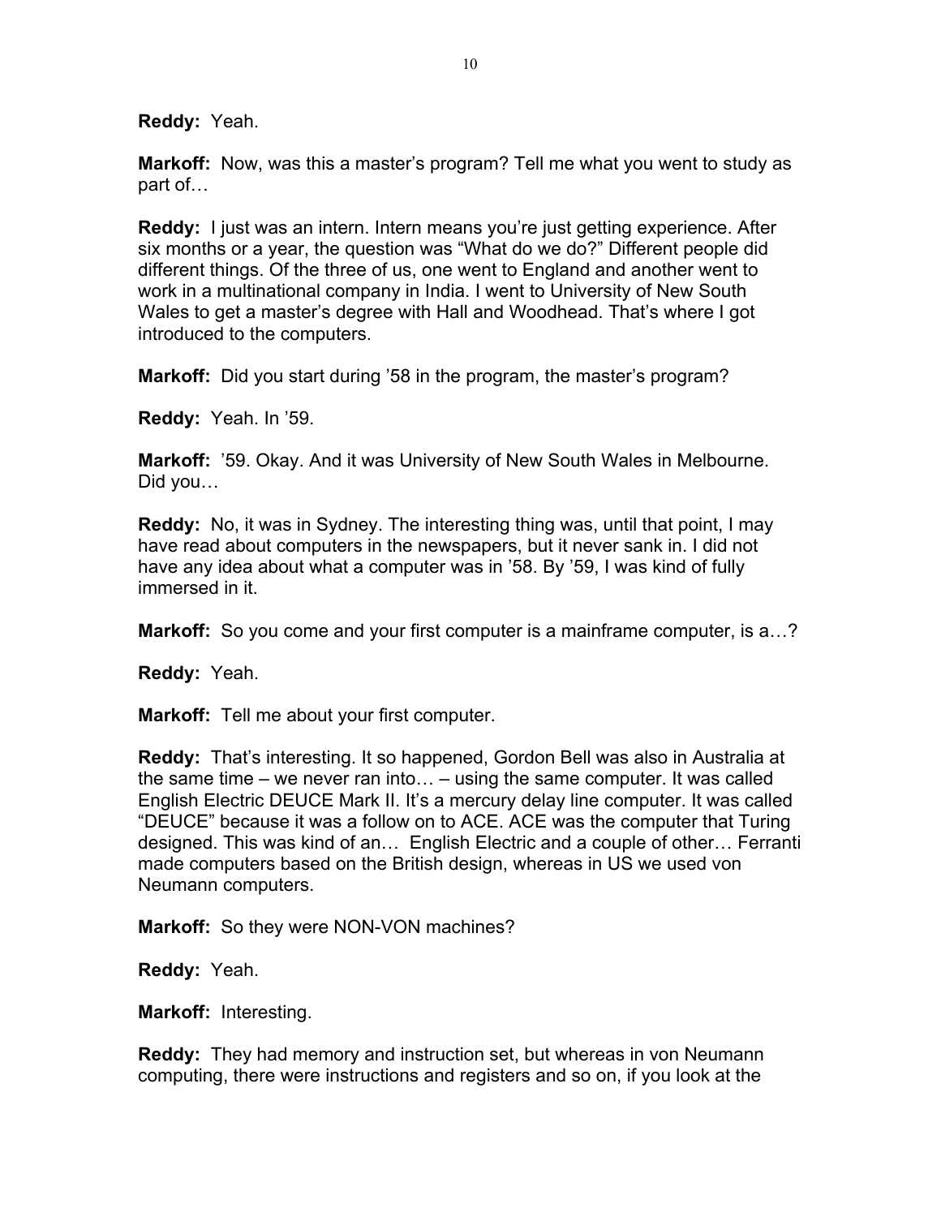**Reddy:** Yeah.

**Markoff:** Now, was this a master's program? Tell me what you went to study as part of…

**Reddy:** I just was an intern. Intern means you're just getting experience. After six months or a year, the question was "What do we do?" Different people did different things. Of the three of us, one went to England and another went to work in a multinational company in India. I went to University of New South Wales to get a master's degree with Hall and Woodhead. That's where I got introduced to the computers.

**Markoff:** Did you start during '58 in the program, the master's program?

**Reddy:** Yeah. In '59.

**Markoff:** '59. Okay. And it was University of New South Wales in Melbourne. Did you…

**Reddy:** No, it was in Sydney. The interesting thing was, until that point, I may have read about computers in the newspapers, but it never sank in. I did not have any idea about what a computer was in '58. By '59, I was kind of fully immersed in it.

**Markoff:** So you come and your first computer is a mainframe computer, is a…?

**Reddy:** Yeah.

**Markoff:** Tell me about your first computer.

**Reddy:** That's interesting. It so happened, Gordon Bell was also in Australia at the same time – we never ran into… – using the same computer. It was called English Electric DEUCE Mark II. It's a mercury delay line computer. It was called "DEUCE" because it was a follow on to ACE. ACE was the computer that Turing designed. This was kind of an… English Electric and a couple of other… Ferranti made computers based on the British design, whereas in US we used von Neumann computers.

**Markoff:** So they were NON-VON machines?

**Reddy:** Yeah.

**Markoff:** Interesting.

**Reddy:** They had memory and instruction set, but whereas in von Neumann computing, there were instructions and registers and so on, if you look at the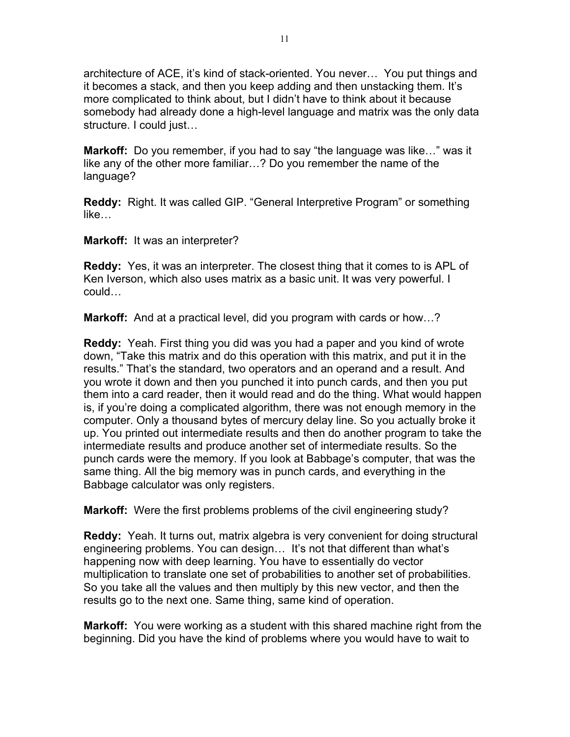architecture of ACE, it's kind of stack-oriented. You never… You put things and it becomes a stack, and then you keep adding and then unstacking them. It's more complicated to think about, but I didn't have to think about it because somebody had already done a high-level language and matrix was the only data structure. I could just…

**Markoff:** Do you remember, if you had to say "the language was like…" was it like any of the other more familiar…? Do you remember the name of the language?

**Reddy:** Right. It was called GIP. "General Interpretive Program" or something like…

**Markoff:** It was an interpreter?

**Reddy:** Yes, it was an interpreter. The closest thing that it comes to is APL of Ken Iverson, which also uses matrix as a basic unit. It was very powerful. I could…

**Markoff:** And at a practical level, did you program with cards or how…?

**Reddy:** Yeah. First thing you did was you had a paper and you kind of wrote down, "Take this matrix and do this operation with this matrix, and put it in the results." That's the standard, two operators and an operand and a result. And you wrote it down and then you punched it into punch cards, and then you put them into a card reader, then it would read and do the thing. What would happen is, if you're doing a complicated algorithm, there was not enough memory in the computer. Only a thousand bytes of mercury delay line. So you actually broke it up. You printed out intermediate results and then do another program to take the intermediate results and produce another set of intermediate results. So the punch cards were the memory. If you look at Babbage's computer, that was the same thing. All the big memory was in punch cards, and everything in the Babbage calculator was only registers.

**Markoff:** Were the first problems problems of the civil engineering study?

**Reddy:** Yeah. It turns out, matrix algebra is very convenient for doing structural engineering problems. You can design… It's not that different than what's happening now with deep learning. You have to essentially do vector multiplication to translate one set of probabilities to another set of probabilities. So you take all the values and then multiply by this new vector, and then the results go to the next one. Same thing, same kind of operation.

**Markoff:** You were working as a student with this shared machine right from the beginning. Did you have the kind of problems where you would have to wait to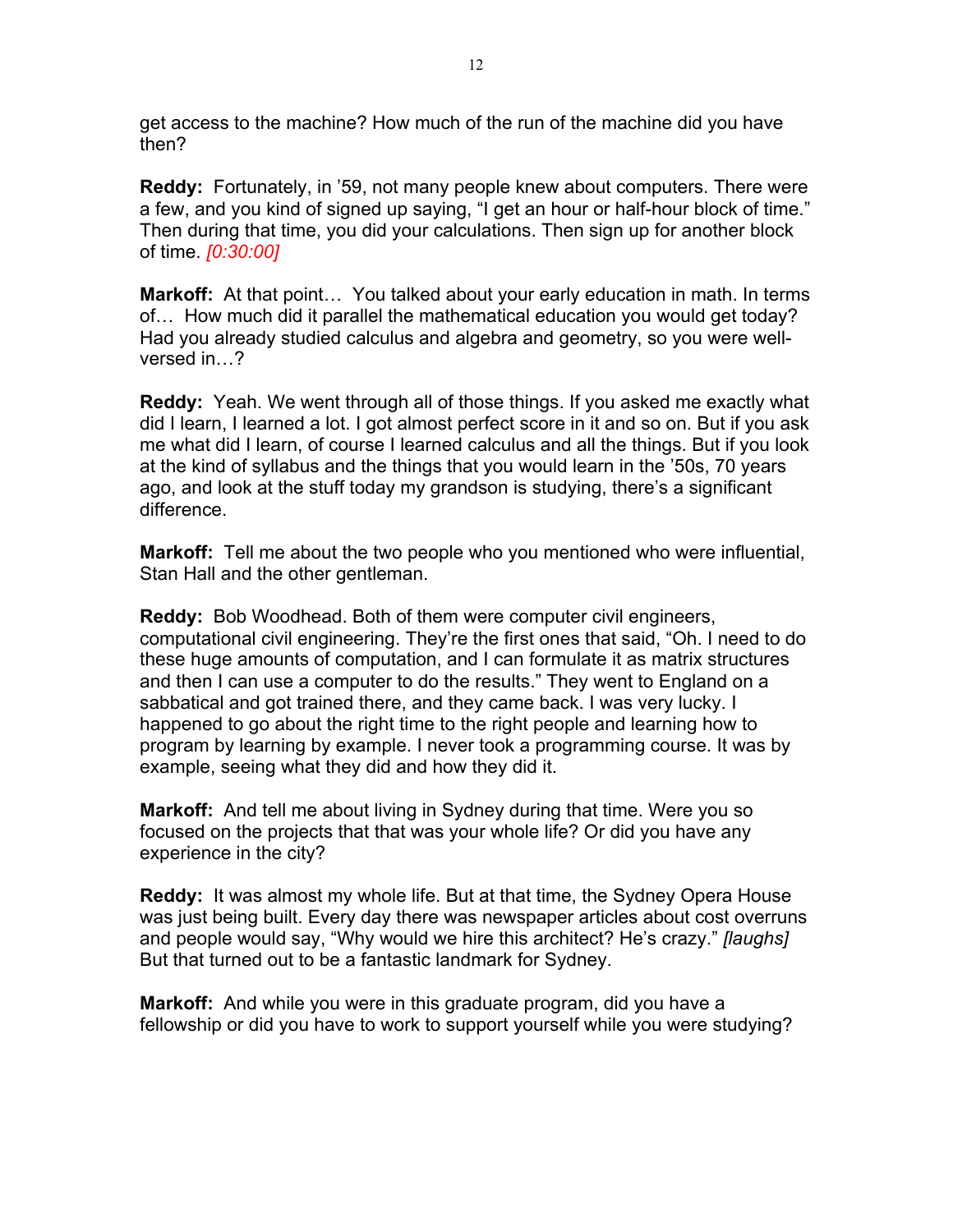get access to the machine? How much of the run of the machine did you have then?

**Reddy:** Fortunately, in ’59, not many people knew about computers. There were a few, and you kind of signed up saying, “I get an hour or half-hour block of time.” Then during that time, you did your calculations. Then sign up for another block of time. *[0:30:00]*

**Markoff:** At that point… You talked about your early education in math. In terms of… How much did it parallel the mathematical education you would get today? Had you already studied calculus and algebra and geometry, so you were well-versed in…?

**Reddy:** Yeah. We went through all of those things. If you asked me exactly what did I learn, I learned a lot. I got almost perfect score in it and so on. But if you ask me what did I learn, of course I learned calculus and all the things. But if you look at the kind of syllabus and the things that you would learn in the ’50s, 70 years ago, and look at the stuff today my grandson is studying, there’s a significant difference.

**Markoff:** Tell me about the two people who you mentioned who were influential, Stan Hall and the other gentleman.

**Reddy:** Bob Woodhead. Both of them were computer civil engineers, computational civil engineering. They’re the first ones that said, “Oh. I need to do these huge amounts of computation, and I can formulate it as matrix structures and then I can use a computer to do the results.” They went to England on a sabbatical and got trained there, and they came back. I was very lucky. I happened to go about the right time to the right people and learning how to program by learning by example. I never took a programming course. It was by example, seeing what they did and how they did it.

**Markoff:** And tell me about living in Sydney during that time. Were you so focused on the projects that that was your whole life? Or did you have any experience in the city?

**Reddy:** It was almost my whole life. But at that time, the Sydney Opera House was just being built. Every day there was newspaper articles about cost overruns and people would say, “Why would we hire this architect? He’s crazy.” *[laughs]* But that turned out to be a fantastic landmark for Sydney.

**Markoff:** And while you were in this graduate program, did you have a fellowship or did you have to work to support yourself while you were studying?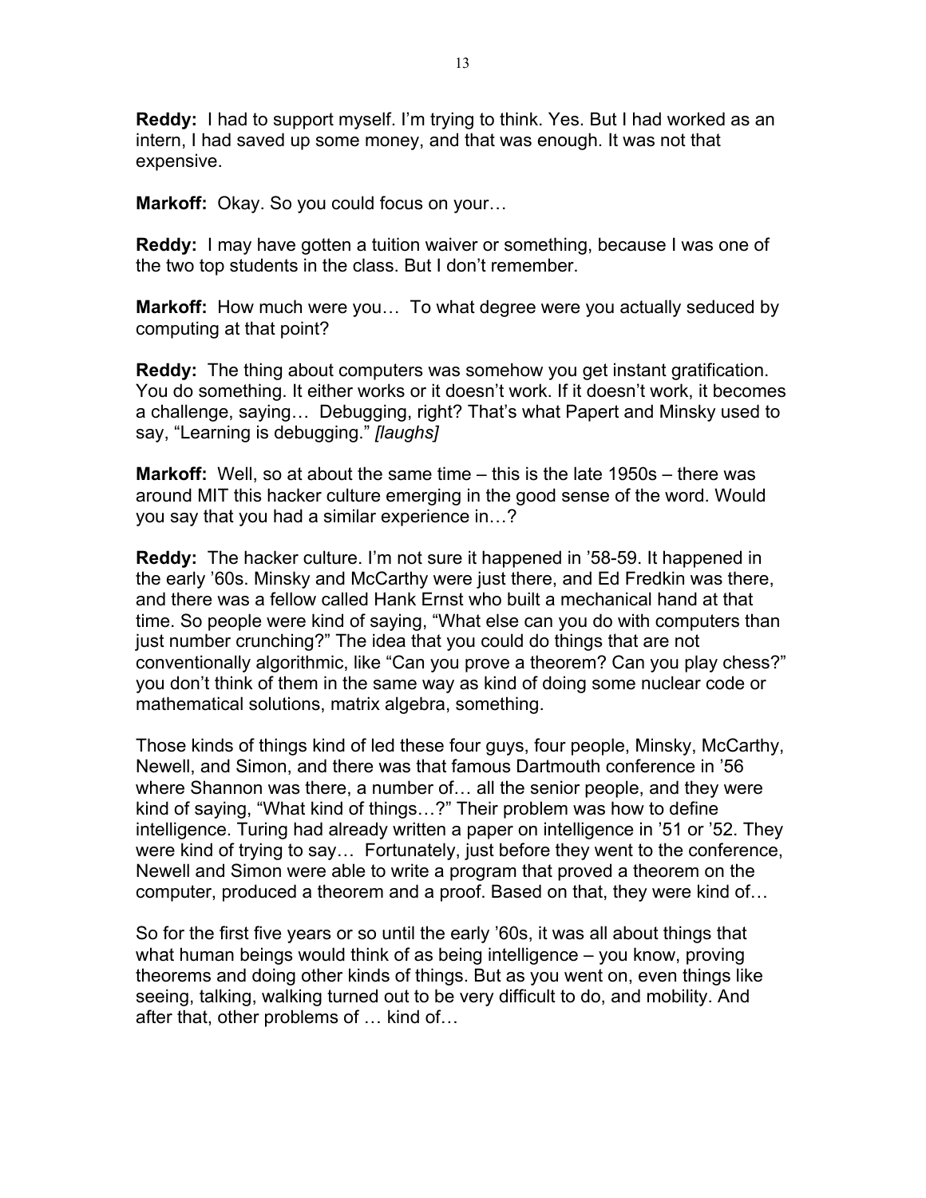**Reddy:** I had to support myself. I'm trying to think. Yes. But I had worked as an intern, I had saved up some money, and that was enough. It was not that expensive.

**Markoff:** Okay. So you could focus on your…

**Reddy:** I may have gotten a tuition waiver or something, because I was one of the two top students in the class. But I don't remember.

**Markoff:** How much were you… To what degree were you actually seduced by computing at that point?

**Reddy:** The thing about computers was somehow you get instant gratification. You do something. It either works or it doesn't work. If it doesn't work, it becomes a challenge, saying… Debugging, right? That's what Papert and Minsky used to say, "Learning is debugging." *[laughs]*

**Markoff:** Well, so at about the same time – this is the late 1950s – there was around MIT this hacker culture emerging in the good sense of the word. Would you say that you had a similar experience in…?

**Reddy:** The hacker culture. I'm not sure it happened in '58-59. It happened in the early '60s. Minsky and McCarthy were just there, and Ed Fredkin was there, and there was a fellow called Hank Ernst who built a mechanical hand at that time. So people were kind of saying, "What else can you do with computers than just number crunching?" The idea that you could do things that are not conventionally algorithmic, like "Can you prove a theorem? Can you play chess?" you don't think of them in the same way as kind of doing some nuclear code or mathematical solutions, matrix algebra, something.

Those kinds of things kind of led these four guys, four people, Minsky, McCarthy, Newell, and Simon, and there was that famous Dartmouth conference in '56 where Shannon was there, a number of… all the senior people, and they were kind of saying, "What kind of things…?" Their problem was how to define intelligence. Turing had already written a paper on intelligence in '51 or '52. They were kind of trying to say… Fortunately, just before they went to the conference, Newell and Simon were able to write a program that proved a theorem on the computer, produced a theorem and a proof. Based on that, they were kind of…

So for the first five years or so until the early '60s, it was all about things that what human beings would think of as being intelligence – you know, proving theorems and doing other kinds of things. But as you went on, even things like seeing, talking, walking turned out to be very difficult to do, and mobility. And after that, other problems of … kind of…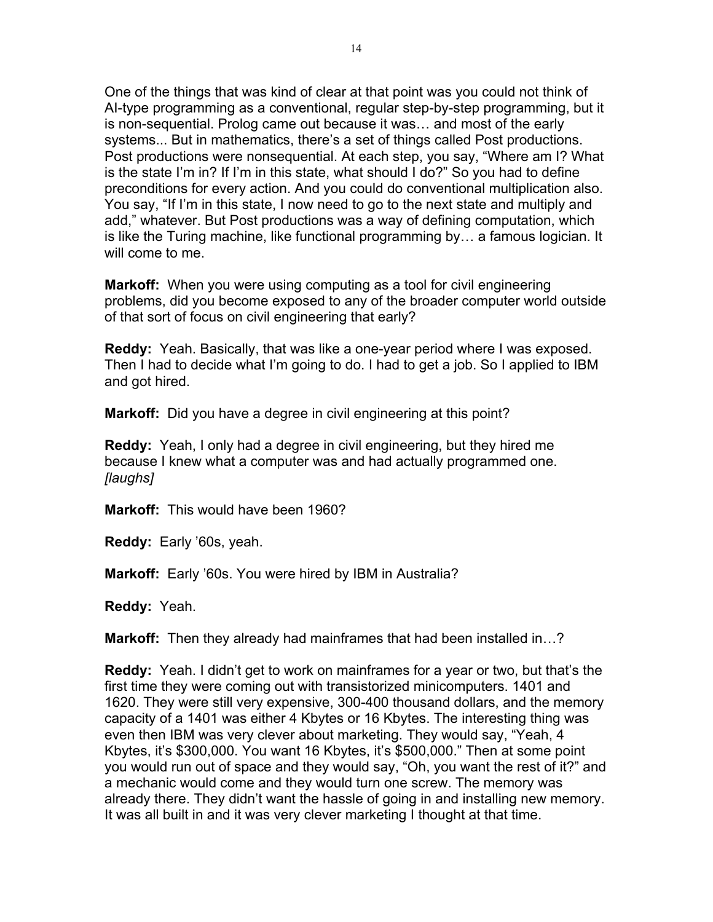One of the things that was kind of clear at that point was you could not think of AI-type programming as a conventional, regular step-by-step programming, but it is non-sequential. Prolog came out because it was… and most of the early systems... But in mathematics, there's a set of things called Post productions. Post productions were nonsequential. At each step, you say, "Where am I? What is the state I'm in? If I'm in this state, what should I do?" So you had to define preconditions for every action. And you could do conventional multiplication also. You say, "If I'm in this state, I now need to go to the next state and multiply and add," whatever. But Post productions was a way of defining computation, which is like the Turing machine, like functional programming by… a famous logician. It will come to me.

**Markoff:** When you were using computing as a tool for civil engineering problems, did you become exposed to any of the broader computer world outside of that sort of focus on civil engineering that early?

**Reddy:** Yeah. Basically, that was like a one-year period where I was exposed. Then I had to decide what I'm going to do. I had to get a job. So I applied to IBM and got hired.

**Markoff:** Did you have a degree in civil engineering at this point?

**Reddy:** Yeah, I only had a degree in civil engineering, but they hired me because I knew what a computer was and had actually programmed one. *[laughs]*

**Markoff:** This would have been 1960?

**Reddy:** Early '60s, yeah.

**Markoff:** Early '60s. You were hired by IBM in Australia?

**Reddy:** Yeah.

**Markoff:** Then they already had mainframes that had been installed in…?

**Reddy:** Yeah. I didn't get to work on mainframes for a year or two, but that's the first time they were coming out with transistorized minicomputers. 1401 and 1620. They were still very expensive, 300-400 thousand dollars, and the memory capacity of a 1401 was either 4 Kbytes or 16 Kbytes. The interesting thing was even then IBM was very clever about marketing. They would say, "Yeah, 4 Kbytes, it's $300,000. You want 16 Kbytes, it's $500,000." Then at some point you would run out of space and they would say, "Oh, you want the rest of it?" and a mechanic would come and they would turn one screw. The memory was already there. They didn't want the hassle of going in and installing new memory. It was all built in and it was very clever marketing I thought at that time.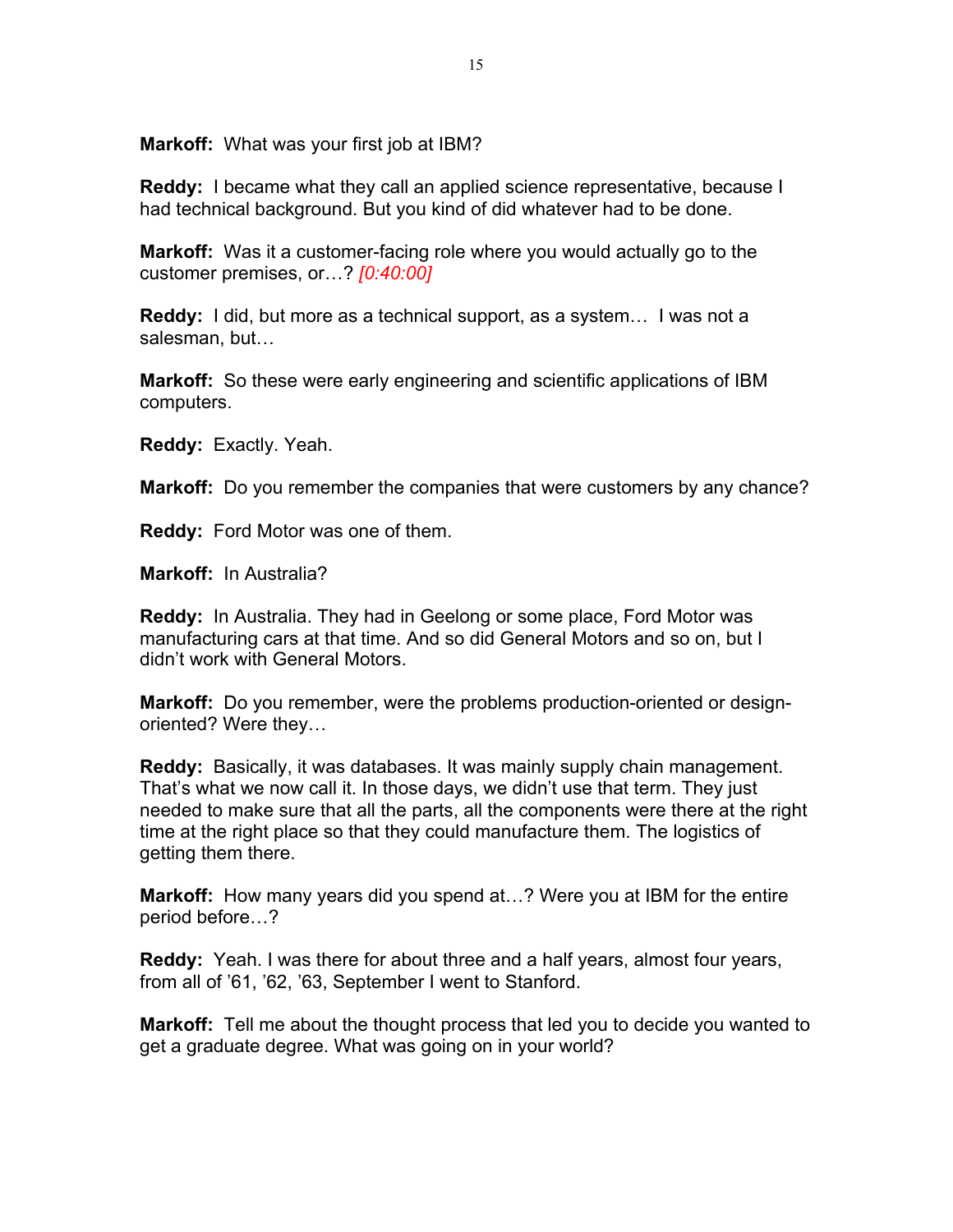**Markoff:** What was your first job at IBM?

**Reddy:** I became what they call an applied science representative, because I had technical background. But you kind of did whatever had to be done.

**Markoff:** Was it a customer-facing role where you would actually go to the customer premises, or…? *[0:40:00]*

**Reddy:** I did, but more as a technical support, as a system… I was not a salesman, but…

**Markoff:** So these were early engineering and scientific applications of IBM computers.

**Reddy:** Exactly. Yeah.

**Markoff:** Do you remember the companies that were customers by any chance?

**Reddy:** Ford Motor was one of them.

**Markoff:** In Australia?

**Reddy:** In Australia. They had in Geelong or some place, Ford Motor was manufacturing cars at that time. And so did General Motors and so on, but I didn't work with General Motors.

**Markoff:** Do you remember, were the problems production-oriented or design-oriented? Were they…

**Reddy:** Basically, it was databases. It was mainly supply chain management. That's what we now call it. In those days, we didn't use that term. They just needed to make sure that all the parts, all the components were there at the right time at the right place so that they could manufacture them. The logistics of getting them there.

**Markoff:** How many years did you spend at…? Were you at IBM for the entire period before…?

**Reddy:** Yeah. I was there for about three and a half years, almost four years, from all of '61, '62, '63, September I went to Stanford.

**Markoff:** Tell me about the thought process that led you to decide you wanted to get a graduate degree. What was going on in your world?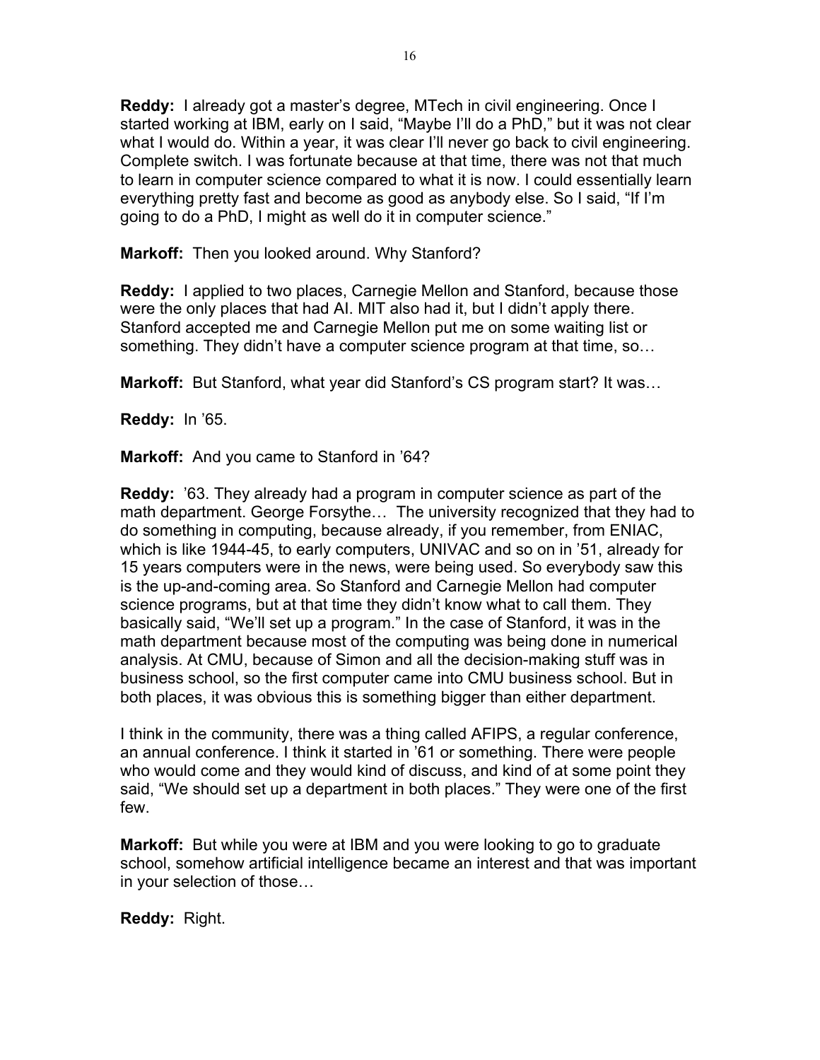**Reddy:** I already got a master's degree, MTech in civil engineering. Once I started working at IBM, early on I said, "Maybe I'll do a PhD," but it was not clear what I would do. Within a year, it was clear I'll never go back to civil engineering. Complete switch. I was fortunate because at that time, there was not that much to learn in computer science compared to what it is now. I could essentially learn everything pretty fast and become as good as anybody else. So I said, "If I'm going to do a PhD, I might as well do it in computer science."

**Markoff:** Then you looked around. Why Stanford?

**Reddy:** I applied to two places, Carnegie Mellon and Stanford, because those were the only places that had AI. MIT also had it, but I didn't apply there. Stanford accepted me and Carnegie Mellon put me on some waiting list or something. They didn't have a computer science program at that time, so…

**Markoff:** But Stanford, what year did Stanford's CS program start? It was…

**Reddy:** In '65.

**Markoff:** And you came to Stanford in '64?

**Reddy:** '63. They already had a program in computer science as part of the math department. George Forsythe… The university recognized that they had to do something in computing, because already, if you remember, from ENIAC, which is like 1944-45, to early computers, UNIVAC and so on in '51, already for 15 years computers were in the news, were being used. So everybody saw this is the up-and-coming area. So Stanford and Carnegie Mellon had computer science programs, but at that time they didn't know what to call them. They basically said, "We'll set up a program." In the case of Stanford, it was in the math department because most of the computing was being done in numerical analysis. At CMU, because of Simon and all the decision-making stuff was in business school, so the first computer came into CMU business school. But in both places, it was obvious this is something bigger than either department.

I think in the community, there was a thing called AFIPS, a regular conference, an annual conference. I think it started in '61 or something. There were people who would come and they would kind of discuss, and kind of at some point they said, "We should set up a department in both places." They were one of the first few.

**Markoff:** But while you were at IBM and you were looking to go to graduate school, somehow artificial intelligence became an interest and that was important in your selection of those…

**Reddy:** Right.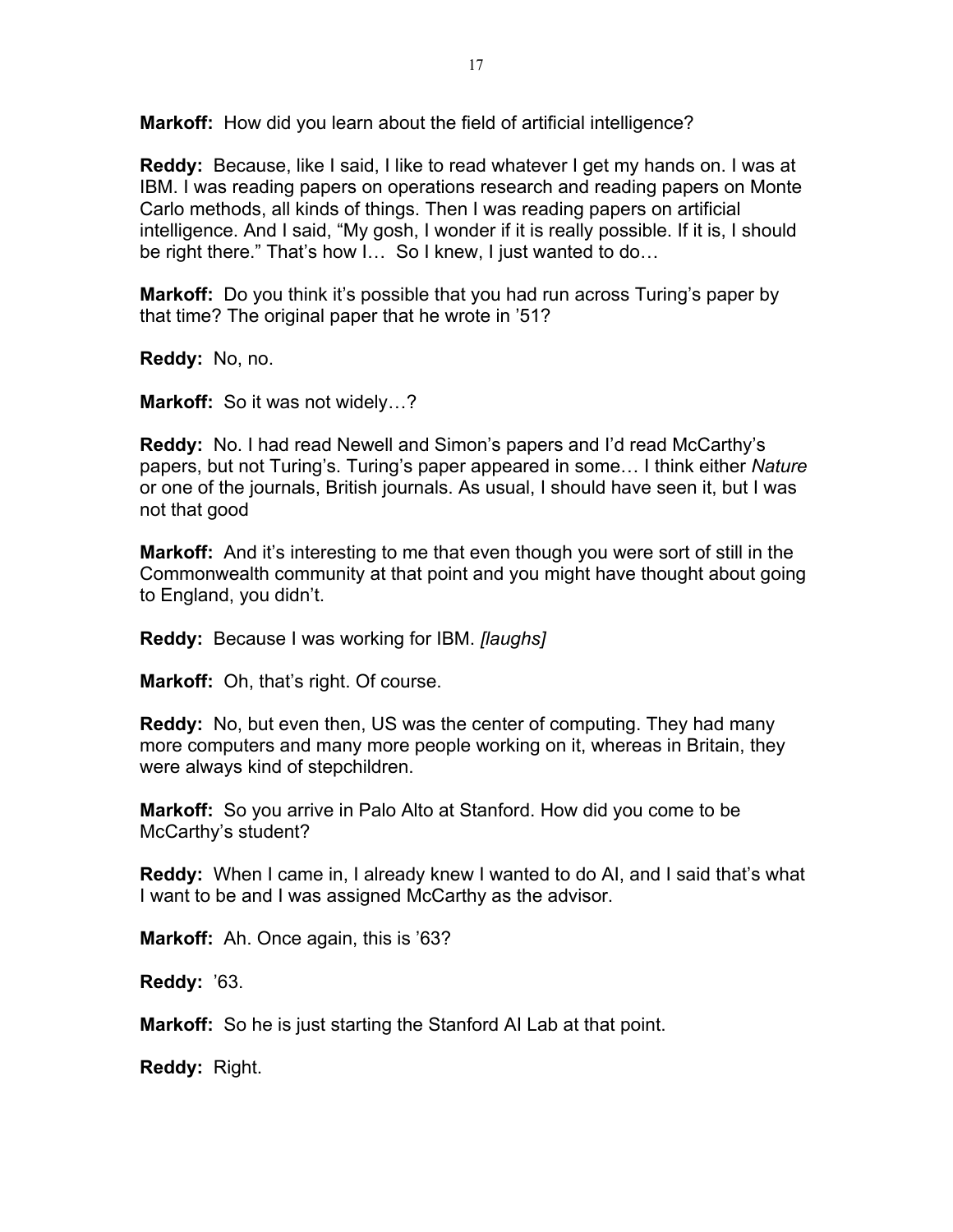**Markoff:** How did you learn about the field of artificial intelligence?

**Reddy:** Because, like I said, I like to read whatever I get my hands on. I was at IBM. I was reading papers on operations research and reading papers on Monte Carlo methods, all kinds of things. Then I was reading papers on artificial intelligence. And I said, "My gosh, I wonder if it is really possible. If it is, I should be right there." That's how I… So I knew, I just wanted to do…

**Markoff:** Do you think it's possible that you had run across Turing's paper by that time? The original paper that he wrote in '51?

**Reddy:** No, no.

**Markoff:** So it was not widely…?

**Reddy:** No. I had read Newell and Simon's papers and I'd read McCarthy's papers, but not Turing's. Turing's paper appeared in some… I think either *Nature* or one of the journals, British journals. As usual, I should have seen it, but I was not that good

**Markoff:** And it's interesting to me that even though you were sort of still in the Commonwealth community at that point and you might have thought about going to England, you didn't.

**Reddy:** Because I was working for IBM. *[laughs]*

**Markoff:** Oh, that's right. Of course.

**Reddy:** No, but even then, US was the center of computing. They had many more computers and many more people working on it, whereas in Britain, they were always kind of stepchildren.

**Markoff:** So you arrive in Palo Alto at Stanford. How did you come to be McCarthy's student?

**Reddy:** When I came in, I already knew I wanted to do AI, and I said that's what I want to be and I was assigned McCarthy as the advisor.

**Markoff:** Ah. Once again, this is '63?

**Reddy:** '63.

**Markoff:** So he is just starting the Stanford AI Lab at that point.

**Reddy:** Right.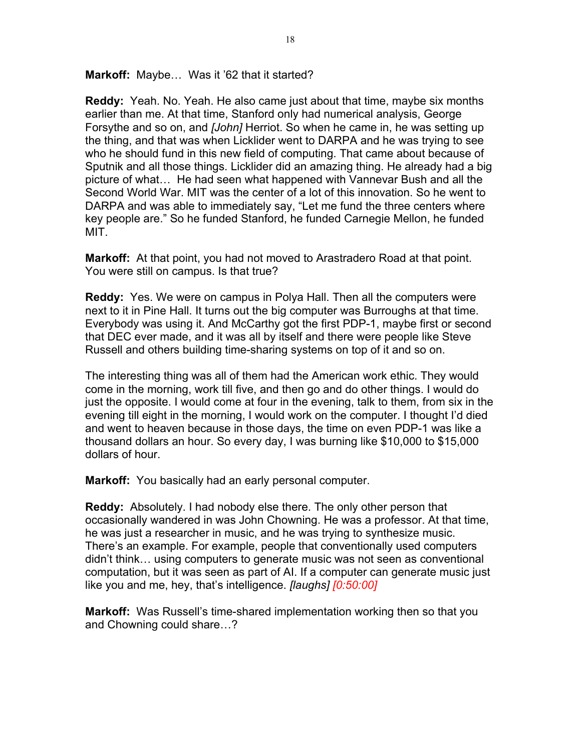**Markoff:** Maybe… Was it '62 that it started?

**Reddy:** Yeah. No. Yeah. He also came just about that time, maybe six months earlier than me. At that time, Stanford only had numerical analysis, George Forsythe and so on, and *[John]* Herriot. So when he came in, he was setting up the thing, and that was when Licklider went to DARPA and he was trying to see who he should fund in this new field of computing. That came about because of Sputnik and all those things. Licklider did an amazing thing. He already had a big picture of what… He had seen what happened with Vannevar Bush and all the Second World War. MIT was the center of a lot of this innovation. So he went to DARPA and was able to immediately say, "Let me fund the three centers where key people are." So he funded Stanford, he funded Carnegie Mellon, he funded MIT.

**Markoff:** At that point, you had not moved to Arastradero Road at that point. You were still on campus. Is that true?

**Reddy:** Yes. We were on campus in Polya Hall. Then all the computers were next to it in Pine Hall. It turns out the big computer was Burroughs at that time. Everybody was using it. And McCarthy got the first PDP-1, maybe first or second that DEC ever made, and it was all by itself and there were people like Steve Russell and others building time-sharing systems on top of it and so on.

The interesting thing was all of them had the American work ethic. They would come in the morning, work till five, and then go and do other things. I would do just the opposite. I would come at four in the evening, talk to them, from six in the evening till eight in the morning, I would work on the computer. I thought I'd died and went to heaven because in those days, the time on even PDP-1 was like a thousand dollars an hour. So every day, I was burning like $10,000 to $15,000 dollars of hour.

**Markoff:** You basically had an early personal computer.

**Reddy:** Absolutely. I had nobody else there. The only other person that occasionally wandered in was John Chowning. He was a professor. At that time, he was just a researcher in music, and he was trying to synthesize music. There's an example. For example, people that conventionally used computers didn't think… using computers to generate music was not seen as conventional computation, but it was seen as part of AI. If a computer can generate music just like you and me, hey, that's intelligence. *[laughs] [0:50:00]*

**Markoff:** Was Russell's time-shared implementation working then so that you and Chowning could share…?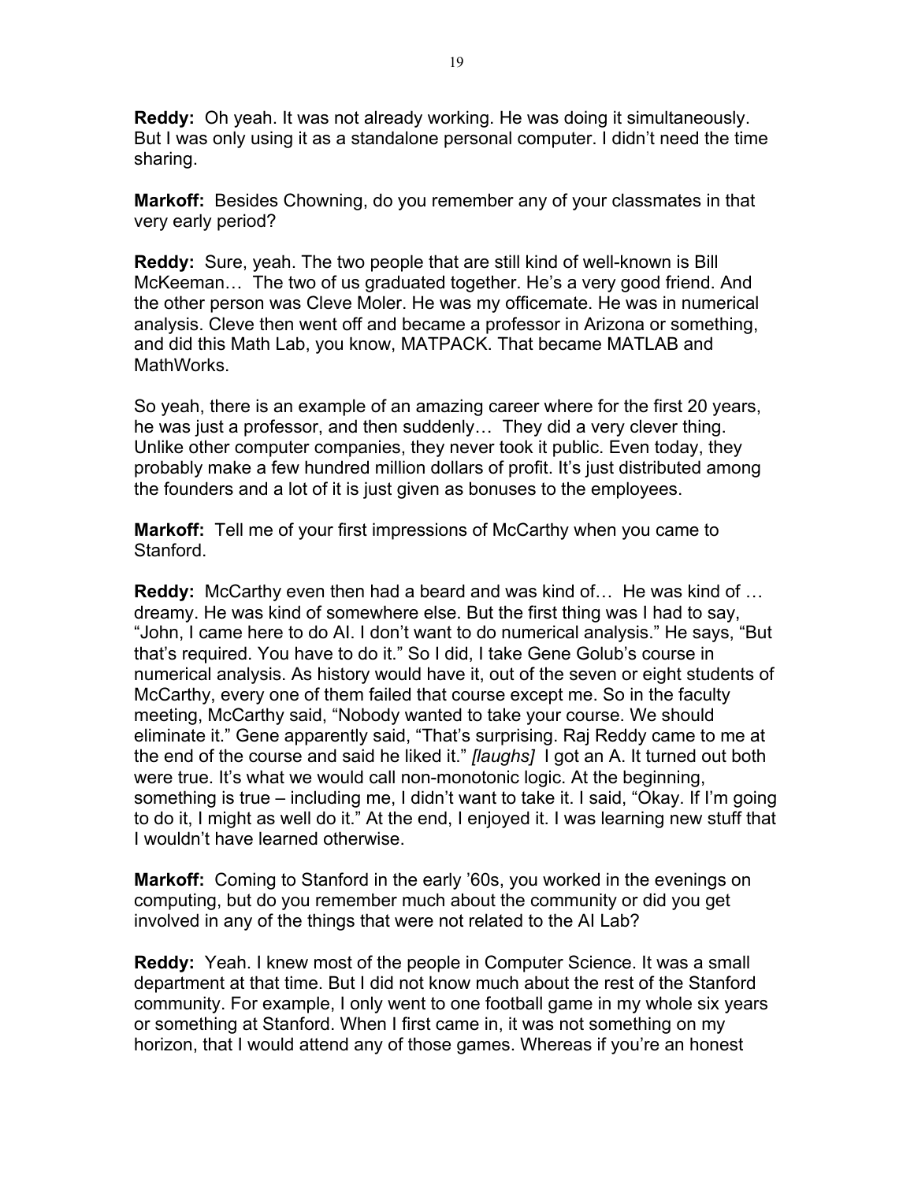**Reddy:** Oh yeah. It was not already working. He was doing it simultaneously. But I was only using it as a standalone personal computer. I didn't need the time sharing.

**Markoff:** Besides Chowning, do you remember any of your classmates in that very early period?

**Reddy:** Sure, yeah. The two people that are still kind of well-known is Bill McKeeman… The two of us graduated together. He's a very good friend. And the other person was Cleve Moler. He was my officemate. He was in numerical analysis. Cleve then went off and became a professor in Arizona or something, and did this Math Lab, you know, MATPACK. That became MATLAB and MathWorks.

So yeah, there is an example of an amazing career where for the first 20 years, he was just a professor, and then suddenly… They did a very clever thing. Unlike other computer companies, they never took it public. Even today, they probably make a few hundred million dollars of profit. It's just distributed among the founders and a lot of it is just given as bonuses to the employees.

**Markoff:** Tell me of your first impressions of McCarthy when you came to Stanford.

**Reddy:** McCarthy even then had a beard and was kind of… He was kind of … dreamy. He was kind of somewhere else. But the first thing was I had to say, "John, I came here to do AI. I don't want to do numerical analysis." He says, "But that's required. You have to do it." So I did, I take Gene Golub's course in numerical analysis. As history would have it, out of the seven or eight students of McCarthy, every one of them failed that course except me. So in the faculty meeting, McCarthy said, "Nobody wanted to take your course. We should eliminate it." Gene apparently said, "That's surprising. Raj Reddy came to me at the end of the course and said he liked it." *[laughs]* I got an A. It turned out both were true. It's what we would call non-monotonic logic. At the beginning, something is true – including me, I didn't want to take it. I said, "Okay. If I'm going to do it, I might as well do it." At the end, I enjoyed it. I was learning new stuff that I wouldn't have learned otherwise.

**Markoff:** Coming to Stanford in the early '60s, you worked in the evenings on computing, but do you remember much about the community or did you get involved in any of the things that were not related to the AI Lab?

**Reddy:** Yeah. I knew most of the people in Computer Science. It was a small department at that time. But I did not know much about the rest of the Stanford community. For example, I only went to one football game in my whole six years or something at Stanford. When I first came in, it was not something on my horizon, that I would attend any of those games. Whereas if you're an honest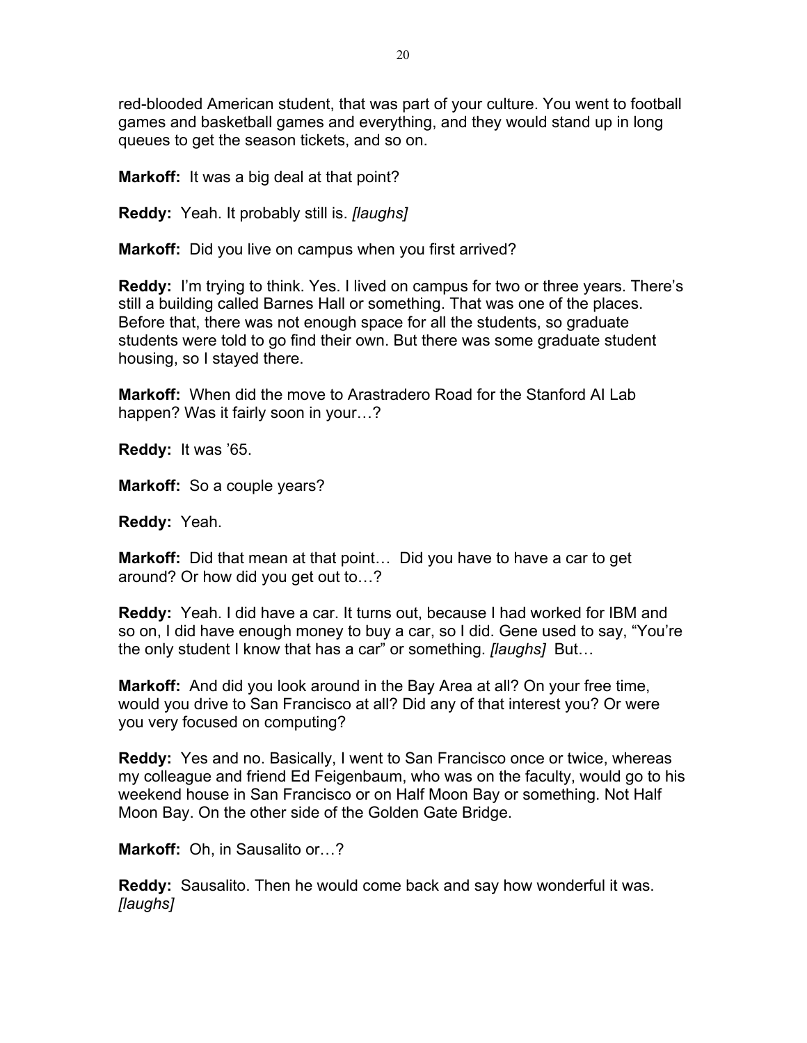red-blooded American student, that was part of your culture. You went to football games and basketball games and everything, and they would stand up in long queues to get the season tickets, and so on.

**Markoff:** It was a big deal at that point?

**Reddy:** Yeah. It probably still is. *[laughs]*

**Markoff:** Did you live on campus when you first arrived?

**Reddy:** I'm trying to think. Yes. I lived on campus for two or three years. There's still a building called Barnes Hall or something. That was one of the places. Before that, there was not enough space for all the students, so graduate students were told to go find their own. But there was some graduate student housing, so I stayed there.

**Markoff:** When did the move to Arastradero Road for the Stanford AI Lab happen? Was it fairly soon in your…?

**Reddy:** It was '65.

**Markoff:** So a couple years?

**Reddy:** Yeah.

**Markoff:** Did that mean at that point… Did you have to have a car to get around? Or how did you get out to…?

**Reddy:** Yeah. I did have a car. It turns out, because I had worked for IBM and so on, I did have enough money to buy a car, so I did. Gene used to say, "You're the only student I know that has a car" or something. *[laughs]* But…

**Markoff:** And did you look around in the Bay Area at all? On your free time, would you drive to San Francisco at all? Did any of that interest you? Or were you very focused on computing?

**Reddy:** Yes and no. Basically, I went to San Francisco once or twice, whereas my colleague and friend Ed Feigenbaum, who was on the faculty, would go to his weekend house in San Francisco or on Half Moon Bay or something. Not Half Moon Bay. On the other side of the Golden Gate Bridge.

**Markoff:** Oh, in Sausalito or…?

**Reddy:** Sausalito. Then he would come back and say how wonderful it was. *[laughs]*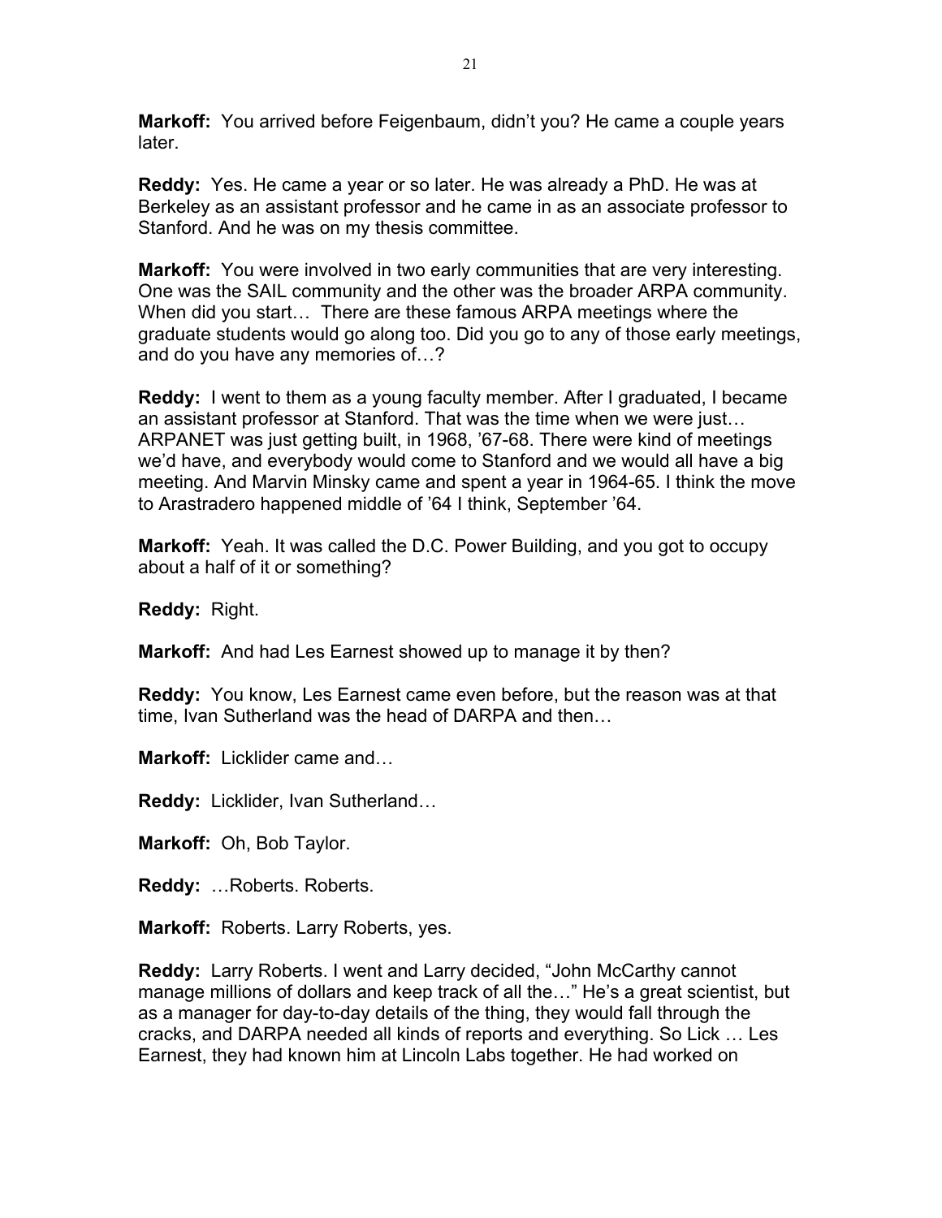**Markoff:** You arrived before Feigenbaum, didn't you? He came a couple years later.

**Reddy:** Yes. He came a year or so later. He was already a PhD. He was at Berkeley as an assistant professor and he came in as an associate professor to Stanford. And he was on my thesis committee.

**Markoff:** You were involved in two early communities that are very interesting. One was the SAIL community and the other was the broader ARPA community. When did you start… There are these famous ARPA meetings where the graduate students would go along too. Did you go to any of those early meetings, and do you have any memories of…?

**Reddy:** I went to them as a young faculty member. After I graduated, I became an assistant professor at Stanford. That was the time when we were just… ARPANET was just getting built, in 1968, '67-68. There were kind of meetings we'd have, and everybody would come to Stanford and we would all have a big meeting. And Marvin Minsky came and spent a year in 1964-65. I think the move to Arastradero happened middle of '64 I think, September '64.

**Markoff:** Yeah. It was called the D.C. Power Building, and you got to occupy about a half of it or something?

**Reddy:** Right.

**Markoff:** And had Les Earnest showed up to manage it by then?

**Reddy:** You know, Les Earnest came even before, but the reason was at that time, Ivan Sutherland was the head of DARPA and then…

**Markoff:** Licklider came and…

**Reddy:** Licklider, Ivan Sutherland…

**Markoff:** Oh, Bob Taylor.

**Reddy:** …Roberts. Roberts.

**Markoff:** Roberts. Larry Roberts, yes.

**Reddy:** Larry Roberts. I went and Larry decided, "John McCarthy cannot manage millions of dollars and keep track of all the…" He's a great scientist, but as a manager for day-to-day details of the thing, they would fall through the cracks, and DARPA needed all kinds of reports and everything. So Lick … Les Earnest, they had known him at Lincoln Labs together. He had worked on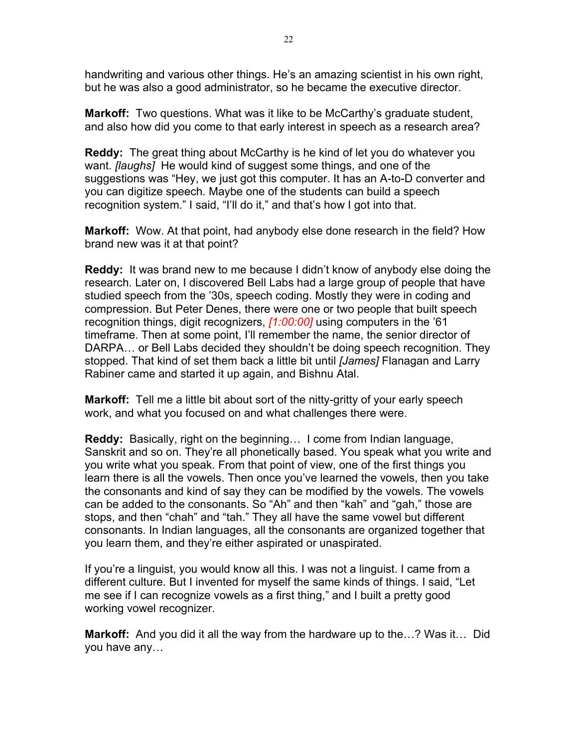handwriting and various other things. He's an amazing scientist in his own right, but he was also a good administrator, so he became the executive director.

**Markoff:** Two questions. What was it like to be McCarthy's graduate student, and also how did you come to that early interest in speech as a research area?

**Reddy:** The great thing about McCarthy is he kind of let you do whatever you want. *[laughs]* He would kind of suggest some things, and one of the suggestions was "Hey, we just got this computer. It has an A-to-D converter and you can digitize speech. Maybe one of the students can build a speech recognition system." I said, "I'll do it," and that's how I got into that.

**Markoff:** Wow. At that point, had anybody else done research in the field? How brand new was it at that point?

**Reddy:** It was brand new to me because I didn't know of anybody else doing the research. Later on, I discovered Bell Labs had a large group of people that have studied speech from the '30s, speech coding. Mostly they were in coding and compression. But Peter Denes, there were one or two people that built speech recognition things, digit recognizers, *[1:00:00]* using computers in the '61 timeframe. Then at some point, I'll remember the name, the senior director of DARPA… or Bell Labs decided they shouldn't be doing speech recognition. They stopped. That kind of set them back a little bit until *[James]* Flanagan and Larry Rabiner came and started it up again, and Bishnu Atal.

**Markoff:** Tell me a little bit about sort of the nitty-gritty of your early speech work, and what you focused on and what challenges there were.

**Reddy:** Basically, right on the beginning… I come from Indian language, Sanskrit and so on. They're all phonetically based. You speak what you write and you write what you speak. From that point of view, one of the first things you learn there is all the vowels. Then once you've learned the vowels, then you take the consonants and kind of say they can be modified by the vowels. The vowels can be added to the consonants. So "Ah" and then "kah" and "gah," those are stops, and then "chah" and "tah." They all have the same vowel but different consonants. In Indian languages, all the consonants are organized together that you learn them, and they're either aspirated or unaspirated.

If you're a linguist, you would know all this. I was not a linguist. I came from a different culture. But I invented for myself the same kinds of things. I said, "Let me see if I can recognize vowels as a first thing," and I built a pretty good working vowel recognizer.

**Markoff:** And you did it all the way from the hardware up to the…? Was it… Did you have any…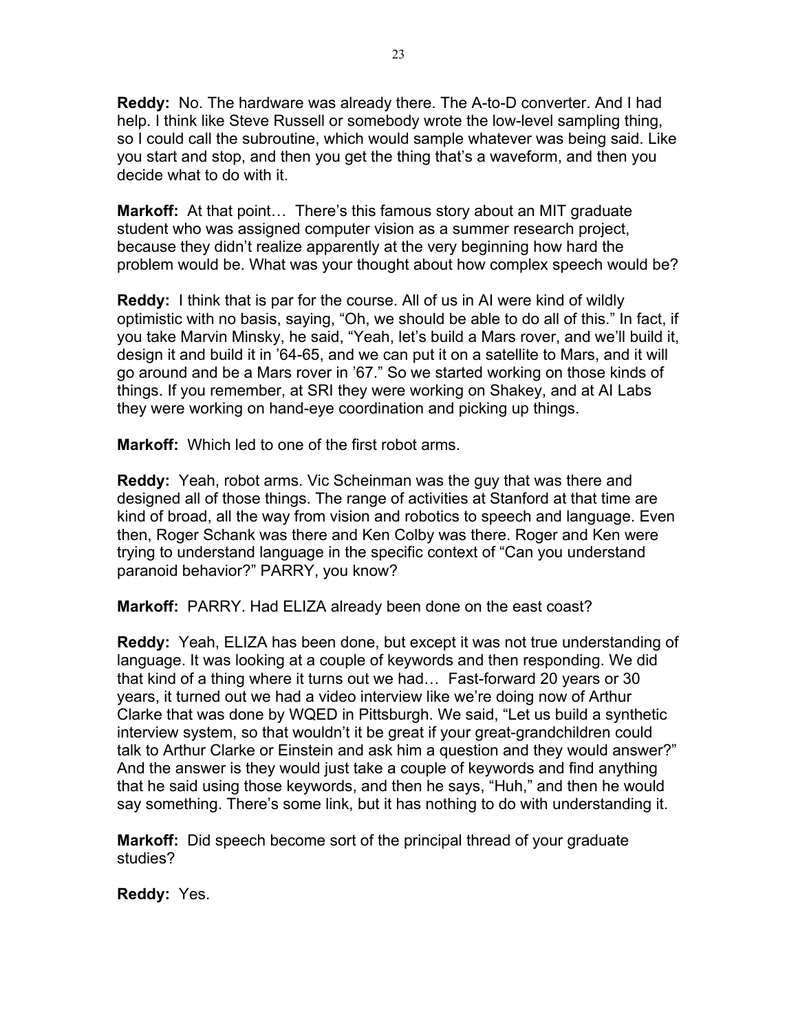**Reddy:** No. The hardware was already there. The A-to-D converter. And I had help. I think like Steve Russell or somebody wrote the low-level sampling thing, so I could call the subroutine, which would sample whatever was being said. Like you start and stop, and then you get the thing that's a waveform, and then you decide what to do with it.

**Markoff:** At that point… There's this famous story about an MIT graduate student who was assigned computer vision as a summer research project, because they didn't realize apparently at the very beginning how hard the problem would be. What was your thought about how complex speech would be?

**Reddy:** I think that is par for the course. All of us in AI were kind of wildly optimistic with no basis, saying, "Oh, we should be able to do all of this." In fact, if you take Marvin Minsky, he said, "Yeah, let's build a Mars rover, and we'll build it, design it and build it in '64-65, and we can put it on a satellite to Mars, and it will go around and be a Mars rover in '67." So we started working on those kinds of things. If you remember, at SRI they were working on Shakey, and at AI Labs they were working on hand-eye coordination and picking up things.

**Markoff:** Which led to one of the first robot arms.

**Reddy:** Yeah, robot arms. Vic Scheinman was the guy that was there and designed all of those things. The range of activities at Stanford at that time are kind of broad, all the way from vision and robotics to speech and language. Even then, Roger Schank was there and Ken Colby was there. Roger and Ken were trying to understand language in the specific context of "Can you understand paranoid behavior?" PARRY, you know?

**Markoff:** PARRY. Had ELIZA already been done on the east coast?

**Reddy:** Yeah, ELIZA has been done, but except it was not true understanding of language. It was looking at a couple of keywords and then responding. We did that kind of a thing where it turns out we had… Fast-forward 20 years or 30 years, it turned out we had a video interview like we're doing now of Arthur Clarke that was done by WQED in Pittsburgh. We said, "Let us build a synthetic interview system, so that wouldn't it be great if your great-grandchildren could talk to Arthur Clarke or Einstein and ask him a question and they would answer?" And the answer is they would just take a couple of keywords and find anything that he said using those keywords, and then he says, "Huh," and then he would say something. There's some link, but it has nothing to do with understanding it.

**Markoff:** Did speech become sort of the principal thread of your graduate studies?

**Reddy:** Yes.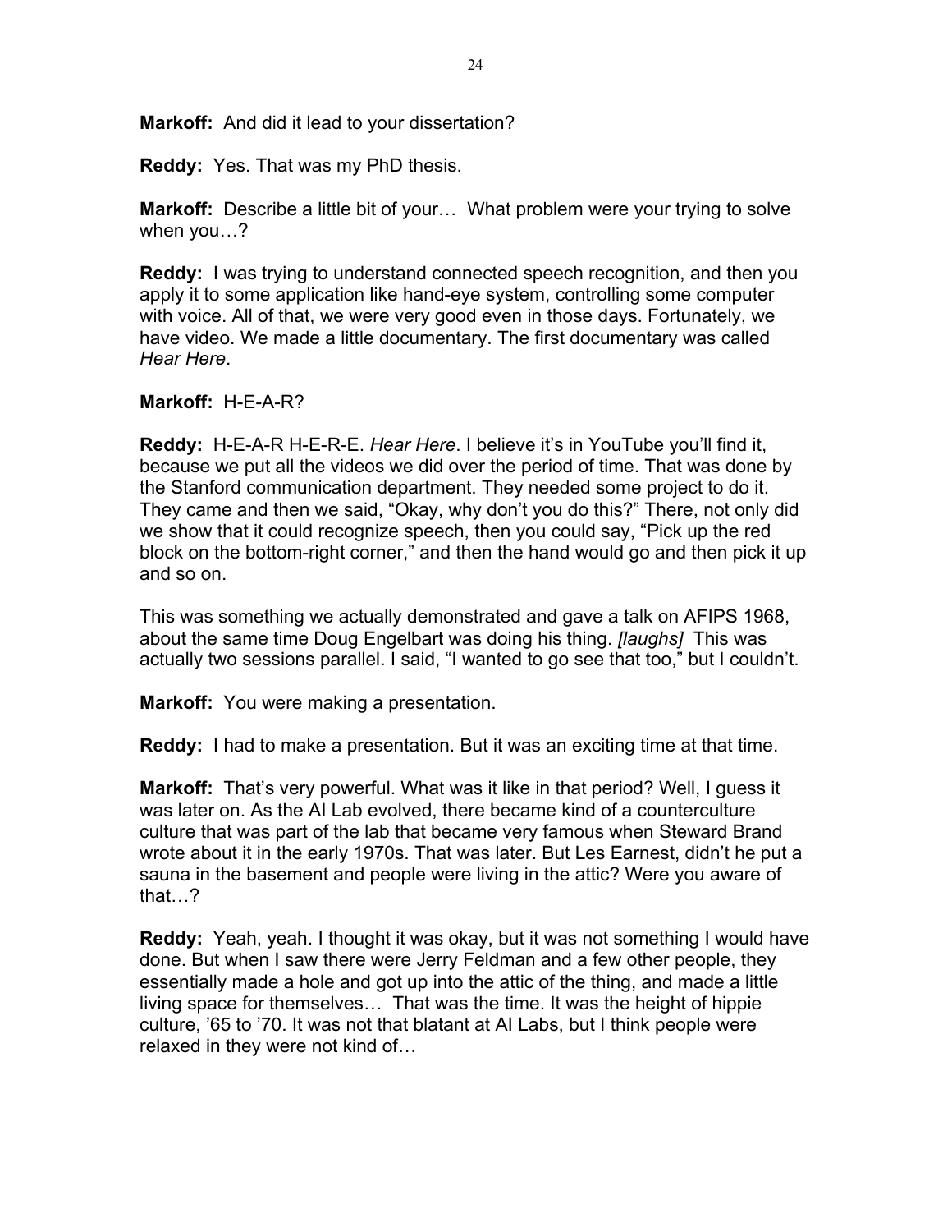**Markoff:** And did it lead to your dissertation?

**Reddy:** Yes. That was my PhD thesis.

**Markoff:** Describe a little bit of your… What problem were your trying to solve when you…?

**Reddy:** I was trying to understand connected speech recognition, and then you apply it to some application like hand-eye system, controlling some computer with voice. All of that, we were very good even in those days. Fortunately, we have video. We made a little documentary. The first documentary was called *Hear Here*.

**Markoff:** H-E-A-R?

**Reddy:** H-E-A-R H-E-R-E. *Hear Here*. I believe it's in YouTube you'll find it, because we put all the videos we did over the period of time. That was done by the Stanford communication department. They needed some project to do it. They came and then we said, "Okay, why don't you do this?" There, not only did we show that it could recognize speech, then you could say, "Pick up the red block on the bottom-right corner," and then the hand would go and then pick it up and so on.

This was something we actually demonstrated and gave a talk on AFIPS 1968, about the same time Doug Engelbart was doing his thing. *[laughs]* This was actually two sessions parallel. I said, "I wanted to go see that too," but I couldn't.

**Markoff:** You were making a presentation.

**Reddy:** I had to make a presentation. But it was an exciting time at that time.

**Markoff:** That's very powerful. What was it like in that period? Well, I guess it was later on. As the AI Lab evolved, there became kind of a counterculture culture that was part of the lab that became very famous when Steward Brand wrote about it in the early 1970s. That was later. But Les Earnest, didn't he put a sauna in the basement and people were living in the attic? Were you aware of that…?

**Reddy:** Yeah, yeah. I thought it was okay, but it was not something I would have done. But when I saw there were Jerry Feldman and a few other people, they essentially made a hole and got up into the attic of the thing, and made a little living space for themselves… That was the time. It was the height of hippie culture, '65 to '70. It was not that blatant at AI Labs, but I think people were relaxed in they were not kind of…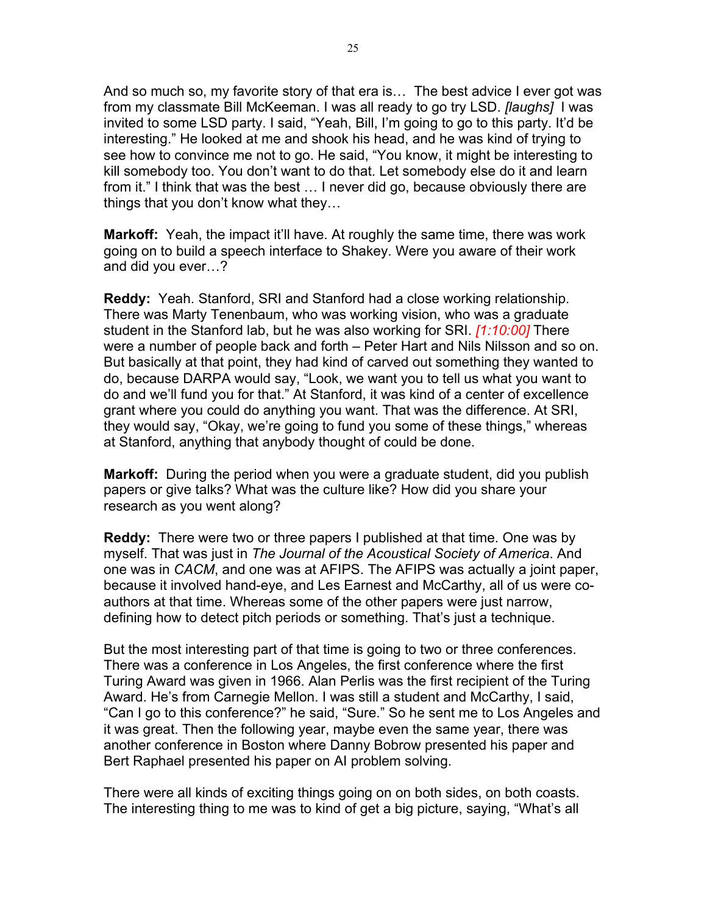And so much so, my favorite story of that era is… The best advice I ever got was from my classmate Bill McKeeman. I was all ready to go try LSD. *[laughs]* I was invited to some LSD party. I said, "Yeah, Bill, I'm going to go to this party. It'd be interesting." He looked at me and shook his head, and he was kind of trying to see how to convince me not to go. He said, "You know, it might be interesting to kill somebody too. You don't want to do that. Let somebody else do it and learn from it." I think that was the best … I never did go, because obviously there are things that you don't know what they…

**Markoff:** Yeah, the impact it'll have. At roughly the same time, there was work going on to build a speech interface to Shakey. Were you aware of their work and did you ever…?

**Reddy:** Yeah. Stanford, SRI and Stanford had a close working relationship. There was Marty Tenenbaum, who was working vision, who was a graduate student in the Stanford lab, but he was also working for SRI. *[1:10:00]* There were a number of people back and forth – Peter Hart and Nils Nilsson and so on. But basically at that point, they had kind of carved out something they wanted to do, because DARPA would say, "Look, we want you to tell us what you want to do and we'll fund you for that." At Stanford, it was kind of a center of excellence grant where you could do anything you want. That was the difference. At SRI, they would say, "Okay, we're going to fund you some of these things," whereas at Stanford, anything that anybody thought of could be done.

**Markoff:** During the period when you were a graduate student, did you publish papers or give talks? What was the culture like? How did you share your research as you went along?

**Reddy:** There were two or three papers I published at that time. One was by myself. That was just in *The Journal of the Acoustical Society of America*. And one was in *CACM*, and one was at AFIPS. The AFIPS was actually a joint paper, because it involved hand-eye, and Les Earnest and McCarthy, all of us were co-authors at that time. Whereas some of the other papers were just narrow, defining how to detect pitch periods or something. That's just a technique.

But the most interesting part of that time is going to two or three conferences. There was a conference in Los Angeles, the first conference where the first Turing Award was given in 1966. Alan Perlis was the first recipient of the Turing Award. He's from Carnegie Mellon. I was still a student and McCarthy, I said, "Can I go to this conference?" he said, "Sure." So he sent me to Los Angeles and it was great. Then the following year, maybe even the same year, there was another conference in Boston where Danny Bobrow presented his paper and Bert Raphael presented his paper on AI problem solving.

There were all kinds of exciting things going on on both sides, on both coasts. The interesting thing to me was to kind of get a big picture, saying, "What's all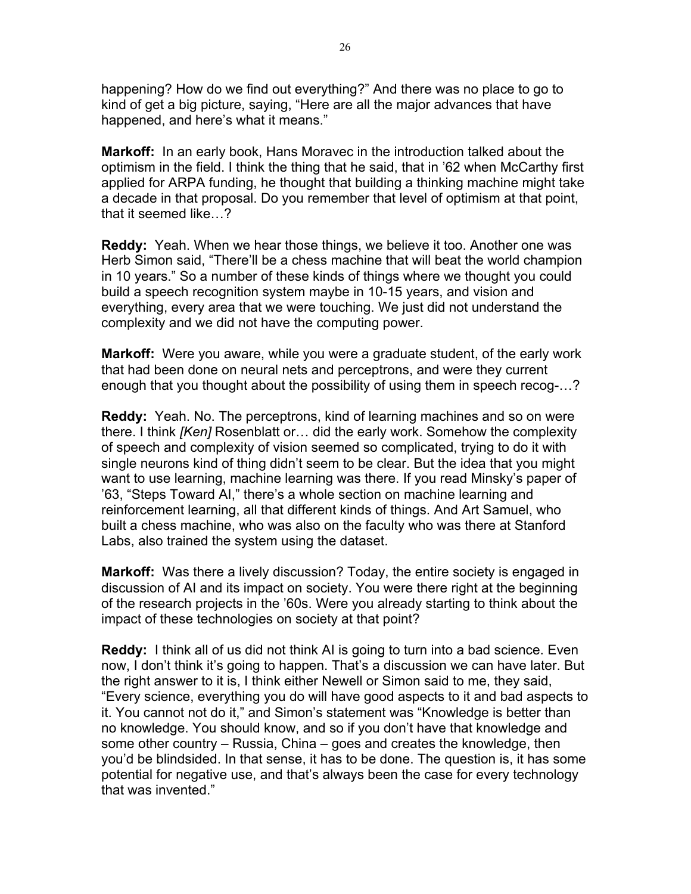happening? How do we find out everything?" And there was no place to go to kind of get a big picture, saying, "Here are all the major advances that have happened, and here's what it means."

**Markoff:** In an early book, Hans Moravec in the introduction talked about the optimism in the field. I think the thing that he said, that in '62 when McCarthy first applied for ARPA funding, he thought that building a thinking machine might take a decade in that proposal. Do you remember that level of optimism at that point, that it seemed like…?

**Reddy:** Yeah. When we hear those things, we believe it too. Another one was Herb Simon said, "There'll be a chess machine that will beat the world champion in 10 years." So a number of these kinds of things where we thought you could build a speech recognition system maybe in 10-15 years, and vision and everything, every area that we were touching. We just did not understand the complexity and we did not have the computing power.

**Markoff:** Were you aware, while you were a graduate student, of the early work that had been done on neural nets and perceptrons, and were they current enough that you thought about the possibility of using them in speech recog-…?

**Reddy:** Yeah. No. The perceptrons, kind of learning machines and so on were there. I think *[Ken]* Rosenblatt or… did the early work. Somehow the complexity of speech and complexity of vision seemed so complicated, trying to do it with single neurons kind of thing didn't seem to be clear. But the idea that you might want to use learning, machine learning was there. If you read Minsky's paper of '63, "Steps Toward AI," there's a whole section on machine learning and reinforcement learning, all that different kinds of things. And Art Samuel, who built a chess machine, who was also on the faculty who was there at Stanford Labs, also trained the system using the dataset.

**Markoff:** Was there a lively discussion? Today, the entire society is engaged in discussion of AI and its impact on society. You were there right at the beginning of the research projects in the '60s. Were you already starting to think about the impact of these technologies on society at that point?

**Reddy:** I think all of us did not think AI is going to turn into a bad science. Even now, I don't think it's going to happen. That's a discussion we can have later. But the right answer to it is, I think either Newell or Simon said to me, they said, "Every science, everything you do will have good aspects to it and bad aspects to it. You cannot not do it," and Simon's statement was "Knowledge is better than no knowledge. You should know, and so if you don't have that knowledge and some other country – Russia, China – goes and creates the knowledge, then you'd be blindsided. In that sense, it has to be done. The question is, it has some potential for negative use, and that's always been the case for every technology that was invented."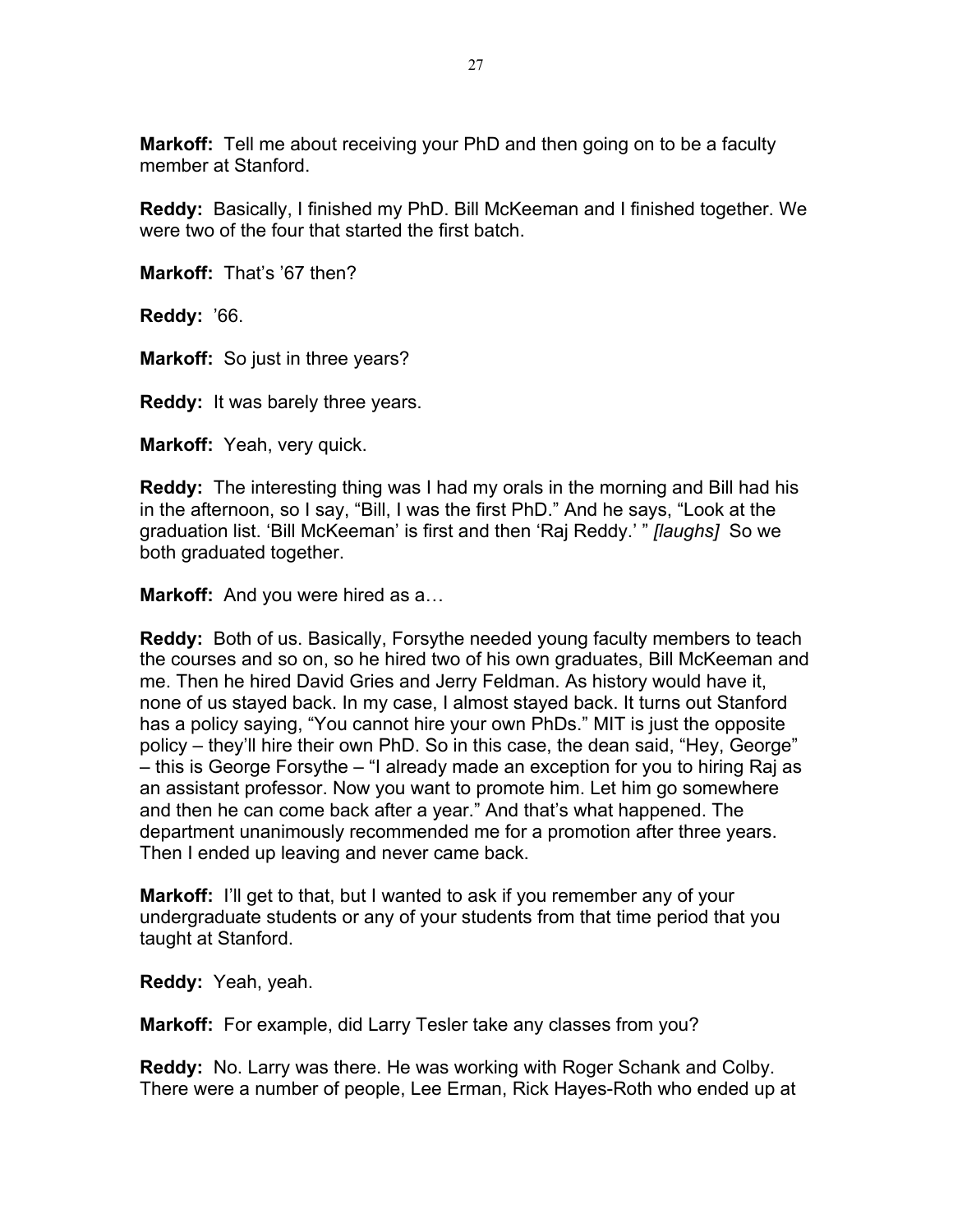**Markoff:** Tell me about receiving your PhD and then going on to be a faculty member at Stanford.

**Reddy:** Basically, I finished my PhD. Bill McKeeman and I finished together. We were two of the four that started the first batch.

**Markoff:** That's '67 then?

**Reddy:** '66.

**Markoff:** So just in three years?

**Reddy:** It was barely three years.

**Markoff:** Yeah, very quick.

**Reddy:** The interesting thing was I had my orals in the morning and Bill had his in the afternoon, so I say, "Bill, I was the first PhD." And he says, "Look at the graduation list. 'Bill McKeeman' is first and then 'Raj Reddy.' " *[laughs]* So we both graduated together.

**Markoff:** And you were hired as a…

**Reddy:** Both of us. Basically, Forsythe needed young faculty members to teach the courses and so on, so he hired two of his own graduates, Bill McKeeman and me. Then he hired David Gries and Jerry Feldman. As history would have it, none of us stayed back. In my case, I almost stayed back. It turns out Stanford has a policy saying, "You cannot hire your own PhDs." MIT is just the opposite policy – they'll hire their own PhD. So in this case, the dean said, "Hey, George" – this is George Forsythe – "I already made an exception for you to hiring Raj as an assistant professor. Now you want to promote him. Let him go somewhere and then he can come back after a year." And that's what happened. The department unanimously recommended me for a promotion after three years. Then I ended up leaving and never came back.

**Markoff:** I'll get to that, but I wanted to ask if you remember any of your undergraduate students or any of your students from that time period that you taught at Stanford.

**Reddy:** Yeah, yeah.

**Markoff:** For example, did Larry Tesler take any classes from you?

**Reddy:** No. Larry was there. He was working with Roger Schank and Colby. There were a number of people, Lee Erman, Rick Hayes-Roth who ended up at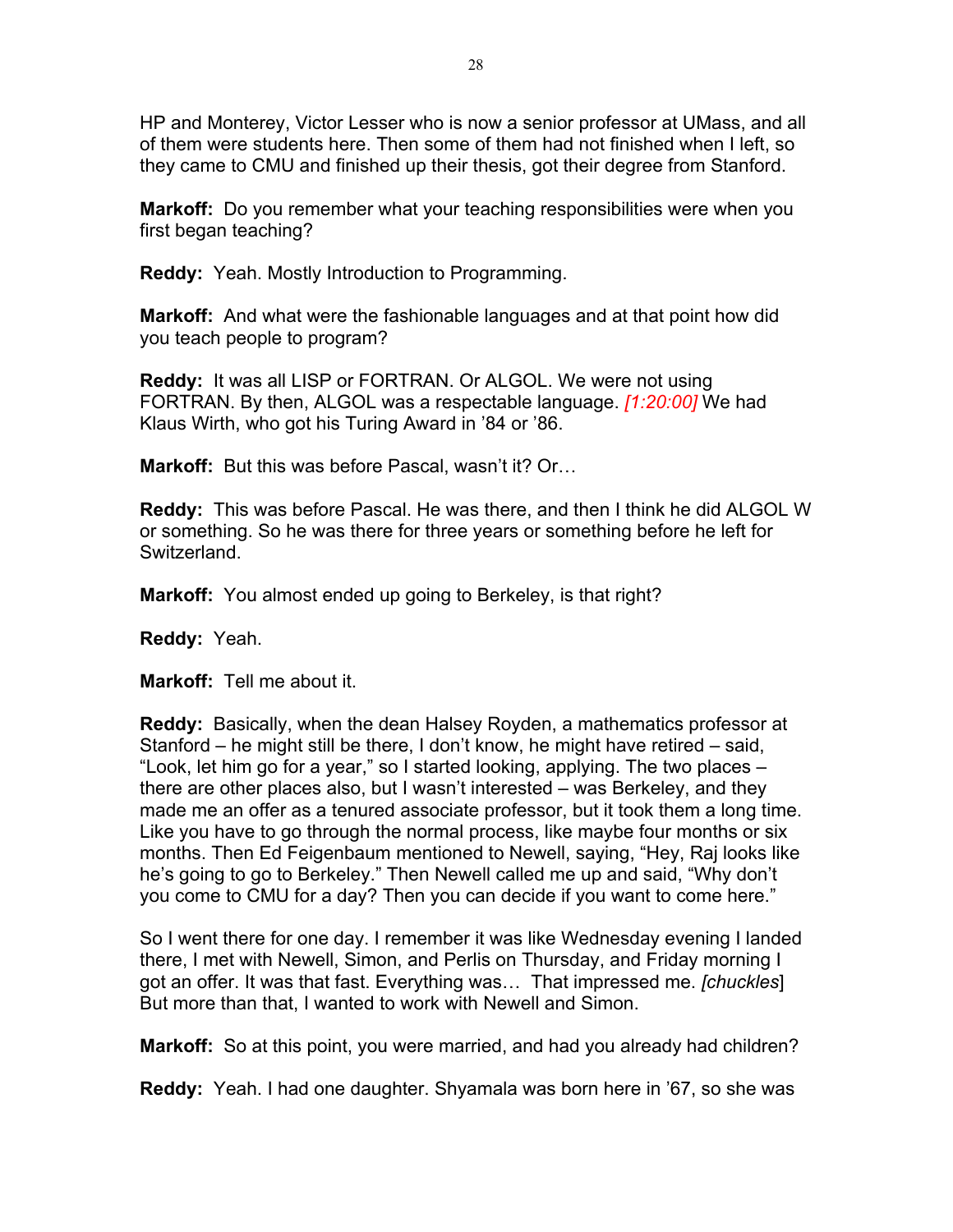HP and Monterey, Victor Lesser who is now a senior professor at UMass, and all of them were students here. Then some of them had not finished when I left, so they came to CMU and finished up their thesis, got their degree from Stanford.

**Markoff:** Do you remember what your teaching responsibilities were when you first began teaching?

**Reddy:** Yeah. Mostly Introduction to Programming.

**Markoff:** And what were the fashionable languages and at that point how did you teach people to program?

**Reddy:** It was all LISP or FORTRAN. Or ALGOL. We were not using FORTRAN. By then, ALGOL was a respectable language. *[1:20:00]* We had Klaus Wirth, who got his Turing Award in '84 or '86.

**Markoff:** But this was before Pascal, wasn't it? Or…

**Reddy:** This was before Pascal. He was there, and then I think he did ALGOL W or something. So he was there for three years or something before he left for Switzerland.

**Markoff:** You almost ended up going to Berkeley, is that right?

**Reddy:** Yeah.

**Markoff:** Tell me about it.

**Reddy:** Basically, when the dean Halsey Royden, a mathematics professor at Stanford – he might still be there, I don't know, he might have retired – said, "Look, let him go for a year," so I started looking, applying. The two places – there are other places also, but I wasn't interested – was Berkeley, and they made me an offer as a tenured associate professor, but it took them a long time. Like you have to go through the normal process, like maybe four months or six months. Then Ed Feigenbaum mentioned to Newell, saying, "Hey, Raj looks like he's going to go to Berkeley." Then Newell called me up and said, "Why don't you come to CMU for a day? Then you can decide if you want to come here."

So I went there for one day. I remember it was like Wednesday evening I landed there, I met with Newell, Simon, and Perlis on Thursday, and Friday morning I got an offer. It was that fast. Everything was… That impressed me. *[chuckles]* But more than that, I wanted to work with Newell and Simon.

**Markoff:** So at this point, you were married, and had you already had children?

**Reddy:** Yeah. I had one daughter. Shyamala was born here in '67, so she was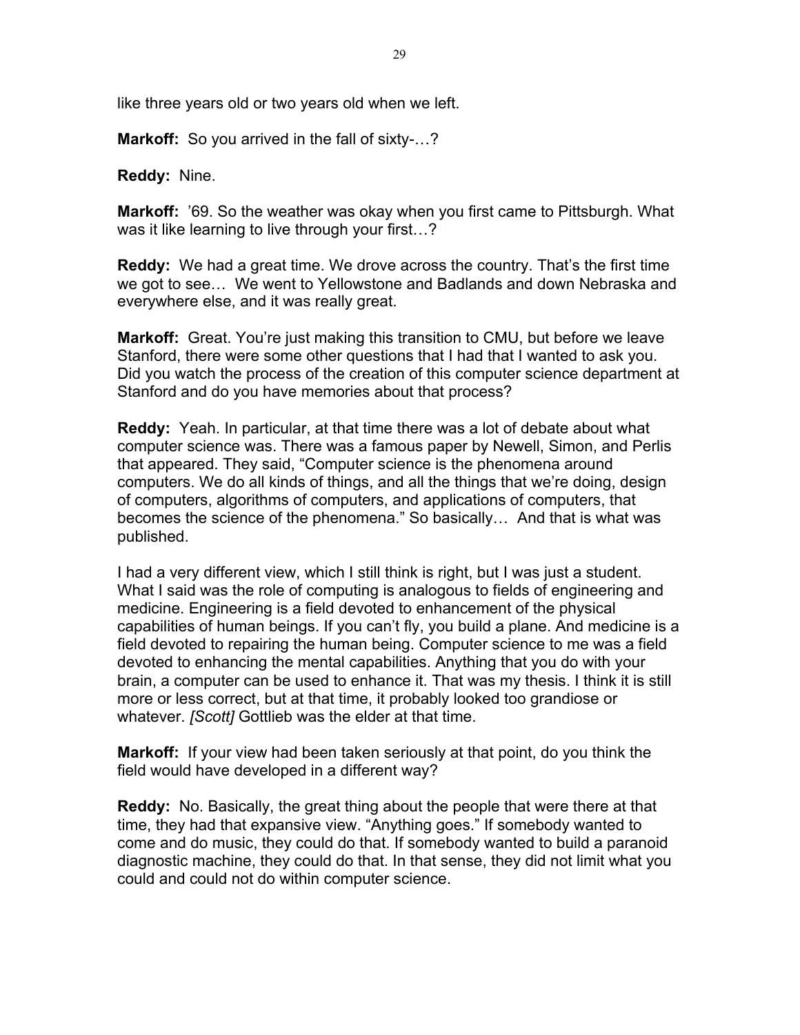like three years old or two years old when we left.

**Markoff:** So you arrived in the fall of sixty-…?

**Reddy:** Nine.

**Markoff:** '69. So the weather was okay when you first came to Pittsburgh. What was it like learning to live through your first…?

**Reddy:** We had a great time. We drove across the country. That's the first time we got to see… We went to Yellowstone and Badlands and down Nebraska and everywhere else, and it was really great.

**Markoff:** Great. You're just making this transition to CMU, but before we leave Stanford, there were some other questions that I had that I wanted to ask you. Did you watch the process of the creation of this computer science department at Stanford and do you have memories about that process?

**Reddy:** Yeah. In particular, at that time there was a lot of debate about what computer science was. There was a famous paper by Newell, Simon, and Perlis that appeared. They said, "Computer science is the phenomena around computers. We do all kinds of things, and all the things that we're doing, design of computers, algorithms of computers, and applications of computers, that becomes the science of the phenomena." So basically… And that is what was published.

I had a very different view, which I still think is right, but I was just a student. What I said was the role of computing is analogous to fields of engineering and medicine. Engineering is a field devoted to enhancement of the physical capabilities of human beings. If you can't fly, you build a plane. And medicine is a field devoted to repairing the human being. Computer science to me was a field devoted to enhancing the mental capabilities. Anything that you do with your brain, a computer can be used to enhance it. That was my thesis. I think it is still more or less correct, but at that time, it probably looked too grandiose or whatever. *[Scott]* Gottlieb was the elder at that time.

**Markoff:** If your view had been taken seriously at that point, do you think the field would have developed in a different way?

**Reddy:** No. Basically, the great thing about the people that were there at that time, they had that expansive view. "Anything goes." If somebody wanted to come and do music, they could do that. If somebody wanted to build a paranoid diagnostic machine, they could do that. In that sense, they did not limit what you could and could not do within computer science.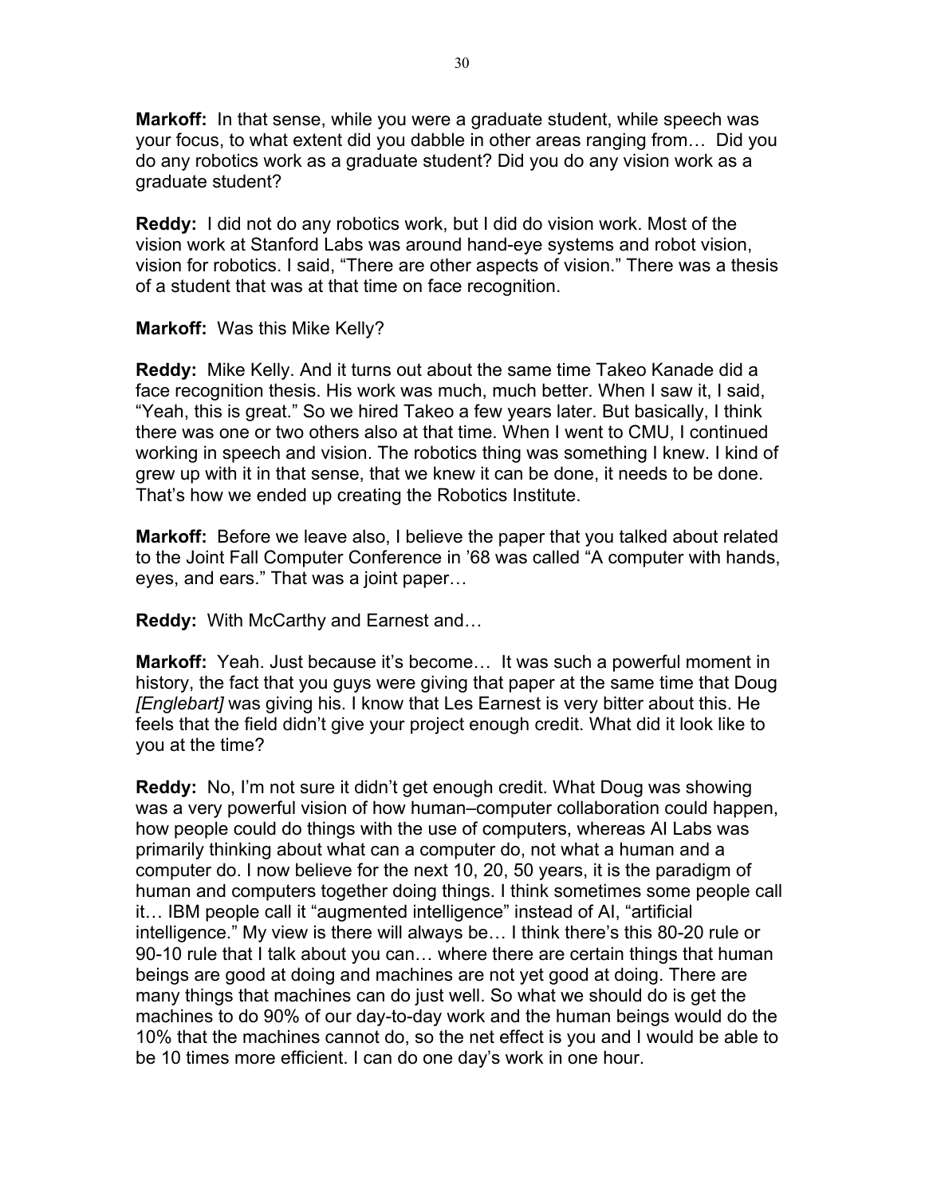**Markoff:** In that sense, while you were a graduate student, while speech was your focus, to what extent did you dabble in other areas ranging from… Did you do any robotics work as a graduate student? Did you do any vision work as a graduate student?

**Reddy:** I did not do any robotics work, but I did do vision work. Most of the vision work at Stanford Labs was around hand-eye systems and robot vision, vision for robotics. I said, "There are other aspects of vision." There was a thesis of a student that was at that time on face recognition.

**Markoff:** Was this Mike Kelly?

**Reddy:** Mike Kelly. And it turns out about the same time Takeo Kanade did a face recognition thesis. His work was much, much better. When I saw it, I said, "Yeah, this is great." So we hired Takeo a few years later. But basically, I think there was one or two others also at that time. When I went to CMU, I continued working in speech and vision. The robotics thing was something I knew. I kind of grew up with it in that sense, that we knew it can be done, it needs to be done. That's how we ended up creating the Robotics Institute.

**Markoff:** Before we leave also, I believe the paper that you talked about related to the Joint Fall Computer Conference in '68 was called "A computer with hands, eyes, and ears." That was a joint paper…

**Reddy:** With McCarthy and Earnest and…

**Markoff:** Yeah. Just because it's become… It was such a powerful moment in history, the fact that you guys were giving that paper at the same time that Doug *[Englebart]* was giving his. I know that Les Earnest is very bitter about this. He feels that the field didn't give your project enough credit. What did it look like to you at the time?

**Reddy:** No, I'm not sure it didn't get enough credit. What Doug was showing was a very powerful vision of how human–computer collaboration could happen, how people could do things with the use of computers, whereas AI Labs was primarily thinking about what can a computer do, not what a human and a computer do. I now believe for the next 10, 20, 50 years, it is the paradigm of human and computers together doing things. I think sometimes some people call it… IBM people call it "augmented intelligence" instead of AI, "artificial intelligence." My view is there will always be… I think there's this 80-20 rule or 90-10 rule that I talk about you can… where there are certain things that human beings are good at doing and machines are not yet good at doing. There are many things that machines can do just well. So what we should do is get the machines to do 90% of our day-to-day work and the human beings would do the 10% that the machines cannot do, so the net effect is you and I would be able to be 10 times more efficient. I can do one day's work in one hour.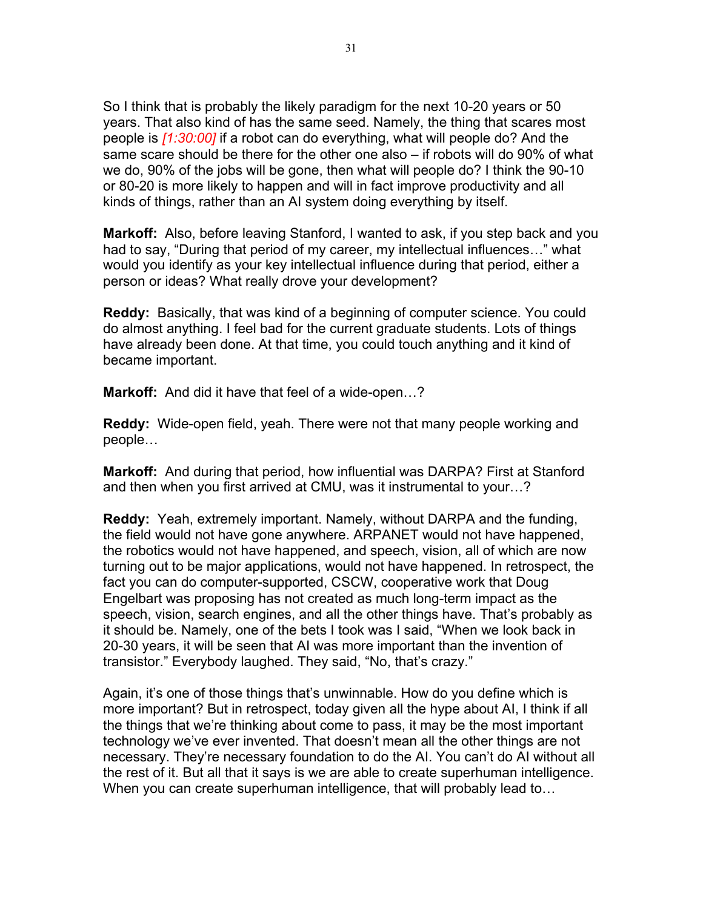So I think that is probably the likely paradigm for the next 10-20 years or 50 years. That also kind of has the same seed. Namely, the thing that scares most people is *[1:30:00]* if a robot can do everything, what will people do? And the same scare should be there for the other one also – if robots will do 90% of what we do, 90% of the jobs will be gone, then what will people do? I think the 90-10 or 80-20 is more likely to happen and will in fact improve productivity and all kinds of things, rather than an AI system doing everything by itself.

**Markoff:** Also, before leaving Stanford, I wanted to ask, if you step back and you had to say, "During that period of my career, my intellectual influences…" what would you identify as your key intellectual influence during that period, either a person or ideas? What really drove your development?

**Reddy:** Basically, that was kind of a beginning of computer science. You could do almost anything. I feel bad for the current graduate students. Lots of things have already been done. At that time, you could touch anything and it kind of became important.

**Markoff:** And did it have that feel of a wide-open…?

**Reddy:** Wide-open field, yeah. There were not that many people working and people…

**Markoff:** And during that period, how influential was DARPA? First at Stanford and then when you first arrived at CMU, was it instrumental to your…?

**Reddy:** Yeah, extremely important. Namely, without DARPA and the funding, the field would not have gone anywhere. ARPANET would not have happened, the robotics would not have happened, and speech, vision, all of which are now turning out to be major applications, would not have happened. In retrospect, the fact you can do computer-supported, CSCW, cooperative work that Doug Engelbart was proposing has not created as much long-term impact as the speech, vision, search engines, and all the other things have. That's probably as it should be. Namely, one of the bets I took was I said, "When we look back in 20-30 years, it will be seen that AI was more important than the invention of transistor." Everybody laughed. They said, "No, that's crazy."

Again, it's one of those things that's unwinnable. How do you define which is more important? But in retrospect, today given all the hype about AI, I think if all the things that we're thinking about come to pass, it may be the most important technology we've ever invented. That doesn't mean all the other things are not necessary. They're necessary foundation to do the AI. You can't do AI without all the rest of it. But all that it says is we are able to create superhuman intelligence. When you can create superhuman intelligence, that will probably lead to…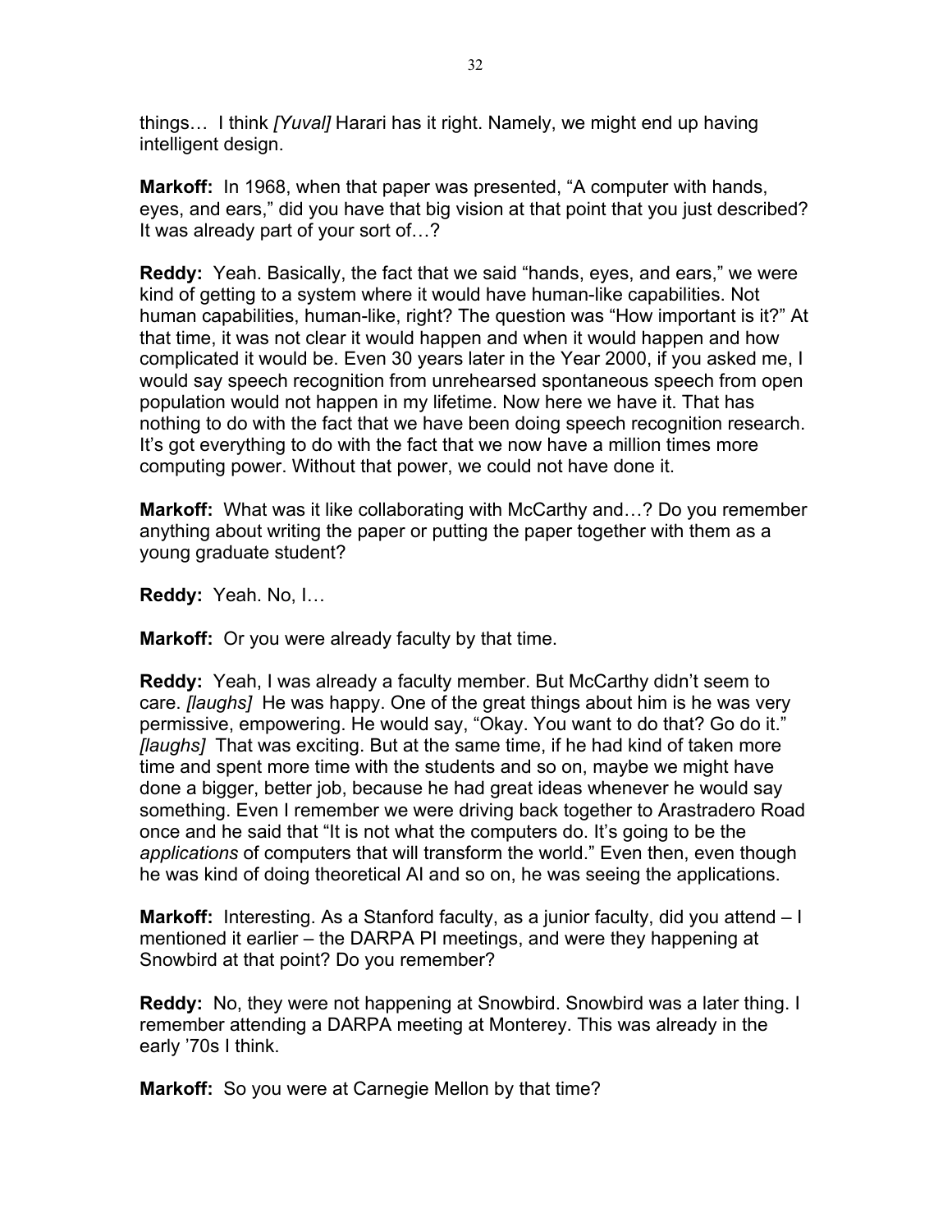things… I think *[Yuval]* Harari has it right. Namely, we might end up having intelligent design.

**Markoff:** In 1968, when that paper was presented, "A computer with hands, eyes, and ears," did you have that big vision at that point that you just described? It was already part of your sort of…?

**Reddy:** Yeah. Basically, the fact that we said "hands, eyes, and ears," we were kind of getting to a system where it would have human-like capabilities. Not human capabilities, human-like, right? The question was "How important is it?" At that time, it was not clear it would happen and when it would happen and how complicated it would be. Even 30 years later in the Year 2000, if you asked me, I would say speech recognition from unrehearsed spontaneous speech from open population would not happen in my lifetime. Now here we have it. That has nothing to do with the fact that we have been doing speech recognition research. It's got everything to do with the fact that we now have a million times more computing power. Without that power, we could not have done it.

**Markoff:** What was it like collaborating with McCarthy and…? Do you remember anything about writing the paper or putting the paper together with them as a young graduate student?

**Reddy:** Yeah. No, I…

**Markoff:** Or you were already faculty by that time.

**Reddy:** Yeah, I was already a faculty member. But McCarthy didn't seem to care. *[laughs]* He was happy. One of the great things about him is he was very permissive, empowering. He would say, "Okay. You want to do that? Go do it." *[laughs]* That was exciting. But at the same time, if he had kind of taken more time and spent more time with the students and so on, maybe we might have done a bigger, better job, because he had great ideas whenever he would say something. Even I remember we were driving back together to Arastradero Road once and he said that "It is not what the computers do. It's going to be the *applications* of computers that will transform the world." Even then, even though he was kind of doing theoretical AI and so on, he was seeing the applications.

**Markoff:** Interesting. As a Stanford faculty, as a junior faculty, did you attend – I mentioned it earlier – the DARPA PI meetings, and were they happening at Snowbird at that point? Do you remember?

**Reddy:** No, they were not happening at Snowbird. Snowbird was a later thing. I remember attending a DARPA meeting at Monterey. This was already in the early '70s I think.

**Markoff:** So you were at Carnegie Mellon by that time?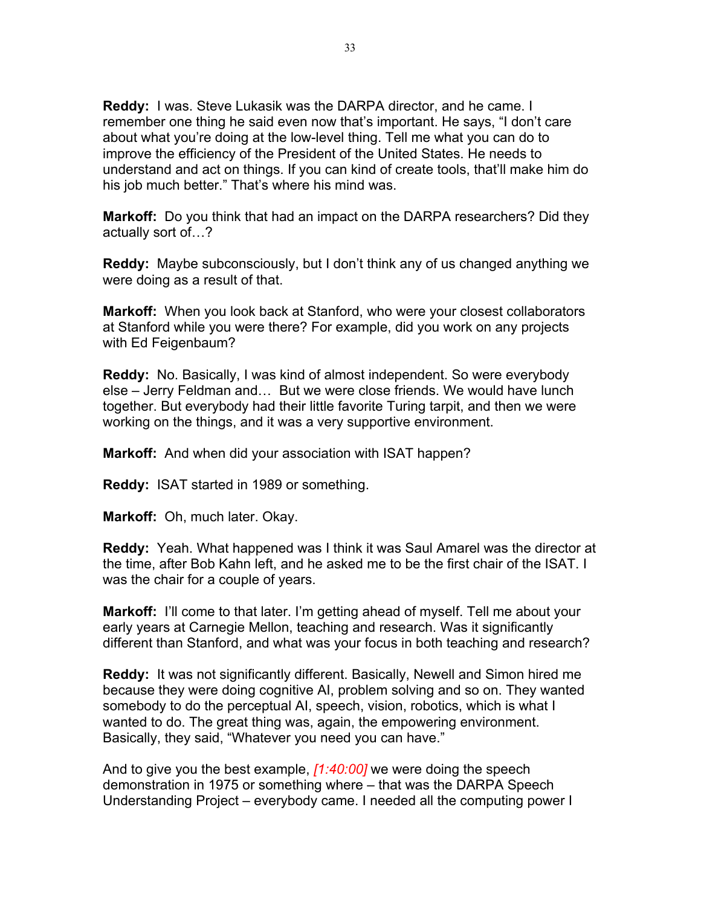**Reddy:** I was. Steve Lukasik was the DARPA director, and he came. I remember one thing he said even now that's important. He says, "I don't care about what you're doing at the low-level thing. Tell me what you can do to improve the efficiency of the President of the United States. He needs to understand and act on things. If you can kind of create tools, that'll make him do his job much better." That's where his mind was.

**Markoff:** Do you think that had an impact on the DARPA researchers? Did they actually sort of…?

**Reddy:** Maybe subconsciously, but I don't think any of us changed anything we were doing as a result of that.

**Markoff:** When you look back at Stanford, who were your closest collaborators at Stanford while you were there? For example, did you work on any projects with Ed Feigenbaum?

**Reddy:** No. Basically, I was kind of almost independent. So were everybody else – Jerry Feldman and… But we were close friends. We would have lunch together. But everybody had their little favorite Turing tarpit, and then we were working on the things, and it was a very supportive environment.

**Markoff:** And when did your association with ISAT happen?

**Reddy:** ISAT started in 1989 or something.

**Markoff:** Oh, much later. Okay.

**Reddy:** Yeah. What happened was I think it was Saul Amarel was the director at the time, after Bob Kahn left, and he asked me to be the first chair of the ISAT. I was the chair for a couple of years.

**Markoff:** I'll come to that later. I'm getting ahead of myself. Tell me about your early years at Carnegie Mellon, teaching and research. Was it significantly different than Stanford, and what was your focus in both teaching and research?

**Reddy:** It was not significantly different. Basically, Newell and Simon hired me because they were doing cognitive AI, problem solving and so on. They wanted somebody to do the perceptual AI, speech, vision, robotics, which is what I wanted to do. The great thing was, again, the empowering environment. Basically, they said, "Whatever you need you can have."

And to give you the best example, *[1:40:00]* we were doing the speech demonstration in 1975 or something where – that was the DARPA Speech Understanding Project – everybody came. I needed all the computing power I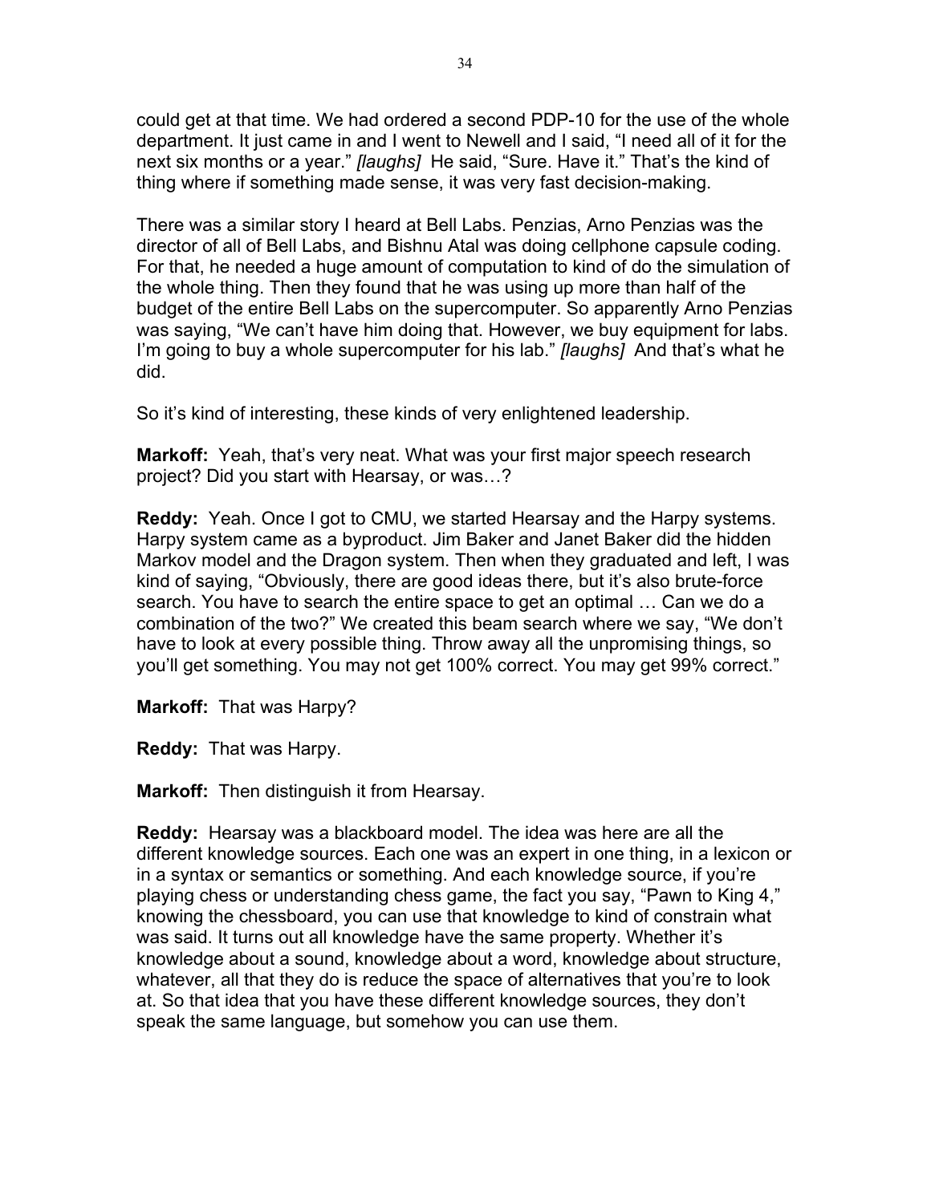could get at that time. We had ordered a second PDP-10 for the use of the whole department. It just came in and I went to Newell and I said, "I need all of it for the next six months or a year." *[laughs]* He said, "Sure. Have it." That's the kind of thing where if something made sense, it was very fast decision-making.

There was a similar story I heard at Bell Labs. Penzias, Arno Penzias was the director of all of Bell Labs, and Bishnu Atal was doing cellphone capsule coding. For that, he needed a huge amount of computation to kind of do the simulation of the whole thing. Then they found that he was using up more than half of the budget of the entire Bell Labs on the supercomputer. So apparently Arno Penzias was saying, "We can't have him doing that. However, we buy equipment for labs. I'm going to buy a whole supercomputer for his lab." *[laughs]* And that's what he did.

So it's kind of interesting, these kinds of very enlightened leadership.

**Markoff:** Yeah, that's very neat. What was your first major speech research project? Did you start with Hearsay, or was…?

**Reddy:** Yeah. Once I got to CMU, we started Hearsay and the Harpy systems. Harpy system came as a byproduct. Jim Baker and Janet Baker did the hidden Markov model and the Dragon system. Then when they graduated and left, I was kind of saying, "Obviously, there are good ideas there, but it's also brute-force search. You have to search the entire space to get an optimal … Can we do a combination of the two?" We created this beam search where we say, "We don't have to look at every possible thing. Throw away all the unpromising things, so you'll get something. You may not get 100% correct. You may get 99% correct."

**Markoff:** That was Harpy?

**Reddy:** That was Harpy.

**Markoff:** Then distinguish it from Hearsay.

**Reddy:** Hearsay was a blackboard model. The idea was here are all the different knowledge sources. Each one was an expert in one thing, in a lexicon or in a syntax or semantics or something. And each knowledge source, if you're playing chess or understanding chess game, the fact you say, "Pawn to King 4," knowing the chessboard, you can use that knowledge to kind of constrain what was said. It turns out all knowledge have the same property. Whether it's knowledge about a sound, knowledge about a word, knowledge about structure, whatever, all that they do is reduce the space of alternatives that you're to look at. So that idea that you have these different knowledge sources, they don't speak the same language, but somehow you can use them.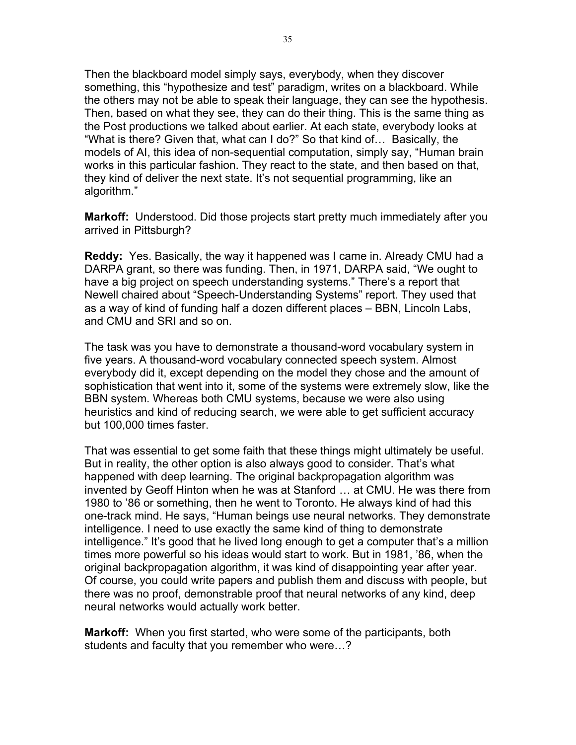Then the blackboard model simply says, everybody, when they discover something, this "hypothesize and test" paradigm, writes on a blackboard. While the others may not be able to speak their language, they can see the hypothesis. Then, based on what they see, they can do their thing. This is the same thing as the Post productions we talked about earlier. At each state, everybody looks at "What is there? Given that, what can I do?" So that kind of… Basically, the models of AI, this idea of non-sequential computation, simply say, "Human brain works in this particular fashion. They react to the state, and then based on that, they kind of deliver the next state. It's not sequential programming, like an algorithm."

**Markoff:** Understood. Did those projects start pretty much immediately after you arrived in Pittsburgh?

**Reddy:** Yes. Basically, the way it happened was I came in. Already CMU had a DARPA grant, so there was funding. Then, in 1971, DARPA said, "We ought to have a big project on speech understanding systems." There's a report that Newell chaired about "Speech-Understanding Systems" report. They used that as a way of kind of funding half a dozen different places – BBN, Lincoln Labs, and CMU and SRI and so on.

The task was you have to demonstrate a thousand-word vocabulary system in five years. A thousand-word vocabulary connected speech system. Almost everybody did it, except depending on the model they chose and the amount of sophistication that went into it, some of the systems were extremely slow, like the BBN system. Whereas both CMU systems, because we were also using heuristics and kind of reducing search, we were able to get sufficient accuracy but 100,000 times faster.

That was essential to get some faith that these things might ultimately be useful. But in reality, the other option is also always good to consider. That's what happened with deep learning. The original backpropagation algorithm was invented by Geoff Hinton when he was at Stanford … at CMU. He was there from 1980 to '86 or something, then he went to Toronto. He always kind of had this one-track mind. He says, "Human beings use neural networks. They demonstrate intelligence. I need to use exactly the same kind of thing to demonstrate intelligence." It's good that he lived long enough to get a computer that's a million times more powerful so his ideas would start to work. But in 1981, '86, when the original backpropagation algorithm, it was kind of disappointing year after year. Of course, you could write papers and publish them and discuss with people, but there was no proof, demonstrable proof that neural networks of any kind, deep neural networks would actually work better.

**Markoff:** When you first started, who were some of the participants, both students and faculty that you remember who were…?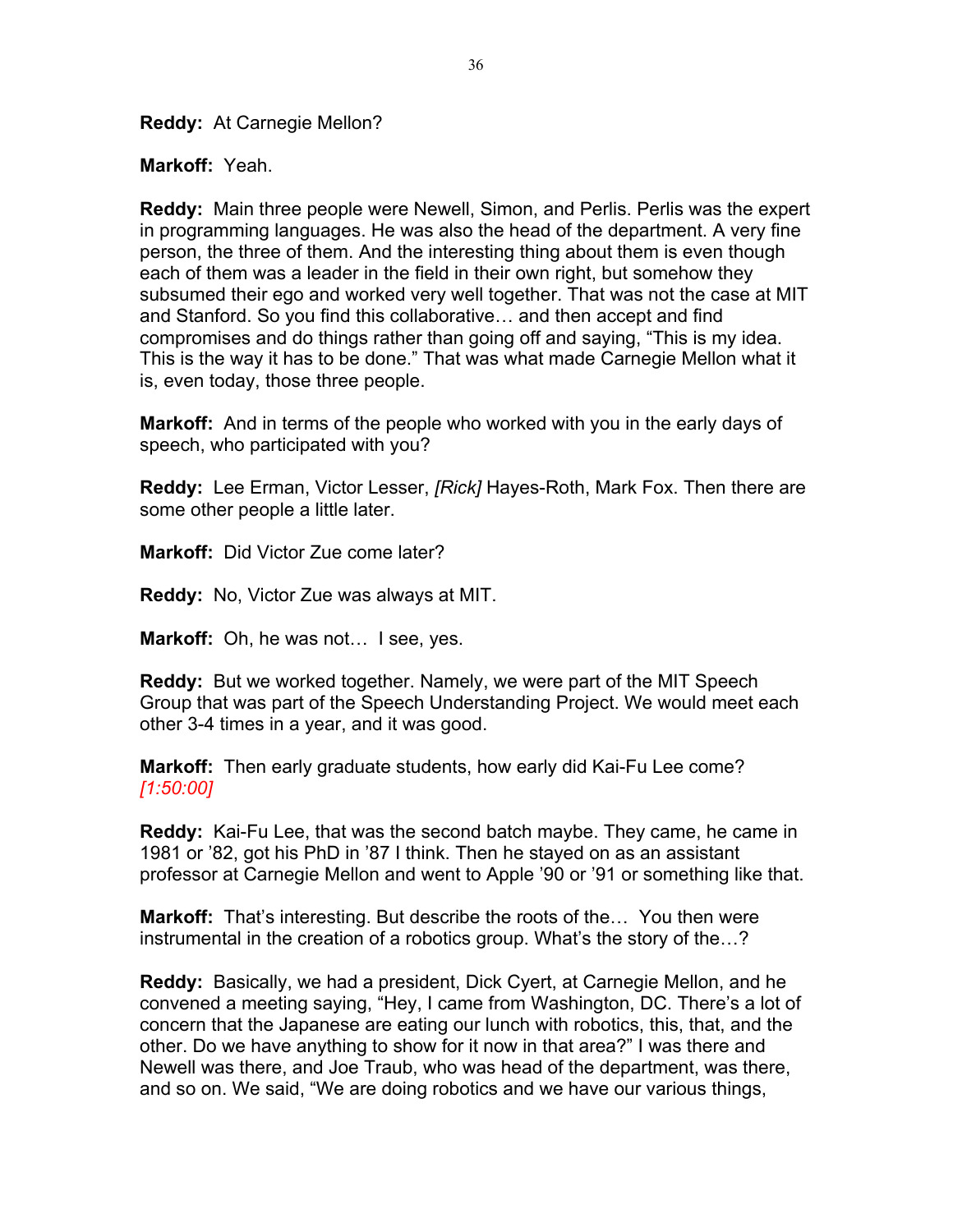**Reddy:** At Carnegie Mellon?

**Markoff:** Yeah.

**Reddy:** Main three people were Newell, Simon, and Perlis. Perlis was the expert in programming languages. He was also the head of the department. A very fine person, the three of them. And the interesting thing about them is even though each of them was a leader in the field in their own right, but somehow they subsumed their ego and worked very well together. That was not the case at MIT and Stanford. So you find this collaborative… and then accept and find compromises and do things rather than going off and saying, "This is my idea. This is the way it has to be done." That was what made Carnegie Mellon what it is, even today, those three people.

**Markoff:** And in terms of the people who worked with you in the early days of speech, who participated with you?

**Reddy:** Lee Erman, Victor Lesser, *[Rick]* Hayes-Roth, Mark Fox. Then there are some other people a little later.

**Markoff:** Did Victor Zue come later?

**Reddy:** No, Victor Zue was always at MIT.

**Markoff:** Oh, he was not… I see, yes.

**Reddy:** But we worked together. Namely, we were part of the MIT Speech Group that was part of the Speech Understanding Project. We would meet each other 3-4 times in a year, and it was good.

**Markoff:** Then early graduate students, how early did Kai-Fu Lee come? *[1:50:00]*

**Reddy:** Kai-Fu Lee, that was the second batch maybe. They came, he came in 1981 or '82, got his PhD in '87 I think. Then he stayed on as an assistant professor at Carnegie Mellon and went to Apple '90 or '91 or something like that.

**Markoff:** That's interesting. But describe the roots of the… You then were instrumental in the creation of a robotics group. What's the story of the…?

**Reddy:** Basically, we had a president, Dick Cyert, at Carnegie Mellon, and he convened a meeting saying, "Hey, I came from Washington, DC. There's a lot of concern that the Japanese are eating our lunch with robotics, this, that, and the other. Do we have anything to show for it now in that area?" I was there and Newell was there, and Joe Traub, who was head of the department, was there, and so on. We said, "We are doing robotics and we have our various things,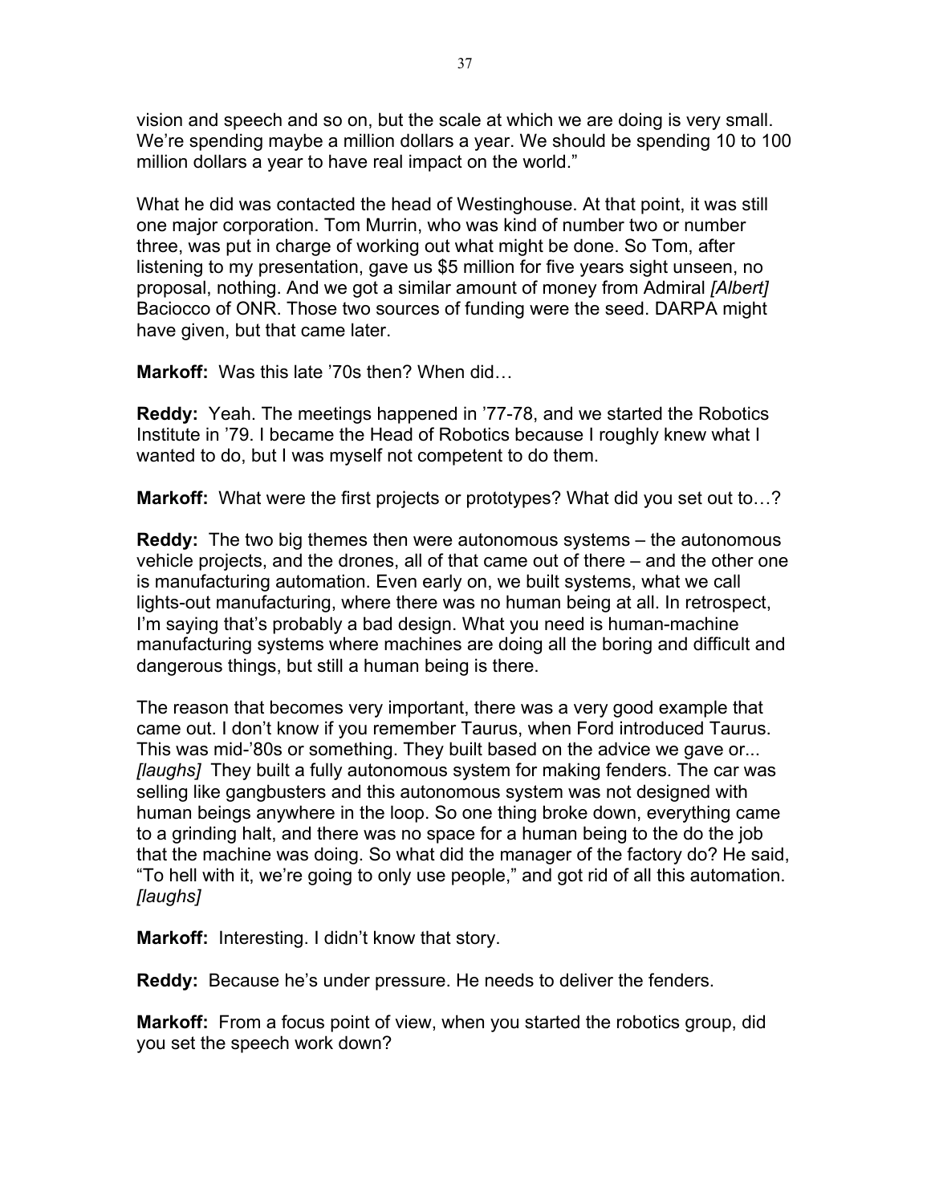vision and speech and so on, but the scale at which we are doing is very small. We're spending maybe a million dollars a year. We should be spending 10 to 100 million dollars a year to have real impact on the world."

What he did was contacted the head of Westinghouse. At that point, it was still one major corporation. Tom Murrin, who was kind of number two or number three, was put in charge of working out what might be done. So Tom, after listening to my presentation, gave us $5 million for five years sight unseen, no proposal, nothing. And we got a similar amount of money from Admiral *[Albert]* Baciocco of ONR. Those two sources of funding were the seed. DARPA might have given, but that came later.

**Markoff:** Was this late '70s then? When did…

**Reddy:** Yeah. The meetings happened in '77-78, and we started the Robotics Institute in '79. I became the Head of Robotics because I roughly knew what I wanted to do, but I was myself not competent to do them.

**Markoff:** What were the first projects or prototypes? What did you set out to…?

**Reddy:** The two big themes then were autonomous systems – the autonomous vehicle projects, and the drones, all of that came out of there – and the other one is manufacturing automation. Even early on, we built systems, what we call lights-out manufacturing, where there was no human being at all. In retrospect, I'm saying that's probably a bad design. What you need is human-machine manufacturing systems where machines are doing all the boring and difficult and dangerous things, but still a human being is there.

The reason that becomes very important, there was a very good example that came out. I don't know if you remember Taurus, when Ford introduced Taurus. This was mid-'80s or something. They built based on the advice we gave or... *[laughs]* They built a fully autonomous system for making fenders. The car was selling like gangbusters and this autonomous system was not designed with human beings anywhere in the loop. So one thing broke down, everything came to a grinding halt, and there was no space for a human being to the do the job that the machine was doing. So what did the manager of the factory do? He said, "To hell with it, we're going to only use people," and got rid of all this automation. *[laughs]*

**Markoff:** Interesting. I didn't know that story.

**Reddy:** Because he's under pressure. He needs to deliver the fenders.

**Markoff:** From a focus point of view, when you started the robotics group, did you set the speech work down?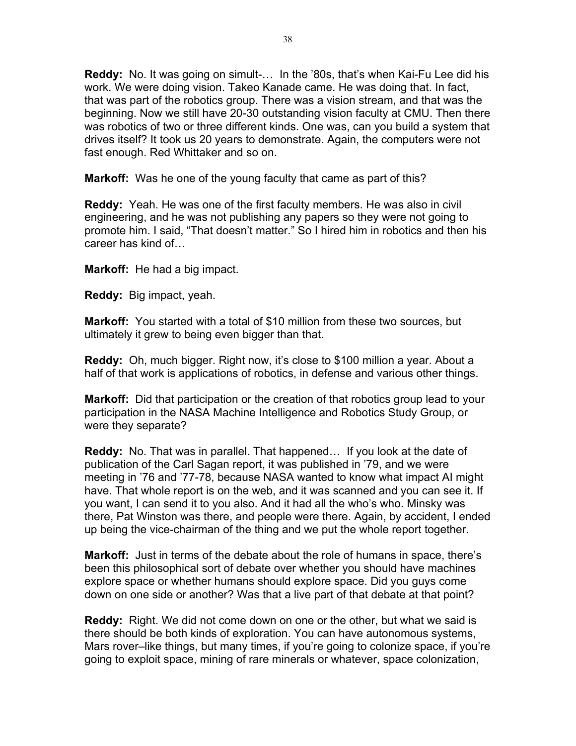**Reddy:** No. It was going on simult-… In the '80s, that's when Kai-Fu Lee did his work. We were doing vision. Takeo Kanade came. He was doing that. In fact, that was part of the robotics group. There was a vision stream, and that was the beginning. Now we still have 20-30 outstanding vision faculty at CMU. Then there was robotics of two or three different kinds. One was, can you build a system that drives itself? It took us 20 years to demonstrate. Again, the computers were not fast enough. Red Whittaker and so on.

**Markoff:** Was he one of the young faculty that came as part of this?

**Reddy:** Yeah. He was one of the first faculty members. He was also in civil engineering, and he was not publishing any papers so they were not going to promote him. I said, "That doesn't matter." So I hired him in robotics and then his career has kind of…

**Markoff:** He had a big impact.

**Reddy:** Big impact, yeah.

**Markoff:** You started with a total of $10 million from these two sources, but ultimately it grew to being even bigger than that.

**Reddy:** Oh, much bigger. Right now, it's close to $100 million a year. About a half of that work is applications of robotics, in defense and various other things.

**Markoff:** Did that participation or the creation of that robotics group lead to your participation in the NASA Machine Intelligence and Robotics Study Group, or were they separate?

**Reddy:** No. That was in parallel. That happened… If you look at the date of publication of the Carl Sagan report, it was published in '79, and we were meeting in '76 and '77-78, because NASA wanted to know what impact AI might have. That whole report is on the web, and it was scanned and you can see it. If you want, I can send it to you also. And it had all the who's who. Minsky was there, Pat Winston was there, and people were there. Again, by accident, I ended up being the vice-chairman of the thing and we put the whole report together.

**Markoff:** Just in terms of the debate about the role of humans in space, there's been this philosophical sort of debate over whether you should have machines explore space or whether humans should explore space. Did you guys come down on one side or another? Was that a live part of that debate at that point?

**Reddy:** Right. We did not come down on one or the other, but what we said is there should be both kinds of exploration. You can have autonomous systems, Mars rover–like things, but many times, if you're going to colonize space, if you're going to exploit space, mining of rare minerals or whatever, space colonization,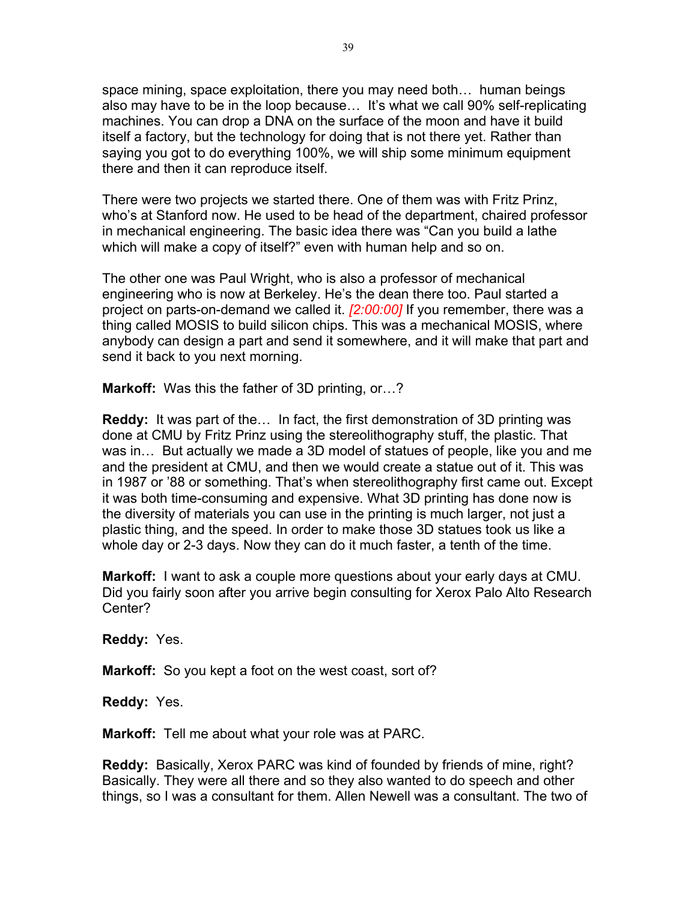space mining, space exploitation, there you may need both… human beings also may have to be in the loop because… It's what we call 90% self-replicating machines. You can drop a DNA on the surface of the moon and have it build itself a factory, but the technology for doing that is not there yet. Rather than saying you got to do everything 100%, we will ship some minimum equipment there and then it can reproduce itself.

There were two projects we started there. One of them was with Fritz Prinz, who's at Stanford now. He used to be head of the department, chaired professor in mechanical engineering. The basic idea there was "Can you build a lathe which will make a copy of itself?" even with human help and so on.

The other one was Paul Wright, who is also a professor of mechanical engineering who is now at Berkeley. He's the dean there too. Paul started a project on parts-on-demand we called it. *[2:00:00]* If you remember, there was a thing called MOSIS to build silicon chips. This was a mechanical MOSIS, where anybody can design a part and send it somewhere, and it will make that part and send it back to you next morning.

**Markoff:** Was this the father of 3D printing, or…?

**Reddy:** It was part of the… In fact, the first demonstration of 3D printing was done at CMU by Fritz Prinz using the stereolithography stuff, the plastic. That was in… But actually we made a 3D model of statues of people, like you and me and the president at CMU, and then we would create a statue out of it. This was in 1987 or '88 or something. That's when stereolithography first came out. Except it was both time-consuming and expensive. What 3D printing has done now is the diversity of materials you can use in the printing is much larger, not just a plastic thing, and the speed. In order to make those 3D statues took us like a whole day or 2-3 days. Now they can do it much faster, a tenth of the time.

**Markoff:** I want to ask a couple more questions about your early days at CMU. Did you fairly soon after you arrive begin consulting for Xerox Palo Alto Research Center?

**Reddy:** Yes.

**Markoff:** So you kept a foot on the west coast, sort of?

**Reddy:** Yes.

**Markoff:** Tell me about what your role was at PARC.

**Reddy:** Basically, Xerox PARC was kind of founded by friends of mine, right? Basically. They were all there and so they also wanted to do speech and other things, so I was a consultant for them. Allen Newell was a consultant. The two of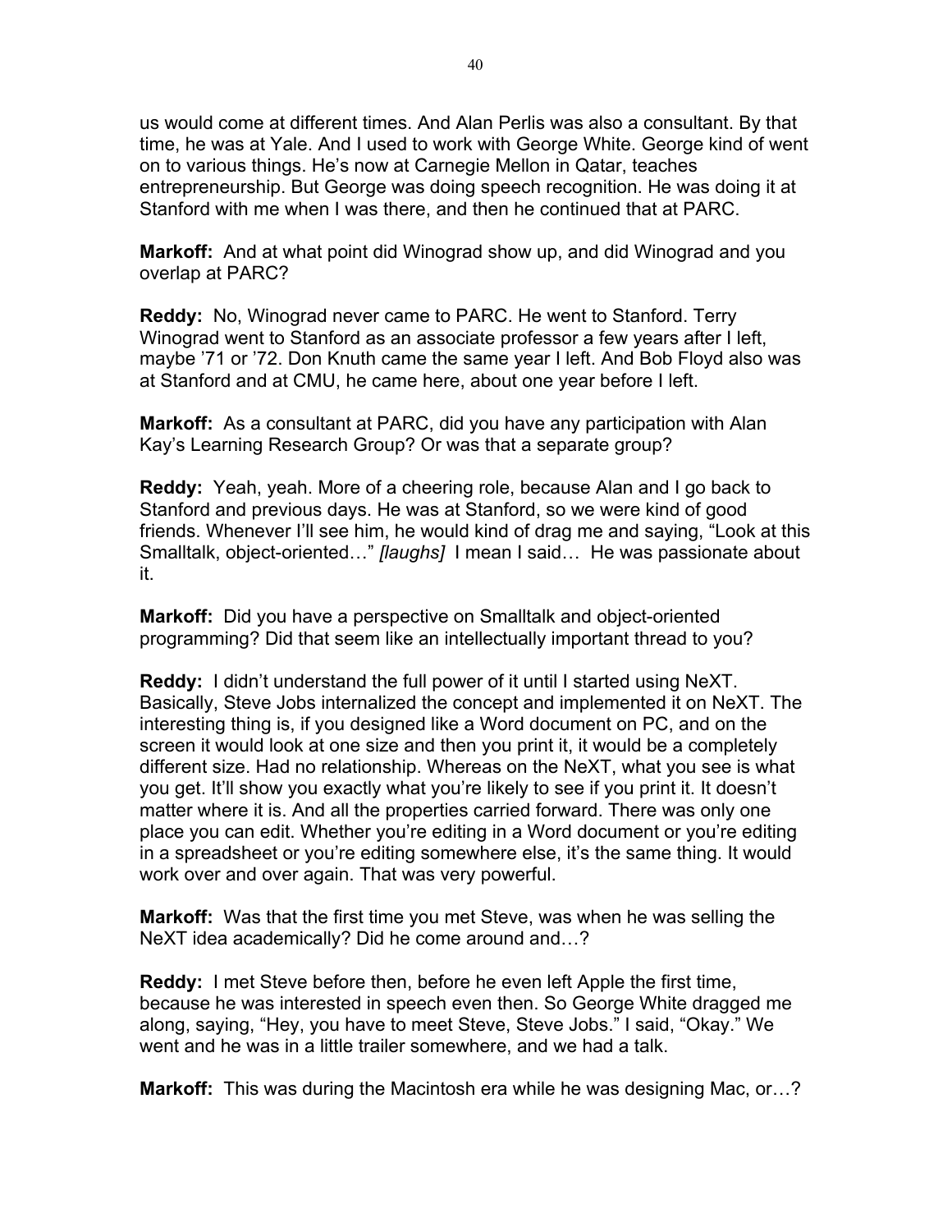us would come at different times. And Alan Perlis was also a consultant. By that time, he was at Yale. And I used to work with George White. George kind of went on to various things. He's now at Carnegie Mellon in Qatar, teaches entrepreneurship. But George was doing speech recognition. He was doing it at Stanford with me when I was there, and then he continued that at PARC.

**Markoff:** And at what point did Winograd show up, and did Winograd and you overlap at PARC?

**Reddy:** No, Winograd never came to PARC. He went to Stanford. Terry Winograd went to Stanford as an associate professor a few years after I left, maybe '71 or '72. Don Knuth came the same year I left. And Bob Floyd also was at Stanford and at CMU, he came here, about one year before I left.

**Markoff:** As a consultant at PARC, did you have any participation with Alan Kay's Learning Research Group? Or was that a separate group?

**Reddy:** Yeah, yeah. More of a cheering role, because Alan and I go back to Stanford and previous days. He was at Stanford, so we were kind of good friends. Whenever I'll see him, he would kind of drag me and saying, "Look at this Smalltalk, object-oriented…" *[laughs]* I mean I said… He was passionate about it.

**Markoff:** Did you have a perspective on Smalltalk and object-oriented programming? Did that seem like an intellectually important thread to you?

**Reddy:** I didn't understand the full power of it until I started using NeXT. Basically, Steve Jobs internalized the concept and implemented it on NeXT. The interesting thing is, if you designed like a Word document on PC, and on the screen it would look at one size and then you print it, it would be a completely different size. Had no relationship. Whereas on the NeXT, what you see is what you get. It'll show you exactly what you're likely to see if you print it. It doesn't matter where it is. And all the properties carried forward. There was only one place you can edit. Whether you're editing in a Word document or you're editing in a spreadsheet or you're editing somewhere else, it's the same thing. It would work over and over again. That was very powerful.

**Markoff:** Was that the first time you met Steve, was when he was selling the NeXT idea academically? Did he come around and…?

**Reddy:** I met Steve before then, before he even left Apple the first time, because he was interested in speech even then. So George White dragged me along, saying, "Hey, you have to meet Steve, Steve Jobs." I said, "Okay." We went and he was in a little trailer somewhere, and we had a talk.

**Markoff:** This was during the Macintosh era while he was designing Mac, or…?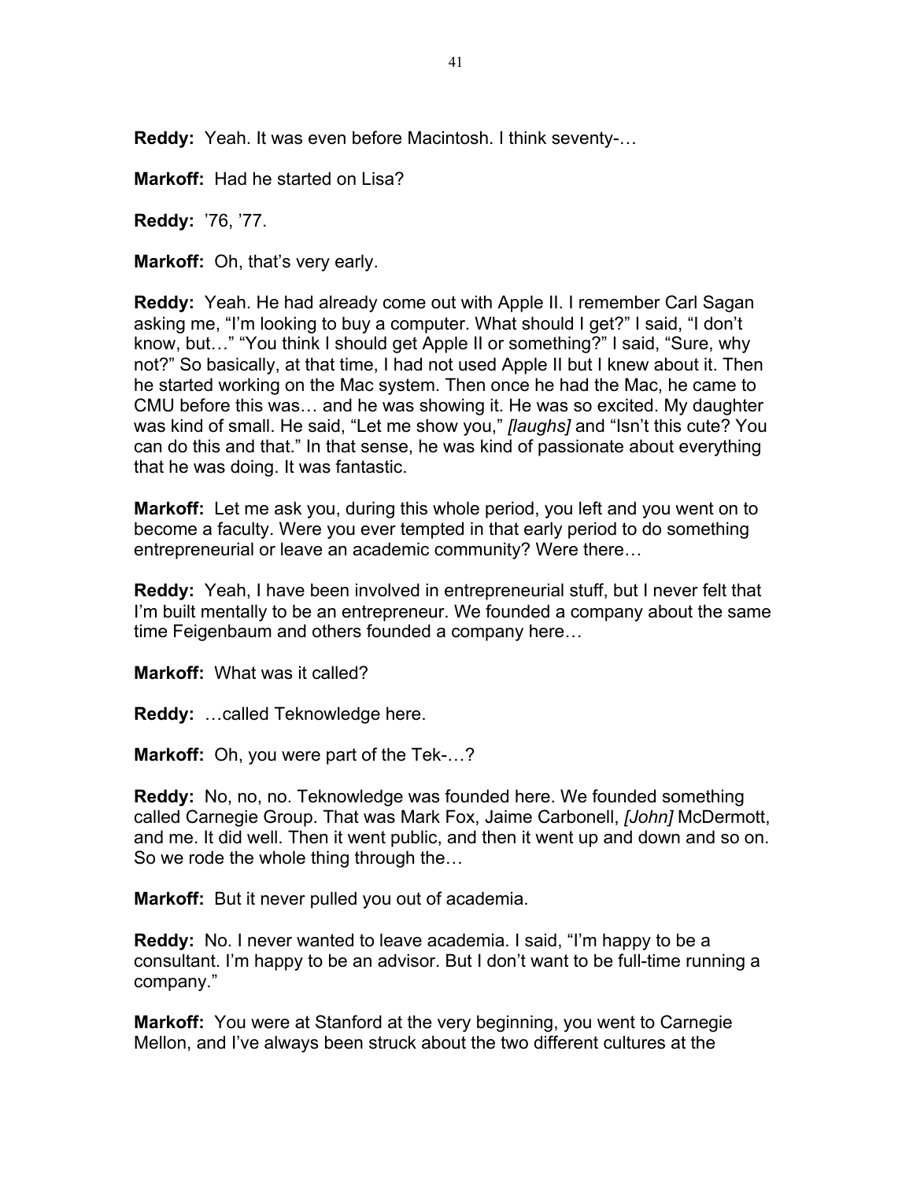**Reddy:** Yeah. It was even before Macintosh. I think seventy-…

**Markoff:** Had he started on Lisa?

**Reddy:** ’76, ’77.

**Markoff:** Oh, that’s very early.

**Reddy:** Yeah. He had already come out with Apple II. I remember Carl Sagan asking me, “I’m looking to buy a computer. What should I get?” I said, “I don’t know, but…” “You think I should get Apple II or something?” I said, “Sure, why not?” So basically, at that time, I had not used Apple II but I knew about it. Then he started working on the Mac system. Then once he had the Mac, he came to CMU before this was… and he was showing it. He was so excited. My daughter was kind of small. He said, “Let me show you,” *[laughs]* and “Isn’t this cute? You can do this and that.” In that sense, he was kind of passionate about everything that he was doing. It was fantastic.

**Markoff:** Let me ask you, during this whole period, you left and you went on to become a faculty. Were you ever tempted in that early period to do something entrepreneurial or leave an academic community? Were there…

**Reddy:** Yeah, I have been involved in entrepreneurial stuff, but I never felt that I’m built mentally to be an entrepreneur. We founded a company about the same time Feigenbaum and others founded a company here…

**Markoff:** What was it called?

**Reddy:** …called Teknowledge here.

**Markoff:** Oh, you were part of the Tek-…?

**Reddy:** No, no, no. Teknowledge was founded here. We founded something called Carnegie Group. That was Mark Fox, Jaime Carbonell, *[John]* McDermott, and me. It did well. Then it went public, and then it went up and down and so on. So we rode the whole thing through the…

**Markoff:** But it never pulled you out of academia.

**Reddy:** No. I never wanted to leave academia. I said, “I’m happy to be a consultant. I’m happy to be an advisor. But I don’t want to be full-time running a company.”

**Markoff:** You were at Stanford at the very beginning, you went to Carnegie Mellon, and I’ve always been struck about the two different cultures at the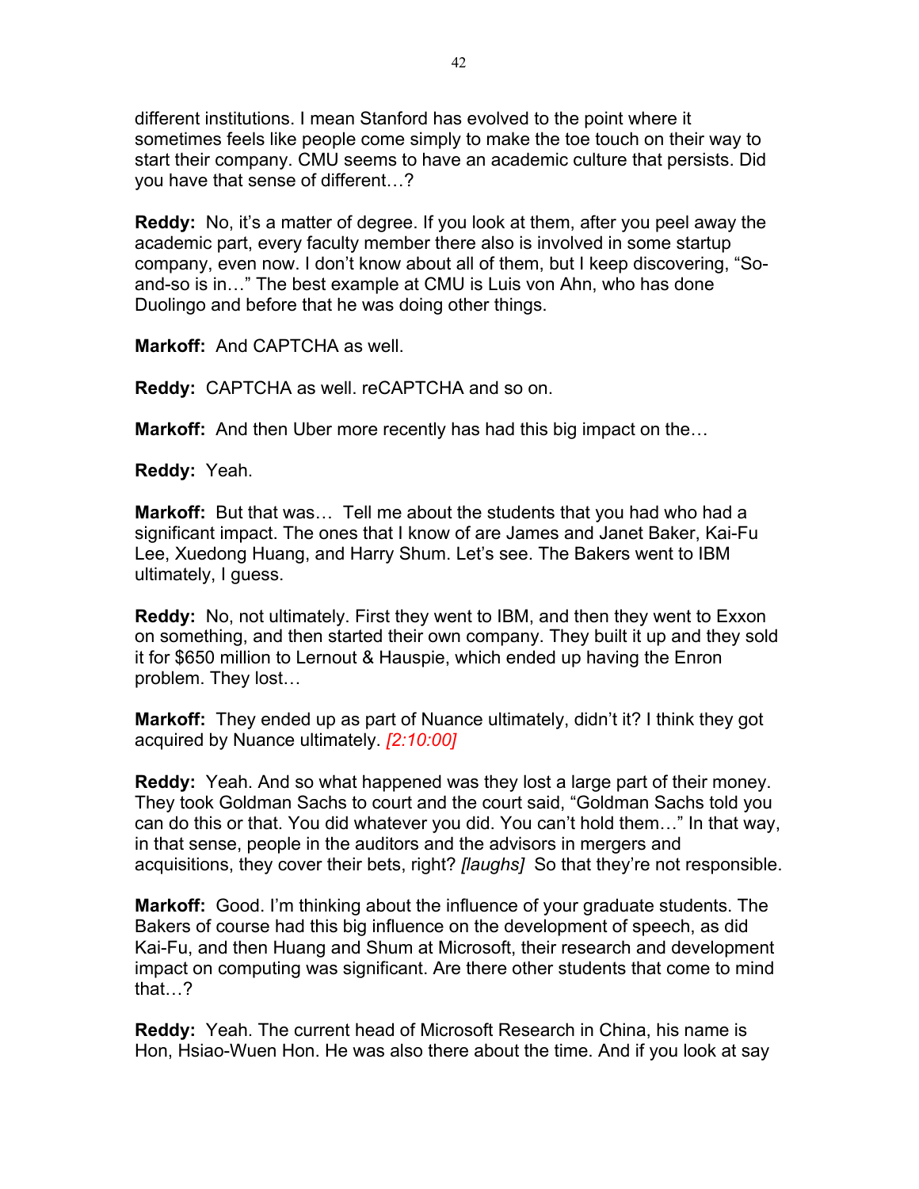different institutions. I mean Stanford has evolved to the point where it sometimes feels like people come simply to make the toe touch on their way to start their company. CMU seems to have an academic culture that persists. Did you have that sense of different…?

**Reddy:** No, it's a matter of degree. If you look at them, after you peel away the academic part, every faculty member there also is involved in some startup company, even now. I don't know about all of them, but I keep discovering, "So-and-so is in…" The best example at CMU is Luis von Ahn, who has done Duolingo and before that he was doing other things.

**Markoff:** And CAPTCHA as well.

**Reddy:** CAPTCHA as well. reCAPTCHA and so on.

**Markoff:** And then Uber more recently has had this big impact on the…

**Reddy:** Yeah.

**Markoff:** But that was… Tell me about the students that you had who had a significant impact. The ones that I know of are James and Janet Baker, Kai-Fu Lee, Xuedong Huang, and Harry Shum. Let's see. The Bakers went to IBM ultimately, I guess.

**Reddy:** No, not ultimately. First they went to IBM, and then they went to Exxon on something, and then started their own company. They built it up and they sold it for $650 million to Lernout & Hauspie, which ended up having the Enron problem. They lost…

**Markoff:** They ended up as part of Nuance ultimately, didn't it? I think they got acquired by Nuance ultimately. *[2:10:00]*

**Reddy:** Yeah. And so what happened was they lost a large part of their money. They took Goldman Sachs to court and the court said, "Goldman Sachs told you can do this or that. You did whatever you did. You can't hold them…" In that way, in that sense, people in the auditors and the advisors in mergers and acquisitions, they cover their bets, right? *[laughs]* So that they're not responsible.

**Markoff:** Good. I'm thinking about the influence of your graduate students. The Bakers of course had this big influence on the development of speech, as did Kai-Fu, and then Huang and Shum at Microsoft, their research and development impact on computing was significant. Are there other students that come to mind that…?

**Reddy:** Yeah. The current head of Microsoft Research in China, his name is Hon, Hsiao-Wuen Hon. He was also there about the time. And if you look at say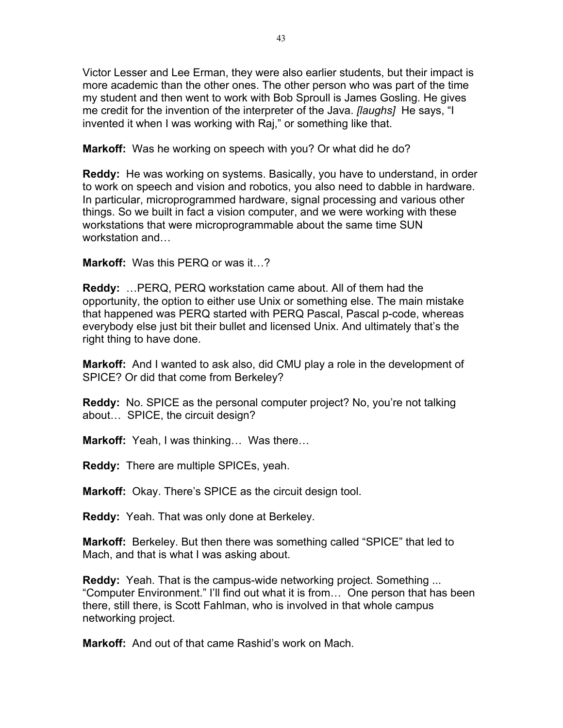Victor Lesser and Lee Erman, they were also earlier students, but their impact is more academic than the other ones. The other person who was part of the time my student and then went to work with Bob Sproull is James Gosling. He gives me credit for the invention of the interpreter of the Java. *[laughs]* He says, "I invented it when I was working with Raj," or something like that.

**Markoff:** Was he working on speech with you? Or what did he do?

**Reddy:** He was working on systems. Basically, you have to understand, in order to work on speech and vision and robotics, you also need to dabble in hardware. In particular, microprogrammed hardware, signal processing and various other things. So we built in fact a vision computer, and we were working with these workstations that were microprogrammable about the same time SUN workstation and…

**Markoff:** Was this PERQ or was it…?

**Reddy:** …PERQ, PERQ workstation came about. All of them had the opportunity, the option to either use Unix or something else. The main mistake that happened was PERQ started with PERQ Pascal, Pascal p-code, whereas everybody else just bit their bullet and licensed Unix. And ultimately that's the right thing to have done.

**Markoff:** And I wanted to ask also, did CMU play a role in the development of SPICE? Or did that come from Berkeley?

**Reddy:** No. SPICE as the personal computer project? No, you're not talking about… SPICE, the circuit design?

**Markoff:** Yeah, I was thinking… Was there…

**Reddy:** There are multiple SPICEs, yeah.

**Markoff:** Okay. There's SPICE as the circuit design tool.

**Reddy:** Yeah. That was only done at Berkeley.

**Markoff:** Berkeley. But then there was something called "SPICE" that led to Mach, and that is what I was asking about.

**Reddy:** Yeah. That is the campus-wide networking project. Something ... "Computer Environment." I'll find out what it is from… One person that has been there, still there, is Scott Fahlman, who is involved in that whole campus networking project.

**Markoff:** And out of that came Rashid's work on Mach.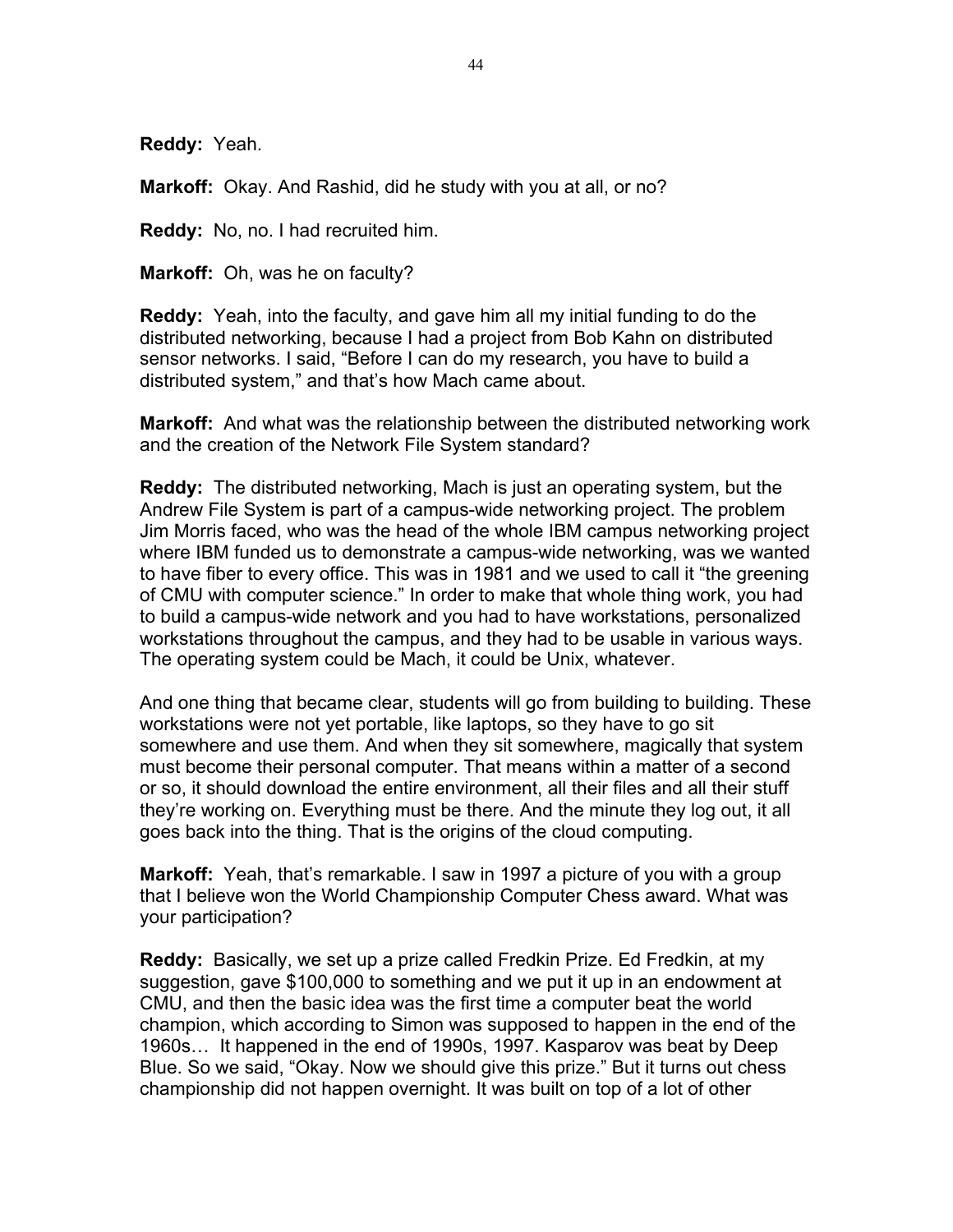**Reddy:** Yeah.

**Markoff:** Okay. And Rashid, did he study with you at all, or no?

**Reddy:** No, no. I had recruited him.

**Markoff:** Oh, was he on faculty?

**Reddy:** Yeah, into the faculty, and gave him all my initial funding to do the distributed networking, because I had a project from Bob Kahn on distributed sensor networks. I said, "Before I can do my research, you have to build a distributed system," and that's how Mach came about.

**Markoff:** And what was the relationship between the distributed networking work and the creation of the Network File System standard?

**Reddy:** The distributed networking, Mach is just an operating system, but the Andrew File System is part of a campus-wide networking project. The problem Jim Morris faced, who was the head of the whole IBM campus networking project where IBM funded us to demonstrate a campus-wide networking, was we wanted to have fiber to every office. This was in 1981 and we used to call it "the greening of CMU with computer science." In order to make that whole thing work, you had to build a campus-wide network and you had to have workstations, personalized workstations throughout the campus, and they had to be usable in various ways. The operating system could be Mach, it could be Unix, whatever.

And one thing that became clear, students will go from building to building. These workstations were not yet portable, like laptops, so they have to go sit somewhere and use them. And when they sit somewhere, magically that system must become their personal computer. That means within a matter of a second or so, it should download the entire environment, all their files and all their stuff they're working on. Everything must be there. And the minute they log out, it all goes back into the thing. That is the origins of the cloud computing.

**Markoff:** Yeah, that's remarkable. I saw in 1997 a picture of you with a group that I believe won the World Championship Computer Chess award. What was your participation?

**Reddy:** Basically, we set up a prize called Fredkin Prize. Ed Fredkin, at my suggestion, gave $100,000 to something and we put it up in an endowment at CMU, and then the basic idea was the first time a computer beat the world champion, which according to Simon was supposed to happen in the end of the 1960s… It happened in the end of 1990s, 1997. Kasparov was beat by Deep Blue. So we said, "Okay. Now we should give this prize." But it turns out chess championship did not happen overnight. It was built on top of a lot of other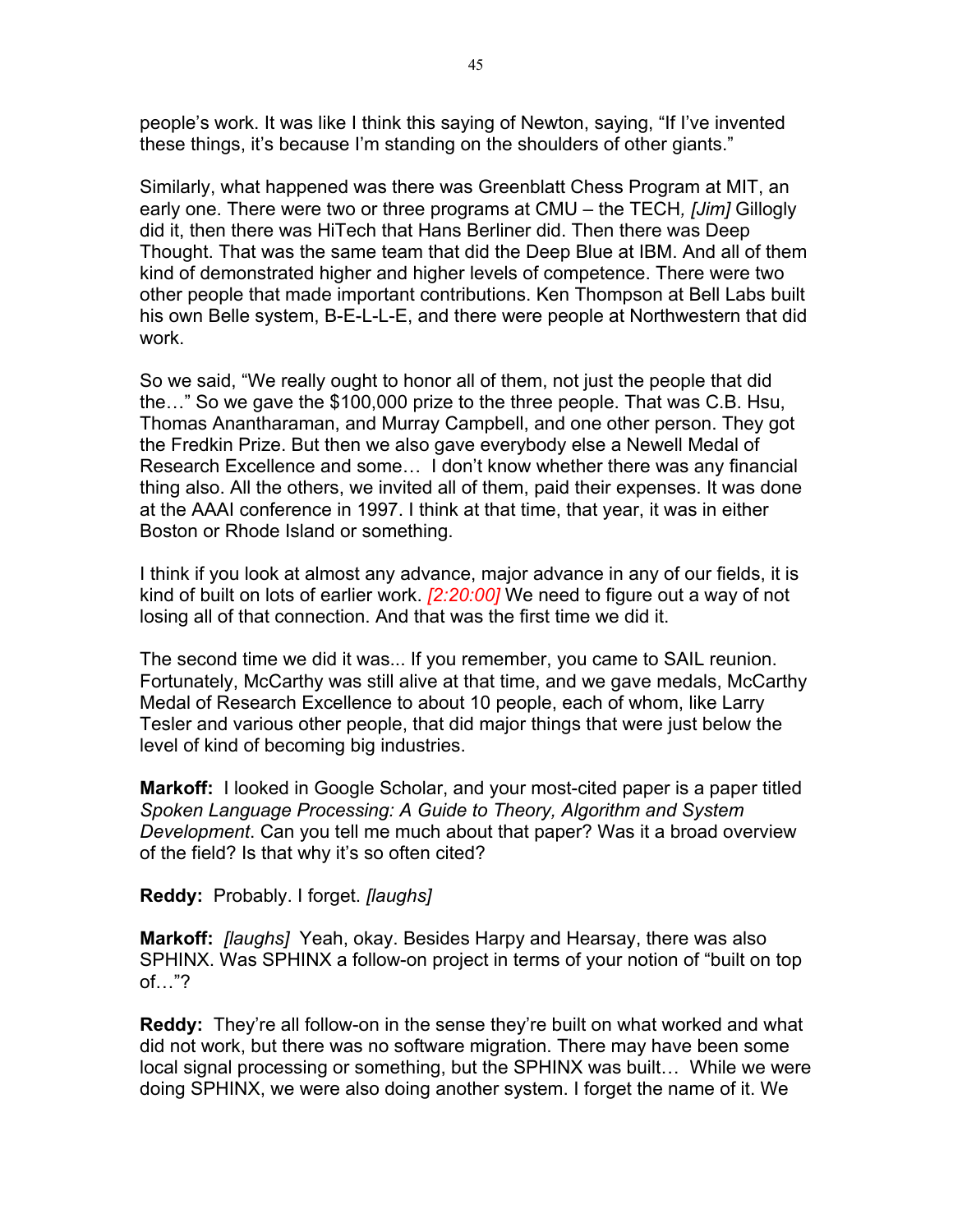people's work. It was like I think this saying of Newton, saying, "If I've invented these things, it's because I'm standing on the shoulders of other giants."

Similarly, what happened was there was Greenblatt Chess Program at MIT, an early one. There were two or three programs at CMU – the TECH*, [Jim]* Gillogly did it, then there was HiTech that Hans Berliner did. Then there was Deep Thought. That was the same team that did the Deep Blue at IBM. And all of them kind of demonstrated higher and higher levels of competence. There were two other people that made important contributions. Ken Thompson at Bell Labs built his own Belle system, B-E-L-L-E, and there were people at Northwestern that did work.

So we said, "We really ought to honor all of them, not just the people that did the…" So we gave the $100,000 prize to the three people. That was C.B. Hsu, Thomas Anantharaman, and Murray Campbell, and one other person. They got the Fredkin Prize. But then we also gave everybody else a Newell Medal of Research Excellence and some… I don't know whether there was any financial thing also. All the others, we invited all of them, paid their expenses. It was done at the AAAI conference in 1997. I think at that time, that year, it was in either Boston or Rhode Island or something.

I think if you look at almost any advance, major advance in any of our fields, it is kind of built on lots of earlier work. *[2:20:00]* We need to figure out a way of not losing all of that connection. And that was the first time we did it.

The second time we did it was... If you remember, you came to SAIL reunion. Fortunately, McCarthy was still alive at that time, and we gave medals, McCarthy Medal of Research Excellence to about 10 people, each of whom, like Larry Tesler and various other people, that did major things that were just below the level of kind of becoming big industries.

**Markoff:** I looked in Google Scholar, and your most-cited paper is a paper titled *Spoken Language Processing: A Guide to Theory, Algorithm and System Development*. Can you tell me much about that paper? Was it a broad overview of the field? Is that why it's so often cited?

**Reddy:** Probably. I forget. *[laughs]*

**Markoff:** *[laughs]* Yeah, okay. Besides Harpy and Hearsay, there was also SPHINX. Was SPHINX a follow-on project in terms of your notion of "built on top of…"?

**Reddy:** They're all follow-on in the sense they're built on what worked and what did not work, but there was no software migration. There may have been some local signal processing or something, but the SPHINX was built… While we were doing SPHINX, we were also doing another system. I forget the name of it. We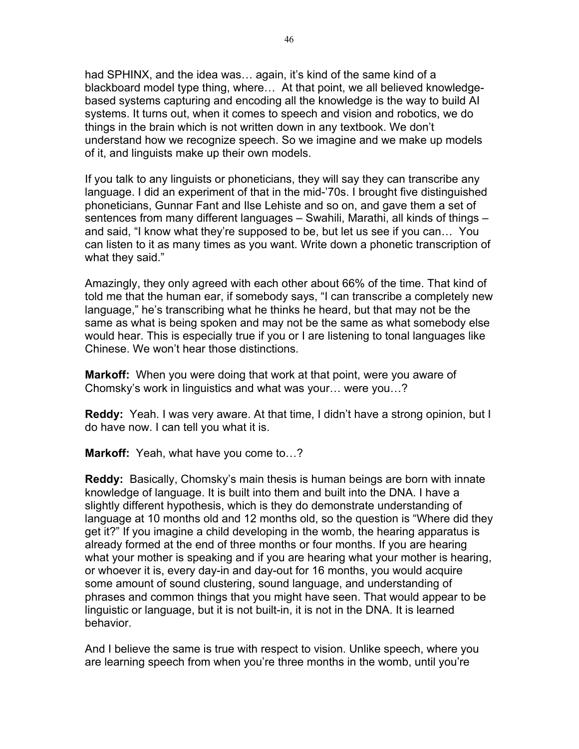had SPHINX, and the idea was… again, it's kind of the same kind of a blackboard model type thing, where… At that point, we all believed knowledge-based systems capturing and encoding all the knowledge is the way to build AI systems. It turns out, when it comes to speech and vision and robotics, we do things in the brain which is not written down in any textbook. We don't understand how we recognize speech. So we imagine and we make up models of it, and linguists make up their own models.

If you talk to any linguists or phoneticians, they will say they can transcribe any language. I did an experiment of that in the mid-'70s. I brought five distinguished phoneticians, Gunnar Fant and Ilse Lehiste and so on, and gave them a set of sentences from many different languages – Swahili, Marathi, all kinds of things – and said, "I know what they're supposed to be, but let us see if you can… You can listen to it as many times as you want. Write down a phonetic transcription of what they said."

Amazingly, they only agreed with each other about 66% of the time. That kind of told me that the human ear, if somebody says, "I can transcribe a completely new language," he's transcribing what he thinks he heard, but that may not be the same as what is being spoken and may not be the same as what somebody else would hear. This is especially true if you or I are listening to tonal languages like Chinese. We won't hear those distinctions.

**Markoff:** When you were doing that work at that point, were you aware of Chomsky's work in linguistics and what was your… were you…?

**Reddy:** Yeah. I was very aware. At that time, I didn't have a strong opinion, but I do have now. I can tell you what it is.

**Markoff:** Yeah, what have you come to…?

**Reddy:** Basically, Chomsky's main thesis is human beings are born with innate knowledge of language. It is built into them and built into the DNA. I have a slightly different hypothesis, which is they do demonstrate understanding of language at 10 months old and 12 months old, so the question is "Where did they get it?" If you imagine a child developing in the womb, the hearing apparatus is already formed at the end of three months or four months. If you are hearing what your mother is speaking and if you are hearing what your mother is hearing, or whoever it is, every day-in and day-out for 16 months, you would acquire some amount of sound clustering, sound language, and understanding of phrases and common things that you might have seen. That would appear to be linguistic or language, but it is not built-in, it is not in the DNA. It is learned behavior.

And I believe the same is true with respect to vision. Unlike speech, where you are learning speech from when you're three months in the womb, until you're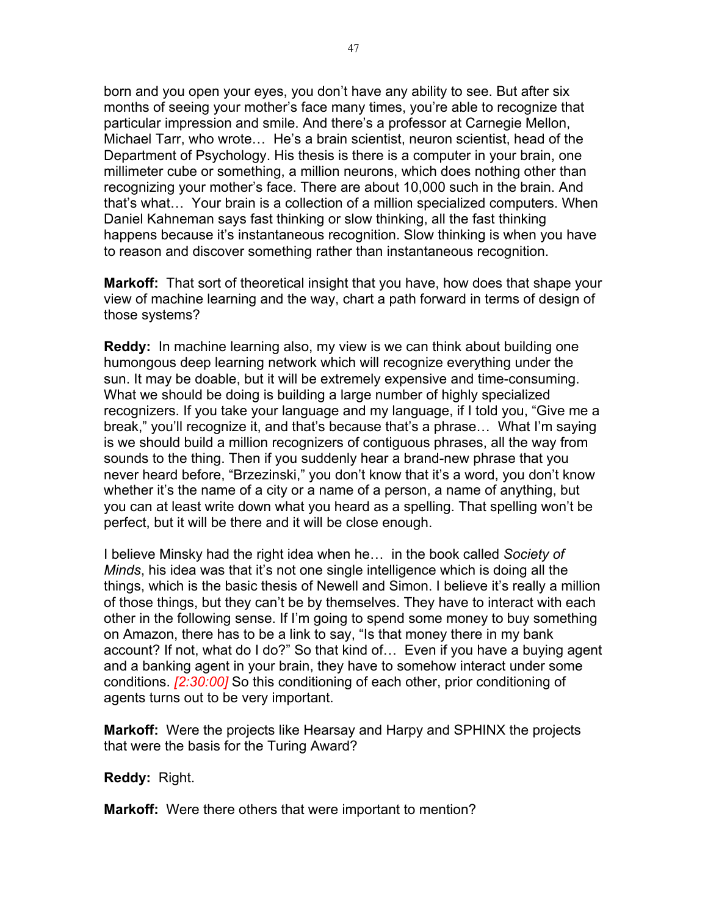born and you open your eyes, you don't have any ability to see. But after six months of seeing your mother's face many times, you're able to recognize that particular impression and smile. And there's a professor at Carnegie Mellon, Michael Tarr, who wrote… He's a brain scientist, neuron scientist, head of the Department of Psychology. His thesis is there is a computer in your brain, one millimeter cube or something, a million neurons, which does nothing other than recognizing your mother's face. There are about 10,000 such in the brain. And that's what… Your brain is a collection of a million specialized computers. When Daniel Kahneman says fast thinking or slow thinking, all the fast thinking happens because it's instantaneous recognition. Slow thinking is when you have to reason and discover something rather than instantaneous recognition.

**Markoff:** That sort of theoretical insight that you have, how does that shape your view of machine learning and the way, chart a path forward in terms of design of those systems?

**Reddy:** In machine learning also, my view is we can think about building one humongous deep learning network which will recognize everything under the sun. It may be doable, but it will be extremely expensive and time-consuming. What we should be doing is building a large number of highly specialized recognizers. If you take your language and my language, if I told you, "Give me a break," you'll recognize it, and that's because that's a phrase… What I'm saying is we should build a million recognizers of contiguous phrases, all the way from sounds to the thing. Then if you suddenly hear a brand-new phrase that you never heard before, "Brzezinski," you don't know that it's a word, you don't know whether it's the name of a city or a name of a person, a name of anything, but you can at least write down what you heard as a spelling. That spelling won't be perfect, but it will be there and it will be close enough.

I believe Minsky had the right idea when he… in the book called *Society of Minds*, his idea was that it's not one single intelligence which is doing all the things, which is the basic thesis of Newell and Simon. I believe it's really a million of those things, but they can't be by themselves. They have to interact with each other in the following sense. If I'm going to spend some money to buy something on Amazon, there has to be a link to say, "Is that money there in my bank account? If not, what do I do?" So that kind of… Even if you have a buying agent and a banking agent in your brain, they have to somehow interact under some conditions. *[2:30:00]* So this conditioning of each other, prior conditioning of agents turns out to be very important.

**Markoff:** Were the projects like Hearsay and Harpy and SPHINX the projects that were the basis for the Turing Award?

**Reddy:** Right.

**Markoff:** Were there others that were important to mention?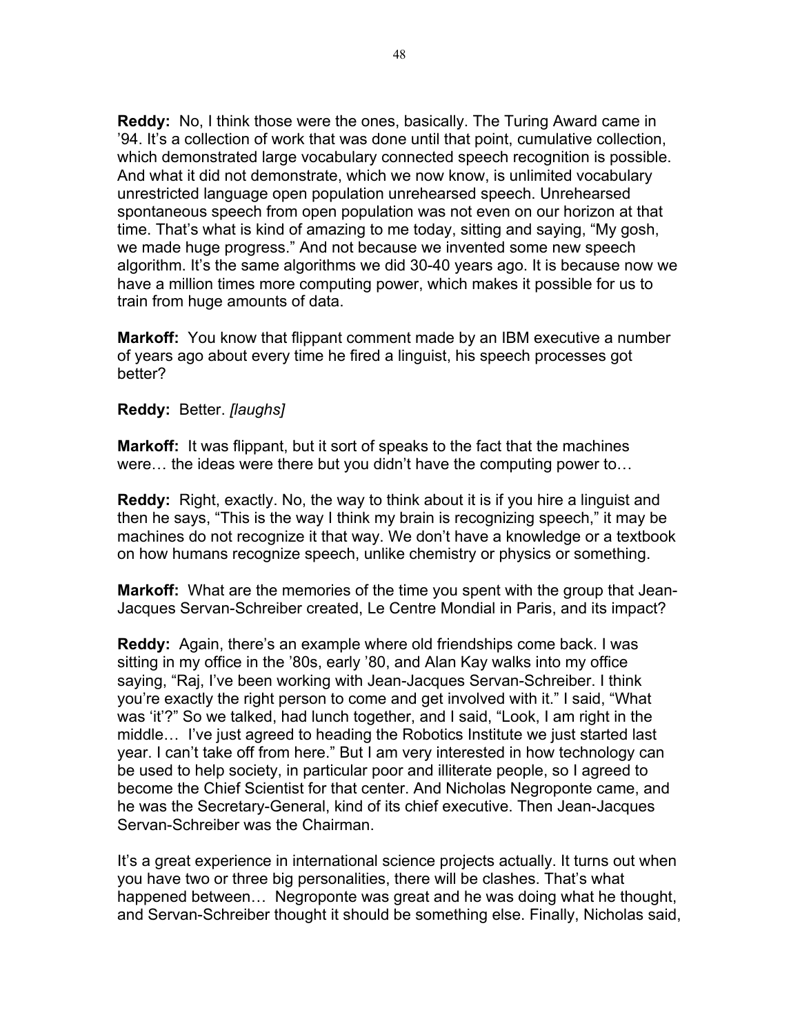**Reddy:** No, I think those were the ones, basically. The Turing Award came in '94. It's a collection of work that was done until that point, cumulative collection, which demonstrated large vocabulary connected speech recognition is possible. And what it did not demonstrate, which we now know, is unlimited vocabulary unrestricted language open population unrehearsed speech. Unrehearsed spontaneous speech from open population was not even on our horizon at that time. That's what is kind of amazing to me today, sitting and saying, "My gosh, we made huge progress." And not because we invented some new speech algorithm. It's the same algorithms we did 30-40 years ago. It is because now we have a million times more computing power, which makes it possible for us to train from huge amounts of data.

**Markoff:** You know that flippant comment made by an IBM executive a number of years ago about every time he fired a linguist, his speech processes got better?

**Reddy:** Better. *[laughs]*

**Markoff:** It was flippant, but it sort of speaks to the fact that the machines were… the ideas were there but you didn't have the computing power to…

**Reddy:** Right, exactly. No, the way to think about it is if you hire a linguist and then he says, "This is the way I think my brain is recognizing speech," it may be machines do not recognize it that way. We don't have a knowledge or a textbook on how humans recognize speech, unlike chemistry or physics or something.

**Markoff:** What are the memories of the time you spent with the group that Jean-Jacques Servan-Schreiber created, Le Centre Mondial in Paris, and its impact?

**Reddy:** Again, there's an example where old friendships come back. I was sitting in my office in the '80s, early '80, and Alan Kay walks into my office saying, "Raj, I've been working with Jean-Jacques Servan-Schreiber. I think you're exactly the right person to come and get involved with it." I said, "What was 'it'?" So we talked, had lunch together, and I said, "Look, I am right in the middle… I've just agreed to heading the Robotics Institute we just started last year. I can't take off from here." But I am very interested in how technology can be used to help society, in particular poor and illiterate people, so I agreed to become the Chief Scientist for that center. And Nicholas Negroponte came, and he was the Secretary-General, kind of its chief executive. Then Jean-Jacques Servan-Schreiber was the Chairman.

It's a great experience in international science projects actually. It turns out when you have two or three big personalities, there will be clashes. That's what happened between… Negroponte was great and he was doing what he thought, and Servan-Schreiber thought it should be something else. Finally, Nicholas said,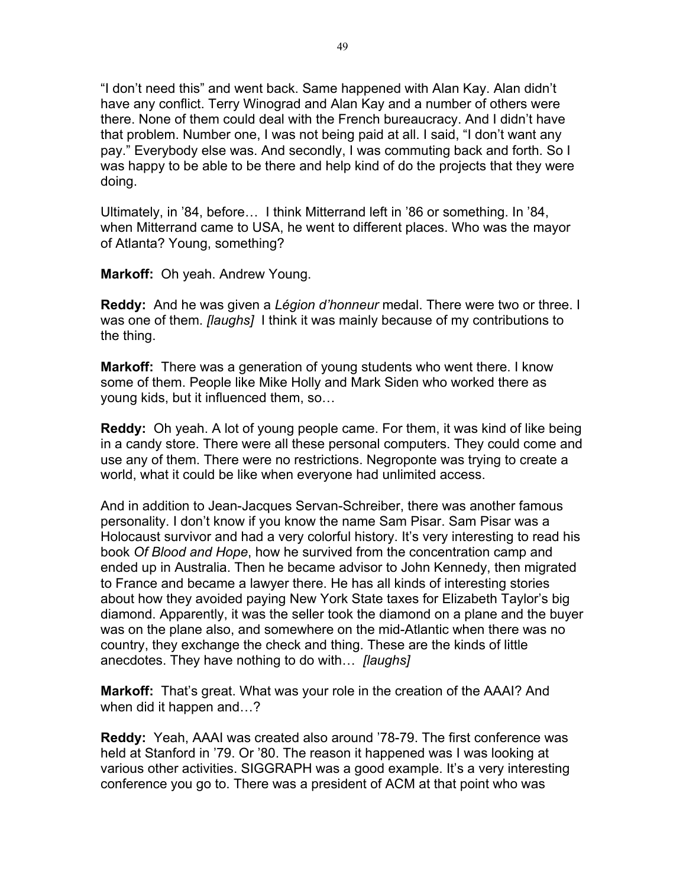"I don't need this" and went back. Same happened with Alan Kay. Alan didn't have any conflict. Terry Winograd and Alan Kay and a number of others were there. None of them could deal with the French bureaucracy. And I didn't have that problem. Number one, I was not being paid at all. I said, "I don't want any pay." Everybody else was. And secondly, I was commuting back and forth. So I was happy to be able to be there and help kind of do the projects that they were doing.

Ultimately, in '84, before… I think Mitterrand left in '86 or something. In '84, when Mitterrand came to USA, he went to different places. Who was the mayor of Atlanta? Young, something?

**Markoff:** Oh yeah. Andrew Young.

**Reddy:** And he was given a *Légion d'honneur* medal. There were two or three. I was one of them. *[laughs]* I think it was mainly because of my contributions to the thing.

**Markoff:** There was a generation of young students who went there. I know some of them. People like Mike Holly and Mark Siden who worked there as young kids, but it influenced them, so…

**Reddy:** Oh yeah. A lot of young people came. For them, it was kind of like being in a candy store. There were all these personal computers. They could come and use any of them. There were no restrictions. Negroponte was trying to create a world, what it could be like when everyone had unlimited access.

And in addition to Jean-Jacques Servan-Schreiber, there was another famous personality. I don't know if you know the name Sam Pisar. Sam Pisar was a Holocaust survivor and had a very colorful history. It's very interesting to read his book *Of Blood and Hope*, how he survived from the concentration camp and ended up in Australia. Then he became advisor to John Kennedy, then migrated to France and became a lawyer there. He has all kinds of interesting stories about how they avoided paying New York State taxes for Elizabeth Taylor's big diamond. Apparently, it was the seller took the diamond on a plane and the buyer was on the plane also, and somewhere on the mid-Atlantic when there was no country, they exchange the check and thing. These are the kinds of little anecdotes. They have nothing to do with… *[laughs]*

**Markoff:** That's great. What was your role in the creation of the AAAI? And when did it happen and…?

**Reddy:** Yeah, AAAI was created also around '78-79. The first conference was held at Stanford in '79. Or '80. The reason it happened was I was looking at various other activities. SIGGRAPH was a good example. It's a very interesting conference you go to. There was a president of ACM at that point who was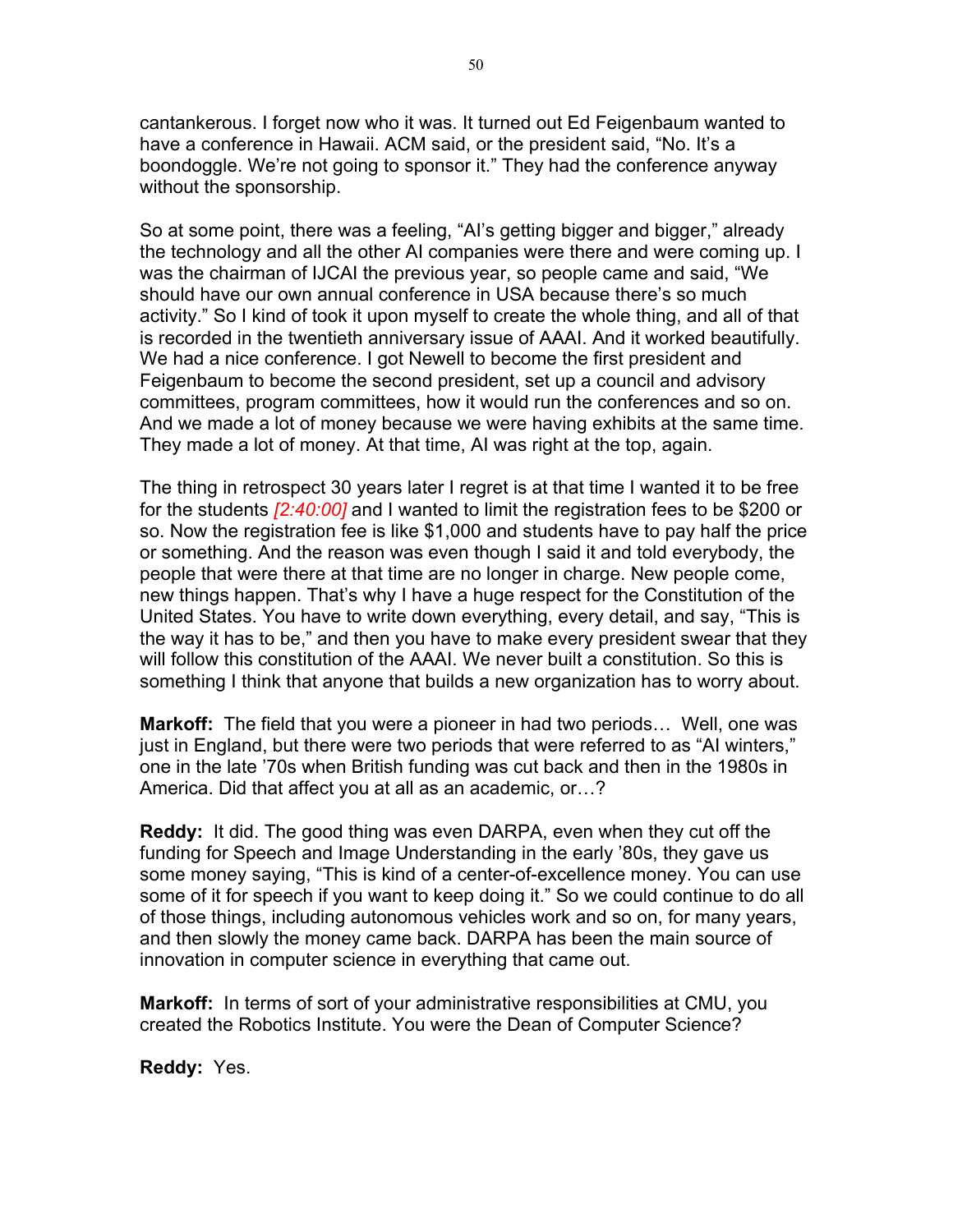cantankerous. I forget now who it was. It turned out Ed Feigenbaum wanted to have a conference in Hawaii. ACM said, or the president said, "No. It's a boondoggle. We're not going to sponsor it." They had the conference anyway without the sponsorship.

So at some point, there was a feeling, "AI's getting bigger and bigger," already the technology and all the other AI companies were there and were coming up. I was the chairman of IJCAI the previous year, so people came and said, "We should have our own annual conference in USA because there's so much activity." So I kind of took it upon myself to create the whole thing, and all of that is recorded in the twentieth anniversary issue of AAAI. And it worked beautifully. We had a nice conference. I got Newell to become the first president and Feigenbaum to become the second president, set up a council and advisory committees, program committees, how it would run the conferences and so on. And we made a lot of money because we were having exhibits at the same time. They made a lot of money. At that time, AI was right at the top, again.

The thing in retrospect 30 years later I regret is at that time I wanted it to be free for the students *[2:40:00]* and I wanted to limit the registration fees to be $200 or so. Now the registration fee is like $1,000 and students have to pay half the price or something. And the reason was even though I said it and told everybody, the people that were there at that time are no longer in charge. New people come, new things happen. That's why I have a huge respect for the Constitution of the United States. You have to write down everything, every detail, and say, "This is the way it has to be," and then you have to make every president swear that they will follow this constitution of the AAAI. We never built a constitution. So this is something I think that anyone that builds a new organization has to worry about.

**Markoff:** The field that you were a pioneer in had two periods… Well, one was just in England, but there were two periods that were referred to as "AI winters," one in the late '70s when British funding was cut back and then in the 1980s in America. Did that affect you at all as an academic, or…?

**Reddy:** It did. The good thing was even DARPA, even when they cut off the funding for Speech and Image Understanding in the early '80s, they gave us some money saying, "This is kind of a center-of-excellence money. You can use some of it for speech if you want to keep doing it." So we could continue to do all of those things, including autonomous vehicles work and so on, for many years, and then slowly the money came back. DARPA has been the main source of innovation in computer science in everything that came out.

**Markoff:** In terms of sort of your administrative responsibilities at CMU, you created the Robotics Institute. You were the Dean of Computer Science?

**Reddy:** Yes.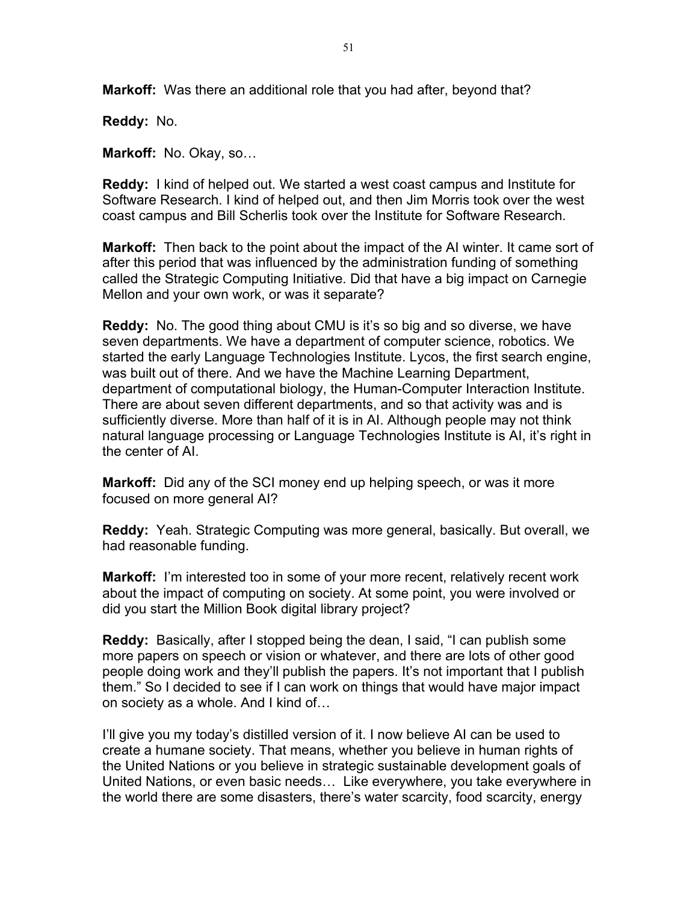**Markoff:** Was there an additional role that you had after, beyond that?

**Reddy:** No.

**Markoff:** No. Okay, so…

**Reddy:** I kind of helped out. We started a west coast campus and Institute for Software Research. I kind of helped out, and then Jim Morris took over the west coast campus and Bill Scherlis took over the Institute for Software Research.

**Markoff:** Then back to the point about the impact of the AI winter. It came sort of after this period that was influenced by the administration funding of something called the Strategic Computing Initiative. Did that have a big impact on Carnegie Mellon and your own work, or was it separate?

**Reddy:** No. The good thing about CMU is it's so big and so diverse, we have seven departments. We have a department of computer science, robotics. We started the early Language Technologies Institute. Lycos, the first search engine, was built out of there. And we have the Machine Learning Department, department of computational biology, the Human-Computer Interaction Institute. There are about seven different departments, and so that activity was and is sufficiently diverse. More than half of it is in AI. Although people may not think natural language processing or Language Technologies Institute is AI, it's right in the center of AI.

**Markoff:** Did any of the SCI money end up helping speech, or was it more focused on more general AI?

**Reddy:** Yeah. Strategic Computing was more general, basically. But overall, we had reasonable funding.

**Markoff:** I'm interested too in some of your more recent, relatively recent work about the impact of computing on society. At some point, you were involved or did you start the Million Book digital library project?

**Reddy:** Basically, after I stopped being the dean, I said, "I can publish some more papers on speech or vision or whatever, and there are lots of other good people doing work and they'll publish the papers. It's not important that I publish them." So I decided to see if I can work on things that would have major impact on society as a whole. And I kind of…

I'll give you my today's distilled version of it. I now believe AI can be used to create a humane society. That means, whether you believe in human rights of the United Nations or you believe in strategic sustainable development goals of United Nations, or even basic needs… Like everywhere, you take everywhere in the world there are some disasters, there's water scarcity, food scarcity, energy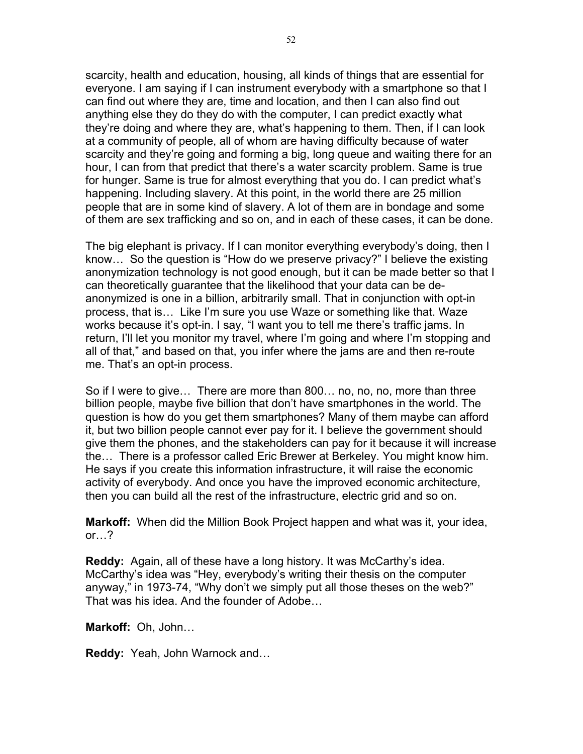scarcity, health and education, housing, all kinds of things that are essential for everyone. I am saying if I can instrument everybody with a smartphone so that I can find out where they are, time and location, and then I can also find out anything else they do they do with the computer, I can predict exactly what they're doing and where they are, what's happening to them. Then, if I can look at a community of people, all of whom are having difficulty because of water scarcity and they're going and forming a big, long queue and waiting there for an hour, I can from that predict that there's a water scarcity problem. Same is true for hunger. Same is true for almost everything that you do. I can predict what's happening. Including slavery. At this point, in the world there are 25 million people that are in some kind of slavery. A lot of them are in bondage and some of them are sex trafficking and so on, and in each of these cases, it can be done.

The big elephant is privacy. If I can monitor everything everybody's doing, then I know… So the question is "How do we preserve privacy?" I believe the existing anonymization technology is not good enough, but it can be made better so that I can theoretically guarantee that the likelihood that your data can be de-anonymized is one in a billion, arbitrarily small. That in conjunction with opt-in process, that is… Like I'm sure you use Waze or something like that. Waze works because it's opt-in. I say, "I want you to tell me there's traffic jams. In return, I'll let you monitor my travel, where I'm going and where I'm stopping and all of that," and based on that, you infer where the jams are and then re-route me. That's an opt-in process.

So if I were to give… There are more than 800… no, no, no, more than three billion people, maybe five billion that don't have smartphones in the world. The question is how do you get them smartphones? Many of them maybe can afford it, but two billion people cannot ever pay for it. I believe the government should give them the phones, and the stakeholders can pay for it because it will increase the… There is a professor called Eric Brewer at Berkeley. You might know him. He says if you create this information infrastructure, it will raise the economic activity of everybody. And once you have the improved economic architecture, then you can build all the rest of the infrastructure, electric grid and so on.

**Markoff:** When did the Million Book Project happen and what was it, your idea, or…?

**Reddy:** Again, all of these have a long history. It was McCarthy's idea. McCarthy's idea was "Hey, everybody's writing their thesis on the computer anyway," in 1973-74, "Why don't we simply put all those theses on the web?" That was his idea. And the founder of Adobe…

**Markoff:** Oh, John…

**Reddy:** Yeah, John Warnock and…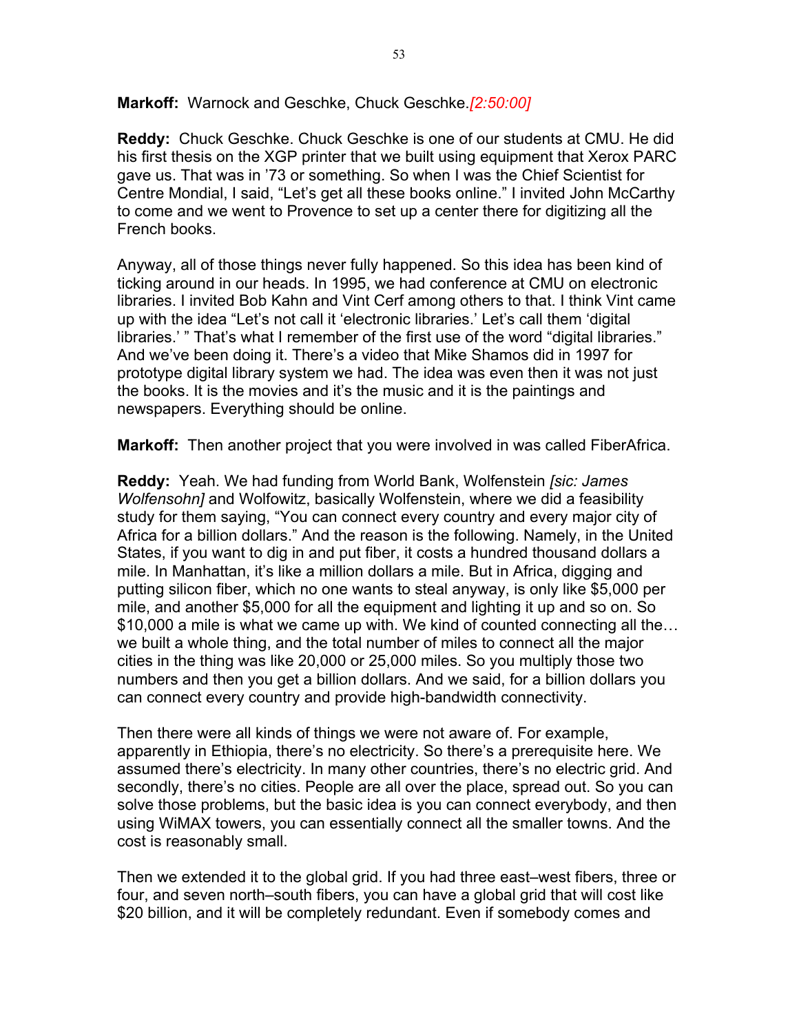**Markoff:** Warnock and Geschke, Chuck Geschke.*[2:50:00]*

**Reddy:** Chuck Geschke. Chuck Geschke is one of our students at CMU. He did his first thesis on the XGP printer that we built using equipment that Xerox PARC gave us. That was in '73 or something. So when I was the Chief Scientist for Centre Mondial, I said, "Let's get all these books online." I invited John McCarthy to come and we went to Provence to set up a center there for digitizing all the French books.

Anyway, all of those things never fully happened. So this idea has been kind of ticking around in our heads. In 1995, we had conference at CMU on electronic libraries. I invited Bob Kahn and Vint Cerf among others to that. I think Vint came up with the idea "Let's not call it 'electronic libraries.' Let's call them 'digital libraries.' " That's what I remember of the first use of the word "digital libraries." And we've been doing it. There's a video that Mike Shamos did in 1997 for prototype digital library system we had. The idea was even then it was not just the books. It is the movies and it's the music and it is the paintings and newspapers. Everything should be online.

**Markoff:** Then another project that you were involved in was called FiberAfrica.

**Reddy:** Yeah. We had funding from World Bank, Wolfenstein *[sic: James Wolfensohn]* and Wolfowitz, basically Wolfenstein, where we did a feasibility study for them saying, "You can connect every country and every major city of Africa for a billion dollars." And the reason is the following. Namely, in the United States, if you want to dig in and put fiber, it costs a hundred thousand dollars a mile. In Manhattan, it's like a million dollars a mile. But in Africa, digging and putting silicon fiber, which no one wants to steal anyway, is only like $5,000 per mile, and another $5,000 for all the equipment and lighting it up and so on. So $10,000 a mile is what we came up with. We kind of counted connecting all the… we built a whole thing, and the total number of miles to connect all the major cities in the thing was like 20,000 or 25,000 miles. So you multiply those two numbers and then you get a billion dollars. And we said, for a billion dollars you can connect every country and provide high-bandwidth connectivity.

Then there were all kinds of things we were not aware of. For example, apparently in Ethiopia, there's no electricity. So there's a prerequisite here. We assumed there's electricity. In many other countries, there's no electric grid. And secondly, there's no cities. People are all over the place, spread out. So you can solve those problems, but the basic idea is you can connect everybody, and then using WiMAX towers, you can essentially connect all the smaller towns. And the cost is reasonably small.

Then we extended it to the global grid. If you had three east–west fibers, three or four, and seven north–south fibers, you can have a global grid that will cost like $20 billion, and it will be completely redundant. Even if somebody comes and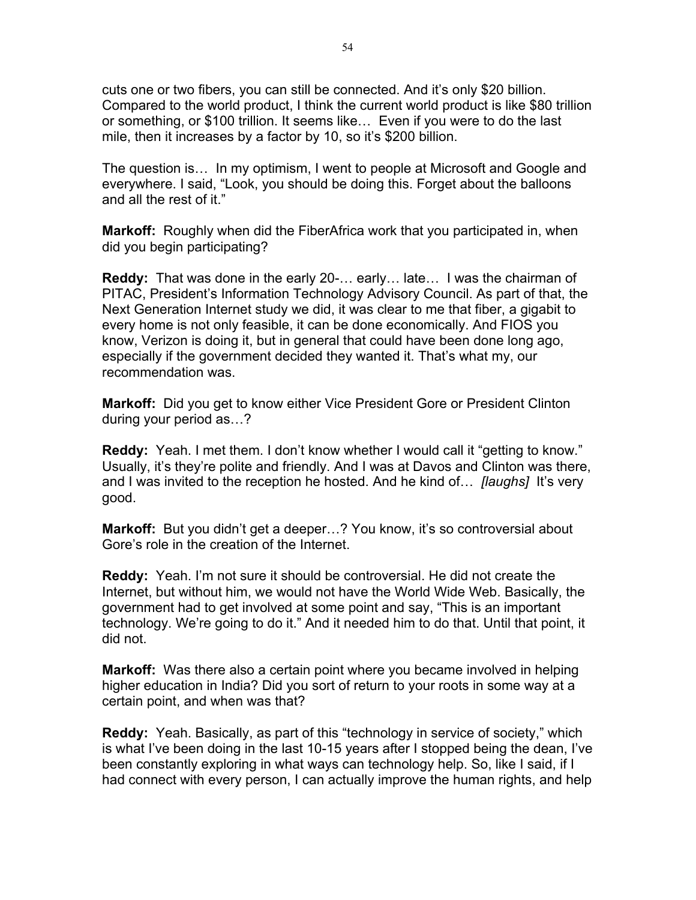cuts one or two fibers, you can still be connected. And it's only $20 billion. Compared to the world product, I think the current world product is like $80 trillion or something, or $100 trillion. It seems like… Even if you were to do the last mile, then it increases by a factor by 10, so it's $200 billion.

The question is… In my optimism, I went to people at Microsoft and Google and everywhere. I said, "Look, you should be doing this. Forget about the balloons and all the rest of it."

**Markoff:** Roughly when did the FiberAfrica work that you participated in, when did you begin participating?

**Reddy:** That was done in the early 20-… early… late… I was the chairman of PITAC, President's Information Technology Advisory Council. As part of that, the Next Generation Internet study we did, it was clear to me that fiber, a gigabit to every home is not only feasible, it can be done economically. And FIOS you know, Verizon is doing it, but in general that could have been done long ago, especially if the government decided they wanted it. That's what my, our recommendation was.

**Markoff:** Did you get to know either Vice President Gore or President Clinton during your period as…?

**Reddy:** Yeah. I met them. I don't know whether I would call it "getting to know." Usually, it's they're polite and friendly. And I was at Davos and Clinton was there, and I was invited to the reception he hosted. And he kind of… *[laughs]* It's very good.

**Markoff:** But you didn't get a deeper…? You know, it's so controversial about Gore's role in the creation of the Internet.

**Reddy:** Yeah. I'm not sure it should be controversial. He did not create the Internet, but without him, we would not have the World Wide Web. Basically, the government had to get involved at some point and say, "This is an important technology. We're going to do it." And it needed him to do that. Until that point, it did not.

**Markoff:** Was there also a certain point where you became involved in helping higher education in India? Did you sort of return to your roots in some way at a certain point, and when was that?

**Reddy:** Yeah. Basically, as part of this "technology in service of society," which is what I've been doing in the last 10-15 years after I stopped being the dean, I've been constantly exploring in what ways can technology help. So, like I said, if I had connect with every person, I can actually improve the human rights, and help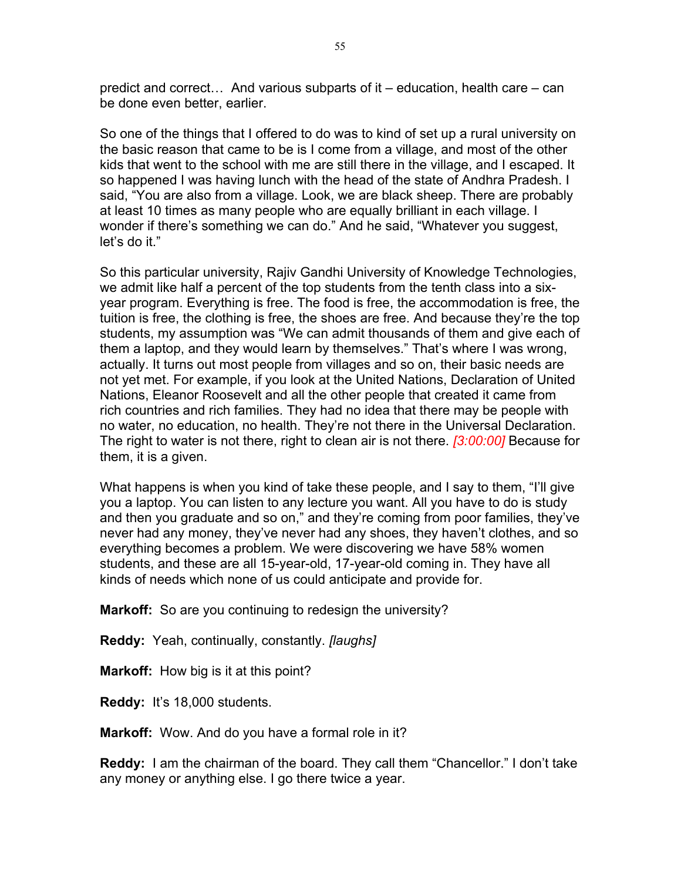predict and correct… And various subparts of it – education, health care – can be done even better, earlier.

So one of the things that I offered to do was to kind of set up a rural university on the basic reason that came to be is I come from a village, and most of the other kids that went to the school with me are still there in the village, and I escaped. It so happened I was having lunch with the head of the state of Andhra Pradesh. I said, "You are also from a village. Look, we are black sheep. There are probably at least 10 times as many people who are equally brilliant in each village. I wonder if there's something we can do." And he said, "Whatever you suggest, let's do it."

So this particular university, Rajiv Gandhi University of Knowledge Technologies, we admit like half a percent of the top students from the tenth class into a six-year program. Everything is free. The food is free, the accommodation is free, the tuition is free, the clothing is free, the shoes are free. And because they're the top students, my assumption was "We can admit thousands of them and give each of them a laptop, and they would learn by themselves." That's where I was wrong, actually. It turns out most people from villages and so on, their basic needs are not yet met. For example, if you look at the United Nations, Declaration of United Nations, Eleanor Roosevelt and all the other people that created it came from rich countries and rich families. They had no idea that there may be people with no water, no education, no health. They're not there in the Universal Declaration. The right to water is not there, right to clean air is not there. *[3:00:00]* Because for them, it is a given.

What happens is when you kind of take these people, and I say to them, "I'll give you a laptop. You can listen to any lecture you want. All you have to do is study and then you graduate and so on," and they're coming from poor families, they've never had any money, they've never had any shoes, they haven't clothes, and so everything becomes a problem. We were discovering we have 58% women students, and these are all 15-year-old, 17-year-old coming in. They have all kinds of needs which none of us could anticipate and provide for.

**Markoff:** So are you continuing to redesign the university?

**Reddy:** Yeah, continually, constantly. *[laughs]*

**Markoff:** How big is it at this point?

**Reddy:** It's 18,000 students.

**Markoff:** Wow. And do you have a formal role in it?

**Reddy:** I am the chairman of the board. They call them "Chancellor." I don't take any money or anything else. I go there twice a year.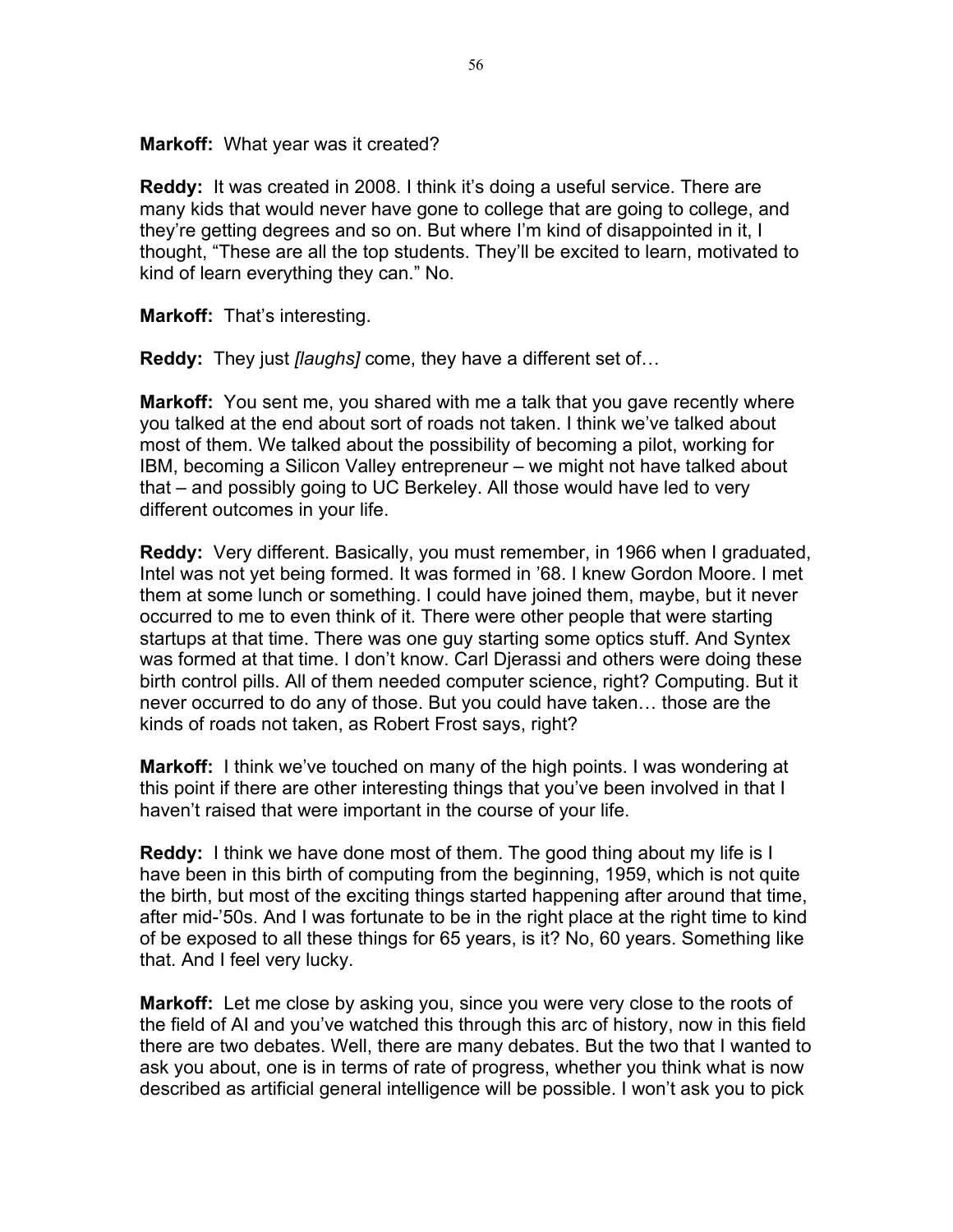**Markoff:** What year was it created?

**Reddy:** It was created in 2008. I think it's doing a useful service. There are many kids that would never have gone to college that are going to college, and they're getting degrees and so on. But where I'm kind of disappointed in it, I thought, "These are all the top students. They'll be excited to learn, motivated to kind of learn everything they can." No.

**Markoff:** That's interesting.

**Reddy:** They just *[laughs]* come, they have a different set of…

**Markoff:** You sent me, you shared with me a talk that you gave recently where you talked at the end about sort of roads not taken. I think we've talked about most of them. We talked about the possibility of becoming a pilot, working for IBM, becoming a Silicon Valley entrepreneur – we might not have talked about that – and possibly going to UC Berkeley. All those would have led to very different outcomes in your life.

**Reddy:** Very different. Basically, you must remember, in 1966 when I graduated, Intel was not yet being formed. It was formed in '68. I knew Gordon Moore. I met them at some lunch or something. I could have joined them, maybe, but it never occurred to me to even think of it. There were other people that were starting startups at that time. There was one guy starting some optics stuff. And Syntex was formed at that time. I don't know. Carl Djerassi and others were doing these birth control pills. All of them needed computer science, right? Computing. But it never occurred to do any of those. But you could have taken… those are the kinds of roads not taken, as Robert Frost says, right?

**Markoff:** I think we've touched on many of the high points. I was wondering at this point if there are other interesting things that you've been involved in that I haven't raised that were important in the course of your life.

**Reddy:** I think we have done most of them. The good thing about my life is I have been in this birth of computing from the beginning, 1959, which is not quite the birth, but most of the exciting things started happening after around that time, after mid-'50s. And I was fortunate to be in the right place at the right time to kind of be exposed to all these things for 65 years, is it? No, 60 years. Something like that. And I feel very lucky.

**Markoff:** Let me close by asking you, since you were very close to the roots of the field of AI and you've watched this through this arc of history, now in this field there are two debates. Well, there are many debates. But the two that I wanted to ask you about, one is in terms of rate of progress, whether you think what is now described as artificial general intelligence will be possible. I won't ask you to pick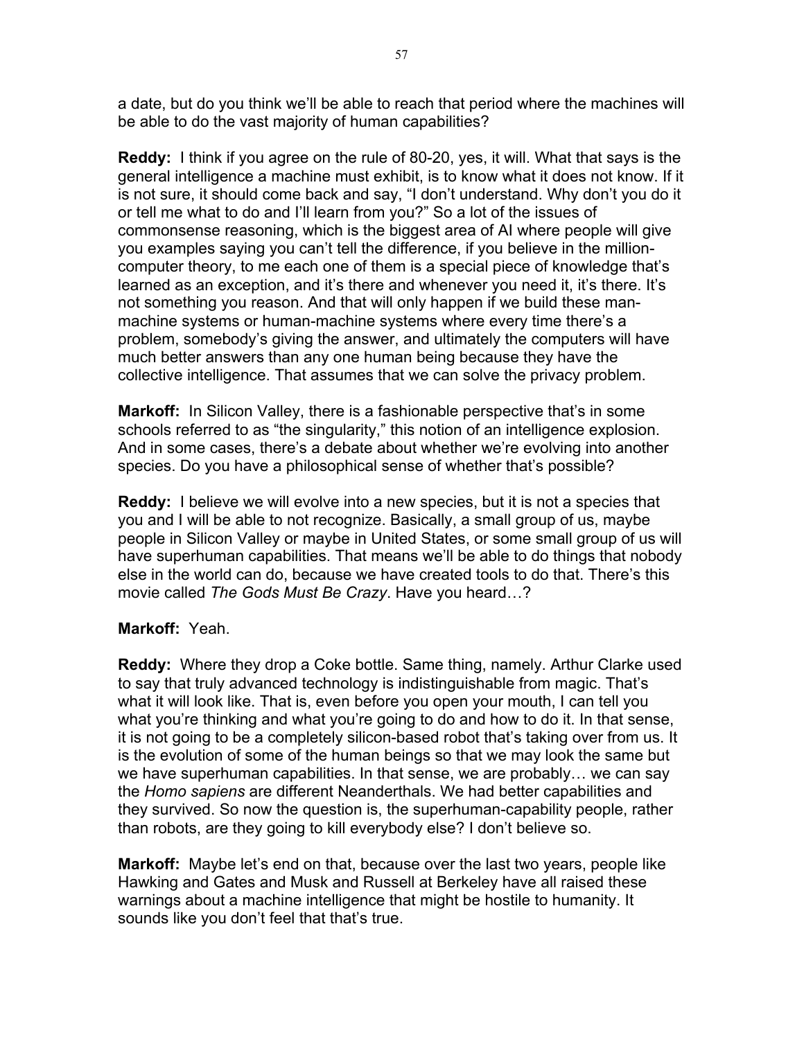a date, but do you think we'll be able to reach that period where the machines will be able to do the vast majority of human capabilities?

**Reddy:** I think if you agree on the rule of 80-20, yes, it will. What that says is the general intelligence a machine must exhibit, is to know what it does not know. If it is not sure, it should come back and say, "I don't understand. Why don't you do it or tell me what to do and I'll learn from you?" So a lot of the issues of commonsense reasoning, which is the biggest area of AI where people will give you examples saying you can't tell the difference, if you believe in the million-computer theory, to me each one of them is a special piece of knowledge that's learned as an exception, and it's there and whenever you need it, it's there. It's not something you reason. And that will only happen if we build these man-machine systems or human-machine systems where every time there's a problem, somebody's giving the answer, and ultimately the computers will have much better answers than any one human being because they have the collective intelligence. That assumes that we can solve the privacy problem.

**Markoff:** In Silicon Valley, there is a fashionable perspective that's in some schools referred to as "the singularity," this notion of an intelligence explosion. And in some cases, there's a debate about whether we're evolving into another species. Do you have a philosophical sense of whether that's possible?

**Reddy:** I believe we will evolve into a new species, but it is not a species that you and I will be able to not recognize. Basically, a small group of us, maybe people in Silicon Valley or maybe in United States, or some small group of us will have superhuman capabilities. That means we'll be able to do things that nobody else in the world can do, because we have created tools to do that. There's this movie called *The Gods Must Be Crazy*. Have you heard…?

**Markoff:** Yeah.

**Reddy:** Where they drop a Coke bottle. Same thing, namely. Arthur Clarke used to say that truly advanced technology is indistinguishable from magic. That's what it will look like. That is, even before you open your mouth, I can tell you what you're thinking and what you're going to do and how to do it. In that sense, it is not going to be a completely silicon-based robot that's taking over from us. It is the evolution of some of the human beings so that we may look the same but we have superhuman capabilities. In that sense, we are probably… we can say the *Homo sapiens* are different Neanderthals. We had better capabilities and they survived. So now the question is, the superhuman-capability people, rather than robots, are they going to kill everybody else? I don't believe so.

**Markoff:** Maybe let's end on that, because over the last two years, people like Hawking and Gates and Musk and Russell at Berkeley have all raised these warnings about a machine intelligence that might be hostile to humanity. It sounds like you don't feel that that's true.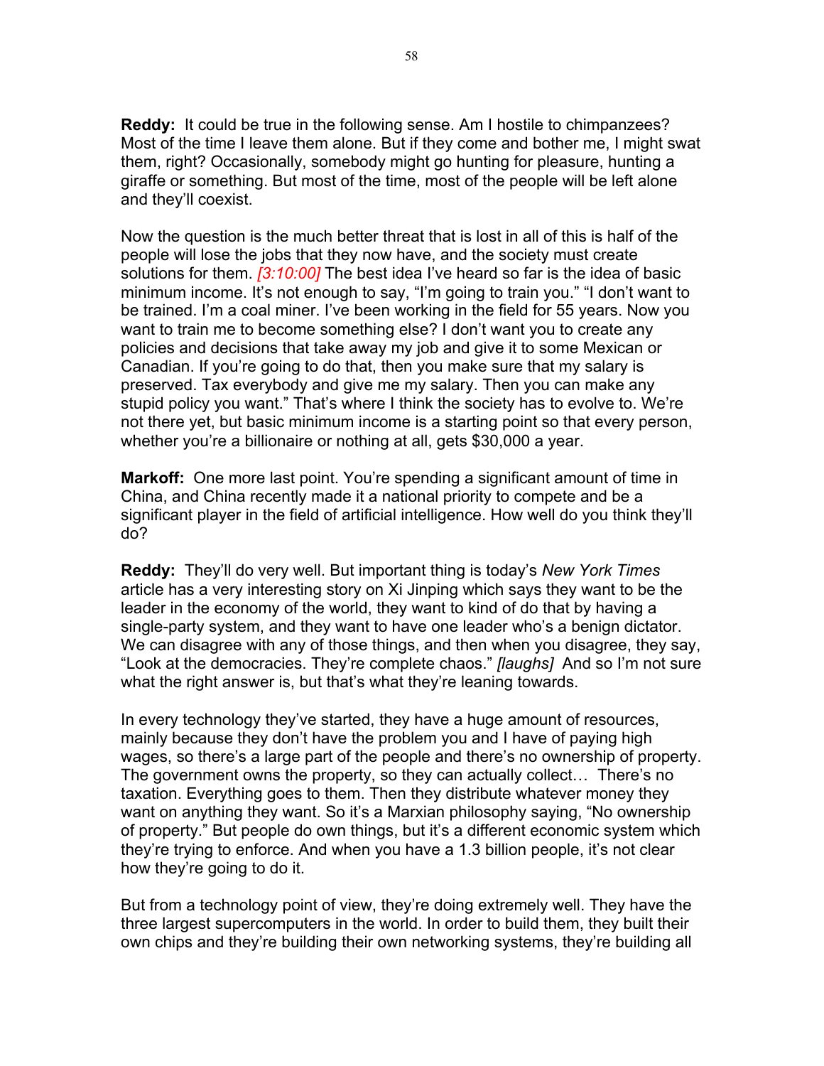**Reddy:** It could be true in the following sense. Am I hostile to chimpanzees? Most of the time I leave them alone. But if they come and bother me, I might swat them, right? Occasionally, somebody might go hunting for pleasure, hunting a giraffe or something. But most of the time, most of the people will be left alone and they'll coexist.

Now the question is the much better threat that is lost in all of this is half of the people will lose the jobs that they now have, and the society must create solutions for them. *[3:10:00]* The best idea I've heard so far is the idea of basic minimum income. It's not enough to say, "I'm going to train you." "I don't want to be trained. I'm a coal miner. I've been working in the field for 55 years. Now you want to train me to become something else? I don't want you to create any policies and decisions that take away my job and give it to some Mexican or Canadian. If you're going to do that, then you make sure that my salary is preserved. Tax everybody and give me my salary. Then you can make any stupid policy you want." That's where I think the society has to evolve to. We're not there yet, but basic minimum income is a starting point so that every person, whether you're a billionaire or nothing at all, gets $30,000 a year.

**Markoff:** One more last point. You're spending a significant amount of time in China, and China recently made it a national priority to compete and be a significant player in the field of artificial intelligence. How well do you think they'll do?

**Reddy:** They'll do very well. But important thing is today's *New York Times* article has a very interesting story on Xi Jinping which says they want to be the leader in the economy of the world, they want to kind of do that by having a single-party system, and they want to have one leader who's a benign dictator. We can disagree with any of those things, and then when you disagree, they say, "Look at the democracies. They're complete chaos." *[laughs]* And so I'm not sure what the right answer is, but that's what they're leaning towards.

In every technology they've started, they have a huge amount of resources, mainly because they don't have the problem you and I have of paying high wages, so there's a large part of the people and there's no ownership of property. The government owns the property, so they can actually collect… There's no taxation. Everything goes to them. Then they distribute whatever money they want on anything they want. So it's a Marxian philosophy saying, "No ownership of property." But people do own things, but it's a different economic system which they're trying to enforce. And when you have a 1.3 billion people, it's not clear how they're going to do it.

But from a technology point of view, they're doing extremely well. They have the three largest supercomputers in the world. In order to build them, they built their own chips and they're building their own networking systems, they're building all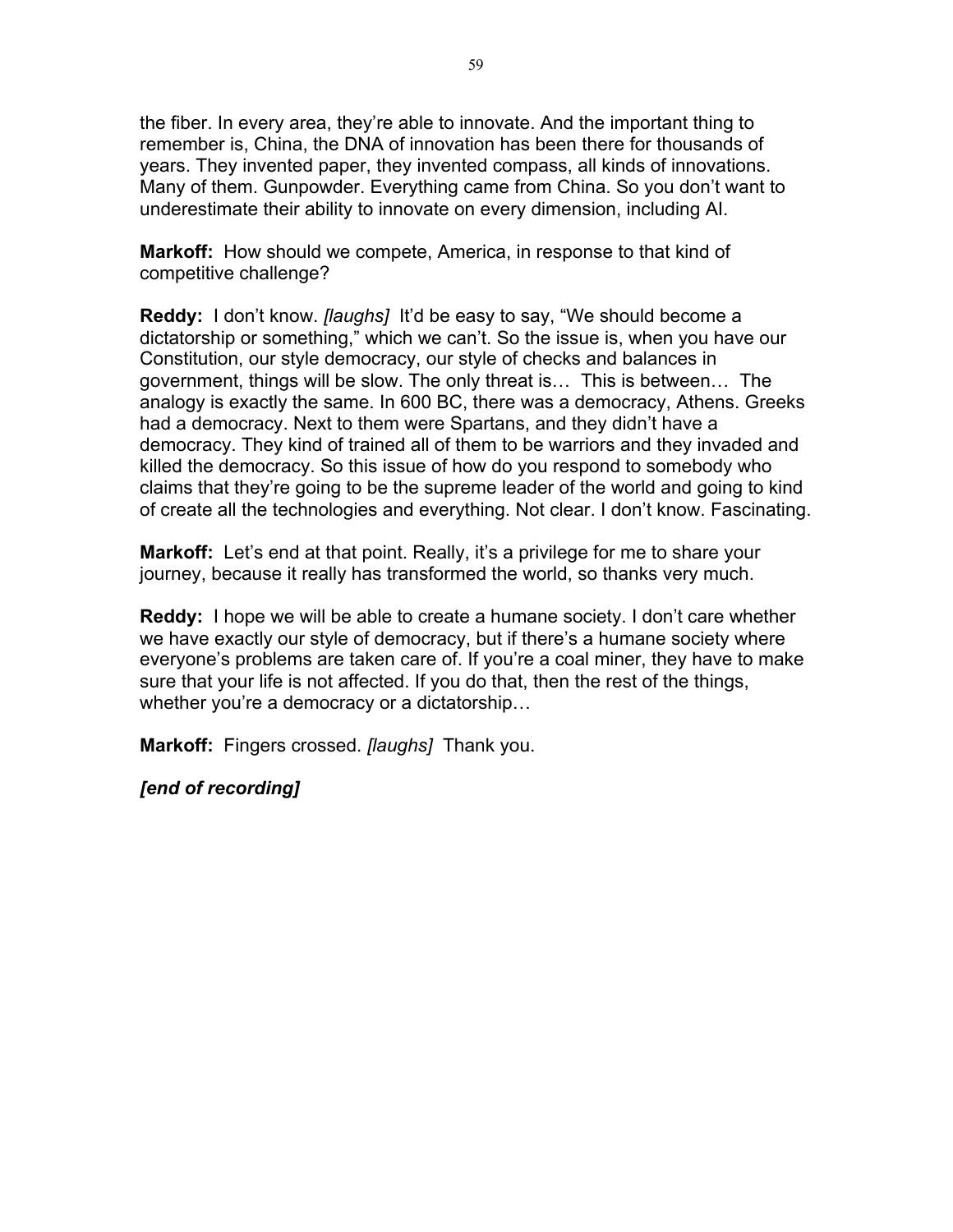the fiber. In every area, they're able to innovate. And the important thing to remember is, China, the DNA of innovation has been there for thousands of years. They invented paper, they invented compass, all kinds of innovations. Many of them. Gunpowder. Everything came from China. So you don't want to underestimate their ability to innovate on every dimension, including AI.

**Markoff:** How should we compete, America, in response to that kind of competitive challenge?

**Reddy:** I don't know. *[laughs]* It'd be easy to say, "We should become a dictatorship or something," which we can't. So the issue is, when you have our Constitution, our style democracy, our style of checks and balances in government, things will be slow. The only threat is… This is between… The analogy is exactly the same. In 600 BC, there was a democracy, Athens. Greeks had a democracy. Next to them were Spartans, and they didn't have a democracy. They kind of trained all of them to be warriors and they invaded and killed the democracy. So this issue of how do you respond to somebody who claims that they're going to be the supreme leader of the world and going to kind of create all the technologies and everything. Not clear. I don't know. Fascinating.

**Markoff:** Let's end at that point. Really, it's a privilege for me to share your journey, because it really has transformed the world, so thanks very much.

**Reddy:** I hope we will be able to create a humane society. I don't care whether we have exactly our style of democracy, but if there's a humane society where everyone's problems are taken care of. If you're a coal miner, they have to make sure that your life is not affected. If you do that, then the rest of the things, whether you're a democracy or a dictatorship…

**Markoff:** Fingers crossed. *[laughs]* Thank you.

***[end of recording]***